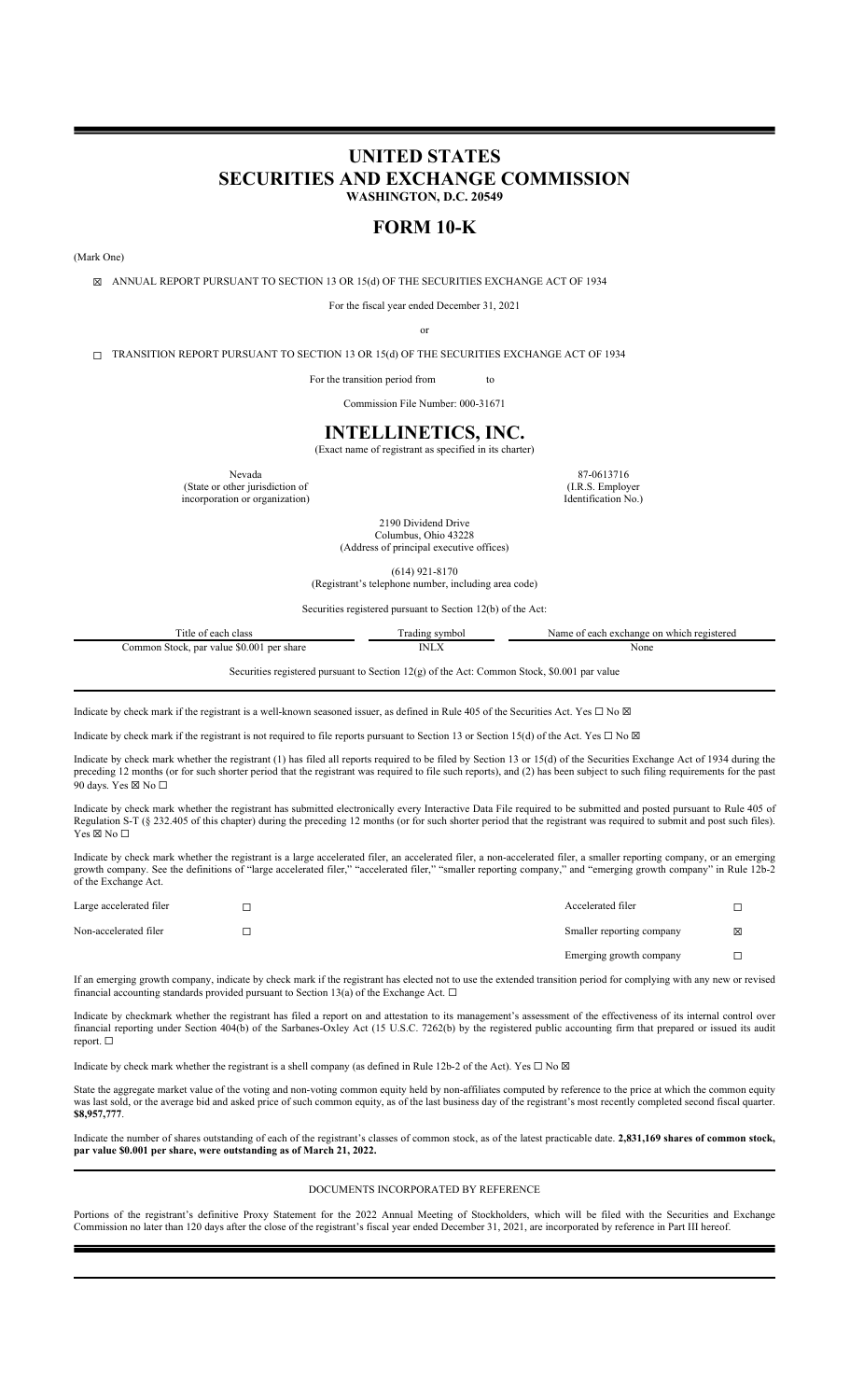# UNITED STATES
# SECURITIES AND EXCHANGE COMMISSION
**WASHINGTON, D.C. 20549**

# FORM 10-K

(Mark One)

☒ ANNUAL REPORT PURSUANT TO SECTION 13 OR 15(d) OF THE SECURITIES EXCHANGE ACT OF 1934

For the fiscal year ended December 31, 2021

or

☐ TRANSITION REPORT PURSUANT TO SECTION 13 OR 15(d) OF THE SECURITIES EXCHANGE ACT OF 1934

For the transition period from to

Commission File Number: 000-31671

# INTELLINETICS, INC.
(Exact name of registrant as specified in its charter)

| Nevada | 87-0613716 |
|---|---|
| (State or other jurisdiction of incorporation or organization) | (I.R.S. Employer Identification No.) |

2190 Dividend Drive
Columbus, Ohio 43228
(Address of principal executive offices)

(614) 921-8170
(Registrant's telephone number, including area code)

Securities registered pursuant to Section 12(b) of the Act:

| Title of each class | Trading symbol | Name of each exchange on which registered |
|---|---|---|
| Common Stock, par value $0.001 per share | INLX | None |

Securities registered pursuant to Section 12(g) of the Act: Common Stock, $0.001 par value

Indicate by check mark if the registrant is a well-known seasoned issuer, as defined in Rule 405 of the Securities Act. Yes ☐ No ☒

Indicate by check mark if the registrant is not required to file reports pursuant to Section 13 or Section 15(d) of the Act. Yes ☐ No ☒

Indicate by check mark whether the registrant (1) has filed all reports required to be filed by Section 13 or 15(d) of the Securities Exchange Act of 1934 during the preceding 12 months (or for such shorter period that the registrant was required to file such reports), and (2) has been subject to such filing requirements for the past 90 days. Yes ☒ No ☐

Indicate by check mark whether the registrant has submitted electronically every Interactive Data File required to be submitted and posted pursuant to Rule 405 of Regulation S-T (§ 232.405 of this chapter) during the preceding 12 months (or for such shorter period that the registrant was required to submit and post such files). Yes ☒ No ☐

Indicate by check mark whether the registrant is a large accelerated filer, an accelerated filer, a non-accelerated filer, a smaller reporting company, or an emerging growth company. See the definitions of "large accelerated filer," "accelerated filer," "smaller reporting company," and "emerging growth company" in Rule 12b-2 of the Exchange Act.

| | | | |
|---|---|---|---|
| Large accelerated filer | ☐ | Accelerated filer | ☐ |
| Non-accelerated filer | ☐ | Smaller reporting company | ☒ |
| | | Emerging growth company | ☐ |

If an emerging growth company, indicate by check mark if the registrant has elected not to use the extended transition period for complying with any new or revised financial accounting standards provided pursuant to Section 13(a) of the Exchange Act. ☐

Indicate by checkmark whether the registrant has filed a report on and attestation to its management's assessment of the effectiveness of its internal control over financial reporting under Section 404(b) of the Sarbanes-Oxley Act (15 U.S.C. 7262(b) by the registered public accounting firm that prepared or issued its audit report. ☐

Indicate by check mark whether the registrant is a shell company (as defined in Rule 12b-2 of the Act). Yes ☐ No ☒

State the aggregate market value of the voting and non-voting common equity held by non-affiliates computed by reference to the price at which the common equity was last sold, or the average bid and asked price of such common equity, as of the last business day of the registrant's most recently completed second fiscal quarter. **$8,957,777**.

Indicate the number of shares outstanding of each of the registrant's classes of common stock, as of the latest practicable date. **2,831,169 shares of common stock, par value $0.001 per share, were outstanding as of March 21, 2022.**

DOCUMENTS INCORPORATED BY REFERENCE

Portions of the registrant's definitive Proxy Statement for the 2022 Annual Meeting of Stockholders, which will be filed with the Securities and Exchange Commission no later than 120 days after the close of the registrant's fiscal year ended December 31, 2021, are incorporated by reference in Part III hereof.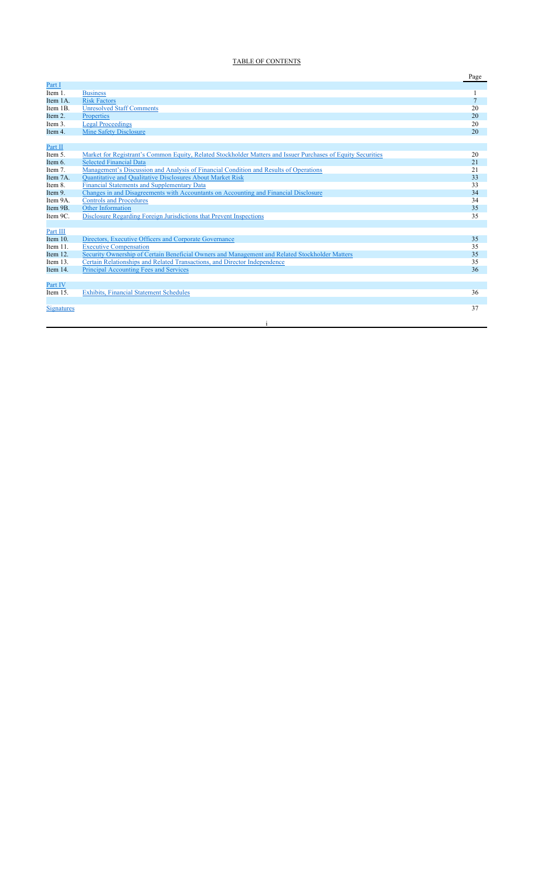# TABLE OF CONTENTS

| | | Page |
|---|---|---|
| Part I | | |
| Item 1. | Business | 1 |
| Item 1A. | Risk Factors | 7 |
| Item 1B. | Unresolved Staff Comments | 20 |
| Item 2. | Properties | 20 |
| Item 3. | Legal Proceedings | 20 |
| Item 4. | Mine Safety Disclosure | 20 |
| | | |
| Part II | | |
| Item 5. | Market for Registrant's Common Equity, Related Stockholder Matters and Issuer Purchases of Equity Securities | 20 |
| Item 6. | Selected Financial Data | 21 |
| Item 7. | Management's Discussion and Analysis of Financial Condition and Results of Operations | 21 |
| Item 7A. | Quantitative and Qualitative Disclosures About Market Risk | 33 |
| Item 8. | Financial Statements and Supplementary Data | 33 |
| Item 9. | Changes in and Disagreements with Accountants on Accounting and Financial Disclosure | 34 |
| Item 9A. | Controls and Procedures | 34 |
| Item 9B. | Other Information | 35 |
| Item 9C. | Disclosure Regarding Foreign Jurisdictions that Prevent Inspections | 35 |
| | | |
| Part III | | |
| Item 10. | Directors, Executive Officers and Corporate Governance | 35 |
| Item 11. | Executive Compensation | 35 |
| Item 12. | Security Ownership of Certain Beneficial Owners and Management and Related Stockholder Matters | 35 |
| Item 13. | Certain Relationships and Related Transactions, and Director Independence | 35 |
| Item 14. | Principal Accounting Fees and Services | 36 |
| | | |
| Part IV | | |
| Item 15. | Exhibits, Financial Statement Schedules | 36 |
| | | |
| Signatures | | 37 |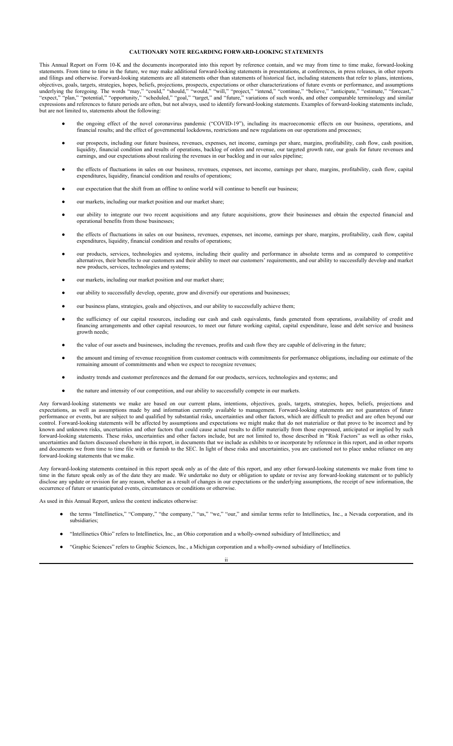## CAUTIONARY NOTE REGARDING FORWARD-LOOKING STATEMENTS

This Annual Report on Form 10-K and the documents incorporated into this report by reference contain, and we may from time to time make, forward-looking statements. From time to time in the future, we may make additional forward-looking statements in presentations, at conferences, in press releases, in other reports and filings and otherwise. Forward-looking statements are all statements other than statements of historical fact, including statements that refer to plans, intentions, objectives, goals, targets, strategies, hopes, beliefs, projections, prospects, expectations or other characterizations of future events or performance, and assumptions underlying the foregoing. The words "may," "could," "should," "would," "will," "project," "intend," "continue," "believe," "anticipate," "estimate," "forecast," "expect," "plan," "potential," "opportunity," "scheduled," "goal," "target," and "future," variations of such words, and other comparable terminology and similar expressions and references to future periods are often, but not always, used to identify forward-looking statements. Examples of forward-looking statements include, but are not limited to, statements about the following:

- the ongoing effect of the novel coronavirus pandemic ("COVID-19"), including its macroeconomic effects on our business, operations, and financial results; and the effect of governmental lockdowns, restrictions and new regulations on our operations and processes;
- our prospects, including our future business, revenues, expenses, net income, earnings per share, margins, profitability, cash flow, cash position, liquidity, financial condition and results of operations, backlog of orders and revenue, our targeted growth rate, our goals for future revenues and earnings, and our expectations about realizing the revenues in our backlog and in our sales pipeline;
- the effects of fluctuations in sales on our business, revenues, expenses, net income, earnings per share, margins, profitability, cash flow, capital expenditures, liquidity, financial condition and results of operations;
- our expectation that the shift from an offline to online world will continue to benefit our business;
- our markets, including our market position and our market share;
- our ability to integrate our two recent acquisitions and any future acquisitions, grow their businesses and obtain the expected financial and operational benefits from those businesses;
- the effects of fluctuations in sales on our business, revenues, expenses, net income, earnings per share, margins, profitability, cash flow, capital expenditures, liquidity, financial condition and results of operations;
- our products, services, technologies and systems, including their quality and performance in absolute terms and as compared to competitive alternatives, their benefits to our customers and their ability to meet our customers' requirements, and our ability to successfully develop and market new products, services, technologies and systems;
- our markets, including our market position and our market share;
- our ability to successfully develop, operate, grow and diversify our operations and businesses;
- our business plans, strategies, goals and objectives, and our ability to successfully achieve them;
- the sufficiency of our capital resources, including our cash and cash equivalents, funds generated from operations, availability of credit and financing arrangements and other capital resources, to meet our future working capital, capital expenditure, lease and debt service and business growth needs;
- the value of our assets and businesses, including the revenues, profits and cash flow they are capable of delivering in the future;
- the amount and timing of revenue recognition from customer contracts with commitments for performance obligations, including our estimate of the remaining amount of commitments and when we expect to recognize revenues;
- industry trends and customer preferences and the demand for our products, services, technologies and systems; and
- the nature and intensity of our competition, and our ability to successfully compete in our markets.

Any forward-looking statements we make are based on our current plans, intentions, objectives, goals, targets, strategies, hopes, beliefs, projections and expectations, as well as assumptions made by and information currently available to management. Forward-looking statements are not guarantees of future performance or events, but are subject to and qualified by substantial risks, uncertainties and other factors, which are difficult to predict and are often beyond our control. Forward-looking statements will be affected by assumptions and expectations we might make that do not materialize or that prove to be incorrect and by known and unknown risks, uncertainties and other factors that could cause actual results to differ materially from those expressed, anticipated or implied by such forward-looking statements. These risks, uncertainties and other factors include, but are not limited to, those described in "Risk Factors" as well as other risks, uncertainties and factors discussed elsewhere in this report, in documents that we include as exhibits to or incorporate by reference in this report, and in other reports and documents we from time to time file with or furnish to the SEC. In light of these risks and uncertainties, you are cautioned not to place undue reliance on any forward-looking statements that we make.

Any forward-looking statements contained in this report speak only as of the date of this report, and any other forward-looking statements we make from time to time in the future speak only as of the date they are made. We undertake no duty or obligation to update or revise any forward-looking statement or to publicly disclose any update or revision for any reason, whether as a result of changes in our expectations or the underlying assumptions, the receipt of new information, the occurrence of future or unanticipated events, circumstances or conditions or otherwise.

As used in this Annual Report, unless the context indicates otherwise:

- the terms "Intellinetics," "Company," "the company," "us," "we," "our," and similar terms refer to Intellinetics, Inc., a Nevada corporation, and its subsidiaries;
- "Intellinetics Ohio" refers to Intellinetics, Inc., an Ohio corporation and a wholly-owned subsidiary of Intellinetics; and
- "Graphic Sciences" refers to Graphic Sciences, Inc., a Michigan corporation and a wholly-owned subsidiary of Intellinetics.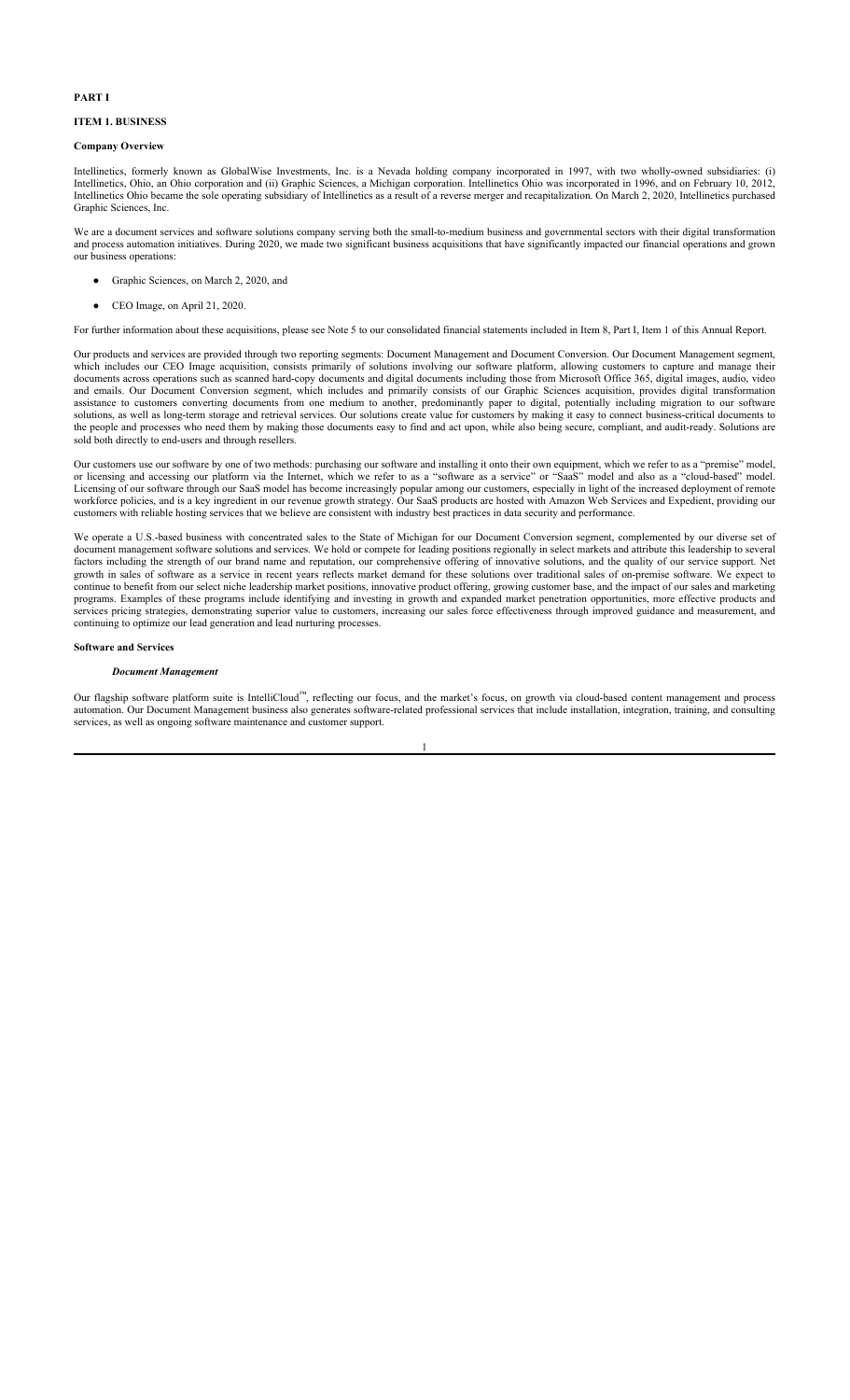**PART I**

**ITEM 1. BUSINESS**

**Company Overview**

Intellinetics, formerly known as GlobalWise Investments, Inc. is a Nevada holding company incorporated in 1997, with two wholly-owned subsidiaries: (i) Intellinetics, Ohio, an Ohio corporation and (ii) Graphic Sciences, a Michigan corporation. Intellinetics Ohio was incorporated in 1996, and on February 10, 2012, Intellinetics Ohio became the sole operating subsidiary of Intellinetics as a result of a reverse merger and recapitalization. On March 2, 2020, Intellinetics purchased Graphic Sciences, Inc.

We are a document services and software solutions company serving both the small-to-medium business and governmental sectors with their digital transformation and process automation initiatives. During 2020, we made two significant business acquisitions that have significantly impacted our financial operations and grown our business operations:

- Graphic Sciences, on March 2, 2020, and
- CEO Image, on April 21, 2020.

For further information about these acquisitions, please see Note 5 to our consolidated financial statements included in Item 8, Part I, Item 1 of this Annual Report.

Our products and services are provided through two reporting segments: Document Management and Document Conversion. Our Document Management segment, which includes our CEO Image acquisition, consists primarily of solutions involving our software platform, allowing customers to capture and manage their documents across operations such as scanned hard-copy documents and digital documents including those from Microsoft Office 365, digital images, audio, video and emails. Our Document Conversion segment, which includes and primarily consists of our Graphic Sciences acquisition, provides digital transformation assistance to customers converting documents from one medium to another, predominantly paper to digital, potentially including migration to our software solutions, as well as long-term storage and retrieval services. Our solutions create value for customers by making it easy to connect business-critical documents to the people and processes who need them by making those documents easy to find and act upon, while also being secure, compliant, and audit-ready. Solutions are sold both directly to end-users and through resellers.

Our customers use our software by one of two methods: purchasing our software and installing it onto their own equipment, which we refer to as a "premise" model, or licensing and accessing our platform via the Internet, which we refer to as a "software as a service" or "SaaS" model and also as a "cloud-based" model. Licensing of our software through our SaaS model has become increasingly popular among our customers, especially in light of the increased deployment of remote workforce policies, and is a key ingredient in our revenue growth strategy. Our SaaS products are hosted with Amazon Web Services and Expedient, providing our customers with reliable hosting services that we believe are consistent with industry best practices in data security and performance.

We operate a U.S.-based business with concentrated sales to the State of Michigan for our Document Conversion segment, complemented by our diverse set of document management software solutions and services. We hold or compete for leading positions regionally in select markets and attribute this leadership to several factors including the strength of our brand name and reputation, our comprehensive offering of innovative solutions, and the quality of our service support. Net growth in sales of software as a service in recent years reflects market demand for these solutions over traditional sales of on-premise software. We expect to continue to benefit from our select niche leadership market positions, innovative product offering, growing customer base, and the impact of our sales and marketing programs. Examples of these programs include identifying and investing in growth and expanded market penetration opportunities, more effective products and services pricing strategies, demonstrating superior value to customers, increasing our sales force effectiveness through improved guidance and measurement, and continuing to optimize our lead generation and lead nurturing processes.

**Software and Services**

***Document Management***

Our flagship software platform suite is IntelliCloud™, reflecting our focus, and the market's focus, on growth via cloud-based content management and process automation. Our Document Management business also generates software-related professional services that include installation, integration, training, and consulting services, as well as ongoing software maintenance and customer support.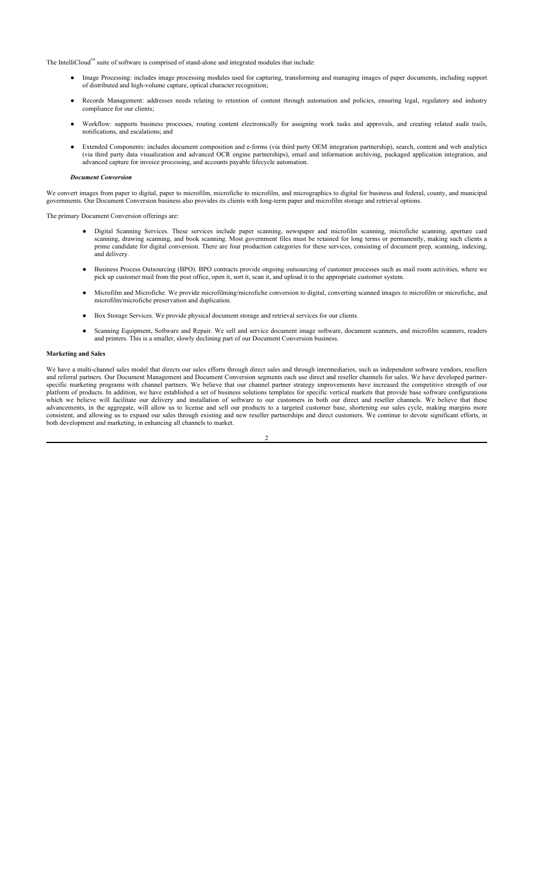The IntelliCloud™ suite of software is comprised of stand-alone and integrated modules that include:

- Image Processing: includes image processing modules used for capturing, transforming and managing images of paper documents, including support of distributed and high-volume capture, optical character recognition;
- Records Management: addresses needs relating to retention of content through automation and policies, ensuring legal, regulatory and industry compliance for our clients;
- Workflow: supports business processes, routing content electronically for assigning work tasks and approvals, and creating related audit trails, notifications, and escalations; and
- Extended Components: includes document composition and e-forms (via third party OEM integration partnership), search, content and web analytics (via third party data visualization and advanced OCR engine partnerships), email and information archiving, packaged application integration, and advanced capture for invoice processing, and accounts payable lifecycle automation.

*Document Conversion*

We convert images from paper to digital, paper to microfilm, microfiche to microfilm, and micrographics to digital for business and federal, county, and municipal governments. Our Document Conversion business also provides its clients with long-term paper and microfilm storage and retrieval options.

The primary Document Conversion offerings are:

- Digital Scanning Services. These services include paper scanning, newspaper and microfilm scanning, microfiche scanning, aperture card scanning, drawing scanning, and book scanning. Most government files must be retained for long terms or permanently, making such clients a prime candidate for digital conversion. There are four production categories for these services, consisting of document prep, scanning, indexing, and delivery.
- Business Process Outsourcing (BPO). BPO contracts provide ongoing outsourcing of customer processes such as mail room activities, where we pick up customer mail from the post office, open it, sort it, scan it, and upload it to the appropriate customer system.
- Microfilm and Microfiche. We provide microfilming/microfiche conversion to digital, converting scanned images to microfilm or microfiche, and microfilm/microfiche preservation and duplication.
- Box Storage Services. We provide physical document storage and retrieval services for our clients.
- Scanning Equipment, Software and Repair. We sell and service document image software, document scanners, and microfilm scanners, readers and printers. This is a smaller, slowly declining part of our Document Conversion business.

**Marketing and Sales**

We have a multi-channel sales model that directs our sales efforts through direct sales and through intermediaries, such as independent software vendors, resellers and referral partners. Our Document Management and Document Conversion segments each use direct and reseller channels for sales. We have developed partner-specific marketing programs with channel partners. We believe that our channel partner strategy improvements have increased the competitive strength of our platform of products. In addition, we have established a set of business solutions templates for specific vertical markets that provide base software configurations which we believe will facilitate our delivery and installation of software to our customers in both our direct and reseller channels. We believe that these advancements, in the aggregate, will allow us to license and sell our products to a targeted customer base, shortening our sales cycle, making margins more consistent, and allowing us to expand our sales through existing and new reseller partnerships and direct customers. We continue to devote significant efforts, in both development and marketing, in enhancing all channels to market.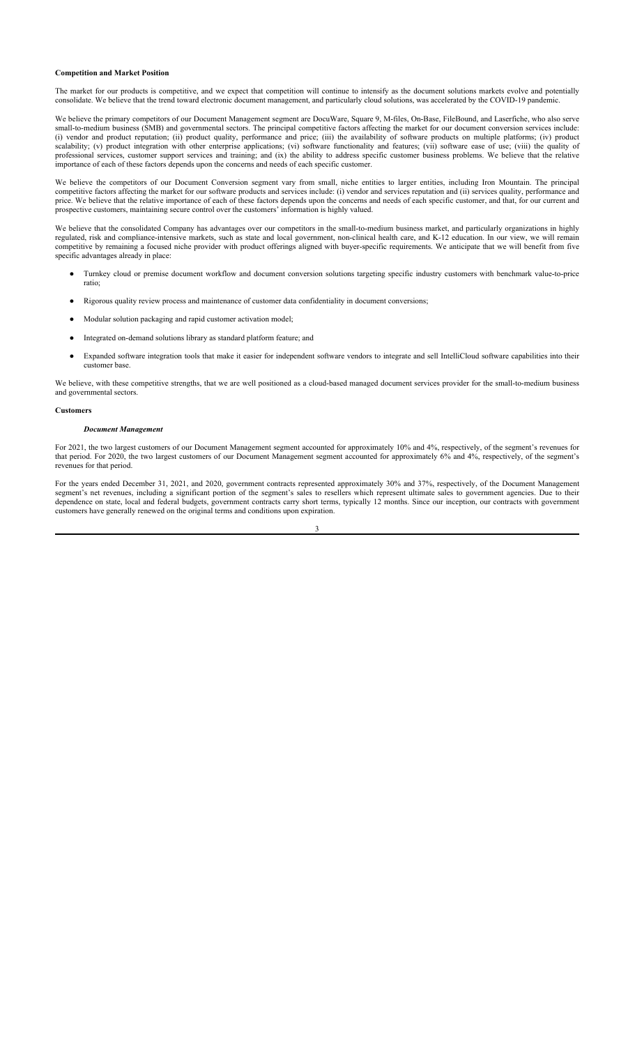**Competition and Market Position**

The market for our products is competitive, and we expect that competition will continue to intensify as the document solutions markets evolve and potentially consolidate. We believe that the trend toward electronic document management, and particularly cloud solutions, was accelerated by the COVID-19 pandemic.

We believe the primary competitors of our Document Management segment are DocuWare, Square 9, M-files, On-Base, FileBound, and Laserfiche, who also serve small-to-medium business (SMB) and governmental sectors. The principal competitive factors affecting the market for our document conversion services include: (i) vendor and product reputation; (ii) product quality, performance and price; (iii) the availability of software products on multiple platforms; (iv) product scalability; (v) product integration with other enterprise applications; (vi) software functionality and features; (vii) software ease of use; (viii) the quality of professional services, customer support services and training; and (ix) the ability to address specific customer business problems. We believe that the relative importance of each of these factors depends upon the concerns and needs of each specific customer.

We believe the competitors of our Document Conversion segment vary from small, niche entities to larger entities, including Iron Mountain. The principal competitive factors affecting the market for our software products and services include: (i) vendor and services reputation and (ii) services quality, performance and price. We believe that the relative importance of each of these factors depends upon the concerns and needs of each specific customer, and that, for our current and prospective customers, maintaining secure control over the customers' information is highly valued.

We believe that the consolidated Company has advantages over our competitors in the small-to-medium business market, and particularly organizations in highly regulated, risk and compliance-intensive markets, such as state and local government, non-clinical health care, and K-12 education. In our view, we will remain competitive by remaining a focused niche provider with product offerings aligned with buyer-specific requirements. We anticipate that we will benefit from five specific advantages already in place:

- Turnkey cloud or premise document workflow and document conversion solutions targeting specific industry customers with benchmark value-to-price ratio;
- Rigorous quality review process and maintenance of customer data confidentiality in document conversions;
- Modular solution packaging and rapid customer activation model;
- Integrated on-demand solutions library as standard platform feature; and
- Expanded software integration tools that make it easier for independent software vendors to integrate and sell IntelliCloud software capabilities into their customer base.

We believe, with these competitive strengths, that we are well positioned as a cloud-based managed document services provider for the small-to-medium business and governmental sectors.

**Customers**

***Document Management***

For 2021, the two largest customers of our Document Management segment accounted for approximately 10% and 4%, respectively, of the segment's revenues for that period. For 2020, the two largest customers of our Document Management segment accounted for approximately 6% and 4%, respectively, of the segment's revenues for that period.

For the years ended December 31, 2021, and 2020, government contracts represented approximately 30% and 37%, respectively, of the Document Management segment's net revenues, including a significant portion of the segment's sales to resellers which represent ultimate sales to government agencies. Due to their dependence on state, local and federal budgets, government contracts carry short terms, typically 12 months. Since our inception, our contracts with government customers have generally renewed on the original terms and conditions upon expiration.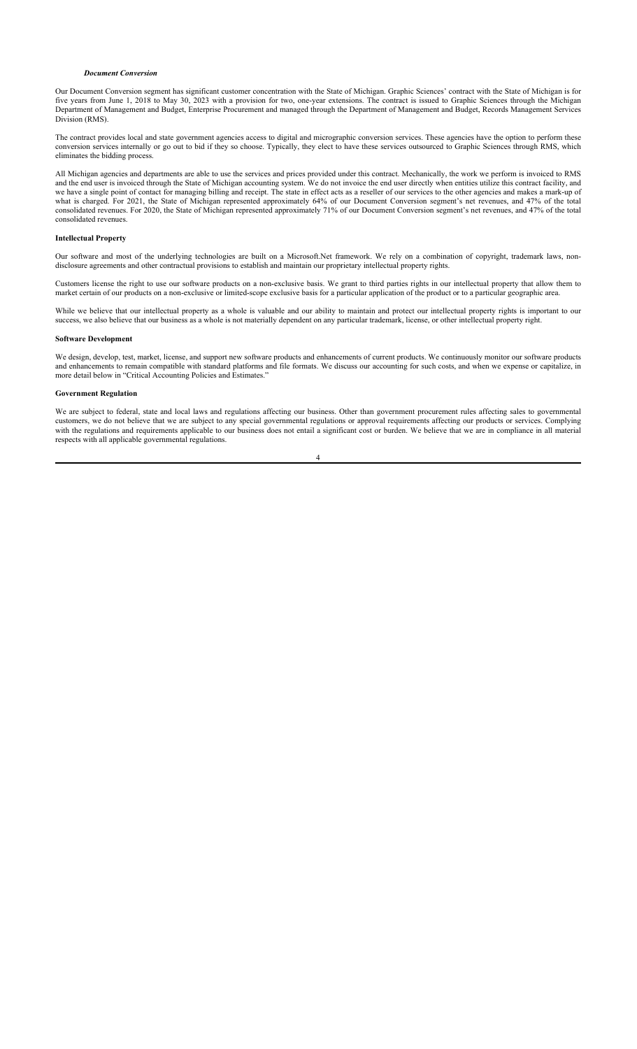### *Document Conversion*

Our Document Conversion segment has significant customer concentration with the State of Michigan. Graphic Sciences' contract with the State of Michigan is for five years from June 1, 2018 to May 30, 2023 with a provision for two, one-year extensions. The contract is issued to Graphic Sciences through the Michigan Department of Management and Budget, Enterprise Procurement and managed through the Department of Management and Budget, Records Management Services Division (RMS).

The contract provides local and state government agencies access to digital and micrographic conversion services. These agencies have the option to perform these conversion services internally or go out to bid if they so choose. Typically, they elect to have these services outsourced to Graphic Sciences through RMS, which eliminates the bidding process.

All Michigan agencies and departments are able to use the services and prices provided under this contract. Mechanically, the work we perform is invoiced to RMS and the end user is invoiced through the State of Michigan accounting system. We do not invoice the end user directly when entities utilize this contract facility, and we have a single point of contact for managing billing and receipt. The state in effect acts as a reseller of our services to the other agencies and makes a mark-up of what is charged. For 2021, the State of Michigan represented approximately 64% of our Document Conversion segment's net revenues, and 47% of the total consolidated revenues. For 2020, the State of Michigan represented approximately 71% of our Document Conversion segment's net revenues, and 47% of the total consolidated revenues.

### Intellectual Property

Our software and most of the underlying technologies are built on a Microsoft.Net framework. We rely on a combination of copyright, trademark laws, non-disclosure agreements and other contractual provisions to establish and maintain our proprietary intellectual property rights.

Customers license the right to use our software products on a non-exclusive basis. We grant to third parties rights in our intellectual property that allow them to market certain of our products on a non-exclusive or limited-scope exclusive basis for a particular application of the product or to a particular geographic area.

While we believe that our intellectual property as a whole is valuable and our ability to maintain and protect our intellectual property rights is important to our success, we also believe that our business as a whole is not materially dependent on any particular trademark, license, or other intellectual property right.

### Software Development

We design, develop, test, market, license, and support new software products and enhancements of current products. We continuously monitor our software products and enhancements to remain compatible with standard platforms and file formats. We discuss our accounting for such costs, and when we expense or capitalize, in more detail below in "Critical Accounting Policies and Estimates."

### Government Regulation

We are subject to federal, state and local laws and regulations affecting our business. Other than government procurement rules affecting sales to governmental customers, we do not believe that we are subject to any special governmental regulations or approval requirements affecting our products or services. Complying with the regulations and requirements applicable to our business does not entail a significant cost or burden. We believe that we are in compliance in all material respects with all applicable governmental regulations.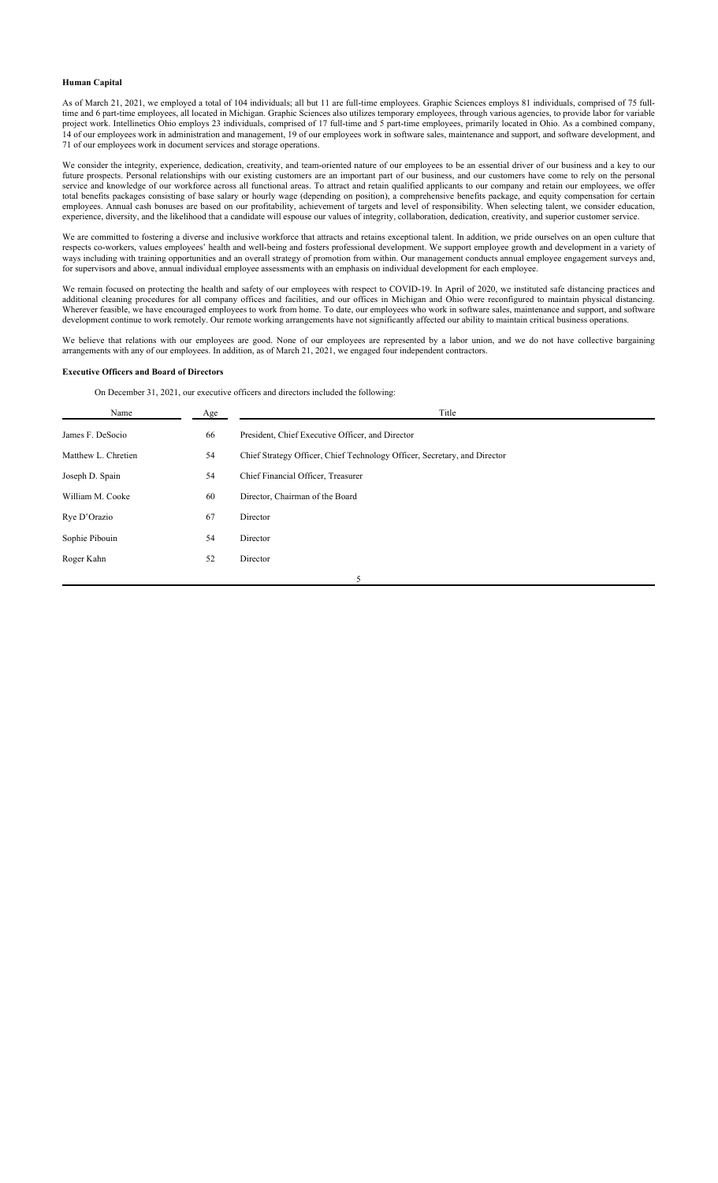**Human Capital**

As of March 21, 2021, we employed a total of 104 individuals; all but 11 are full-time employees. Graphic Sciences employs 81 individuals, comprised of 75 full-time and 6 part-time employees, all located in Michigan. Graphic Sciences also utilizes temporary employees, through various agencies, to provide labor for variable project work. Intellinetics Ohio employs 23 individuals, comprised of 17 full-time and 5 part-time employees, primarily located in Ohio. As a combined company, 14 of our employees work in administration and management, 19 of our employees work in software sales, maintenance and support, and software development, and 71 of our employees work in document services and storage operations.

We consider the integrity, experience, dedication, creativity, and team-oriented nature of our employees to be an essential driver of our business and a key to our future prospects. Personal relationships with our existing customers are an important part of our business, and our customers have come to rely on the personal service and knowledge of our workforce across all functional areas. To attract and retain qualified applicants to our company and retain our employees, we offer total benefits packages consisting of base salary or hourly wage (depending on position), a comprehensive benefits package, and equity compensation for certain employees. Annual cash bonuses are based on our profitability, achievement of targets and level of responsibility. When selecting talent, we consider education, experience, diversity, and the likelihood that a candidate will espouse our values of integrity, collaboration, dedication, creativity, and superior customer service.

We are committed to fostering a diverse and inclusive workforce that attracts and retains exceptional talent. In addition, we pride ourselves on an open culture that respects co-workers, values employees' health and well-being and fosters professional development. We support employee growth and development in a variety of ways including with training opportunities and an overall strategy of promotion from within. Our management conducts annual employee engagement surveys and, for supervisors and above, annual individual employee assessments with an emphasis on individual development for each employee.

We remain focused on protecting the health and safety of our employees with respect to COVID-19. In April of 2020, we instituted safe distancing practices and additional cleaning procedures for all company offices and facilities, and our offices in Michigan and Ohio were reconfigured to maintain physical distancing. Wherever feasible, we have encouraged employees to work from home. To date, our employees who work in software sales, maintenance and support, and software development continue to work remotely. Our remote working arrangements have not significantly affected our ability to maintain critical business operations.

We believe that relations with our employees are good. None of our employees are represented by a labor union, and we do not have collective bargaining arrangements with any of our employees. In addition, as of March 21, 2021, we engaged four independent contractors.

**Executive Officers and Board of Directors**

On December 31, 2021, our executive officers and directors included the following:

| Name | Age | Title |
|---|---|---|
| James F. DeSocio | 66 | President, Chief Executive Officer, and Director |
| Matthew L. Chretien | 54 | Chief Strategy Officer, Chief Technology Officer, Secretary, and Director |
| Joseph D. Spain | 54 | Chief Financial Officer, Treasurer |
| William M. Cooke | 60 | Director, Chairman of the Board |
| Rye D'Orazio | 67 | Director |
| Sophie Pibouin | 54 | Director |
| Roger Kahn | 52 | Director |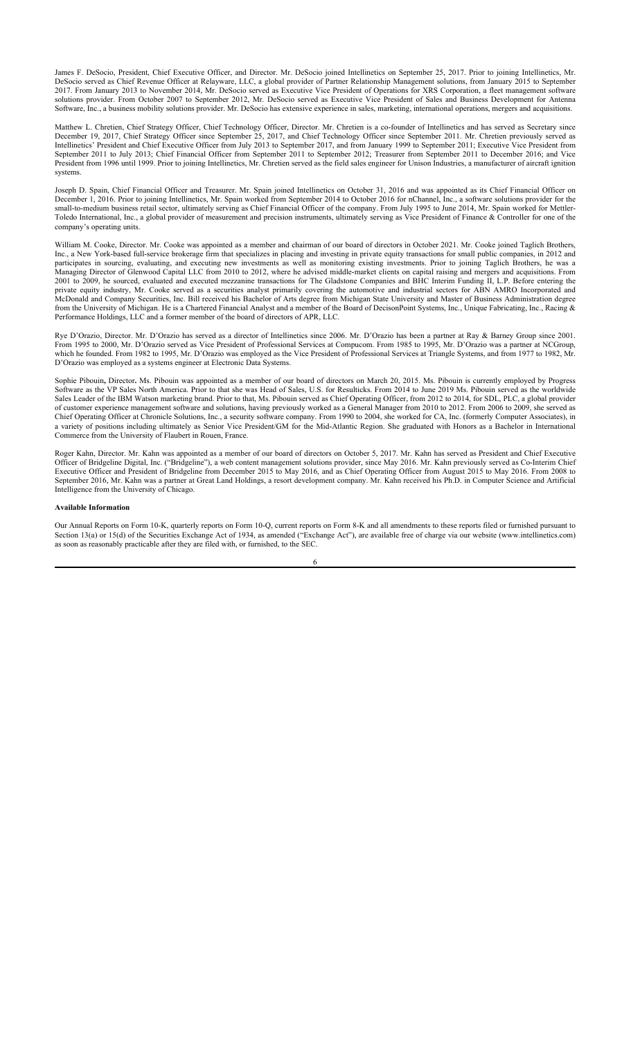James F. DeSocio, President, Chief Executive Officer, and Director. Mr. DeSocio joined Intellinetics on September 25, 2017. Prior to joining Intellinetics, Mr. DeSocio served as Chief Revenue Officer at Relayware, LLC, a global provider of Partner Relationship Management solutions, from January 2015 to September 2017. From January 2013 to November 2014, Mr. DeSocio served as Executive Vice President of Operations for XRS Corporation, a fleet management software solutions provider. From October 2007 to September 2012, Mr. DeSocio served as Executive Vice President of Sales and Business Development for Antenna Software, Inc., a business mobility solutions provider. Mr. DeSocio has extensive experience in sales, marketing, international operations, mergers and acquisitions.

Matthew L. Chretien, Chief Strategy Officer, Chief Technology Officer, Director. Mr. Chretien is a co-founder of Intellinetics and has served as Secretary since December 19, 2017, Chief Strategy Officer since September 25, 2017, and Chief Technology Officer since September 2011. Mr. Chretien previously served as Intellinetics' President and Chief Executive Officer from July 2013 to September 2017, and from January 1999 to September 2011; Executive Vice President from September 2011 to July 2013; Chief Financial Officer from September 2011 to September 2012; Treasurer from September 2011 to December 2016; and Vice President from 1996 until 1999. Prior to joining Intellinetics, Mr. Chretien served as the field sales engineer for Unison Industries, a manufacturer of aircraft ignition systems.

Joseph D. Spain, Chief Financial Officer and Treasurer. Mr. Spain joined Intellinetics on October 31, 2016 and was appointed as its Chief Financial Officer on December 1, 2016. Prior to joining Intellinetics, Mr. Spain worked from September 2014 to October 2016 for nChannel, Inc., a software solutions provider for the small-to-medium business retail sector, ultimately serving as Chief Financial Officer of the company. From July 1995 to June 2014, Mr. Spain worked for Mettler-Toledo International, Inc., a global provider of measurement and precision instruments, ultimately serving as Vice President of Finance & Controller for one of the company's operating units.

William M. Cooke, Director. Mr. Cooke was appointed as a member and chairman of our board of directors in October 2021. Mr. Cooke joined Taglich Brothers, Inc., a New York-based full-service brokerage firm that specializes in placing and investing in private equity transactions for small public companies, in 2012 and participates in sourcing, evaluating, and executing new investments as well as monitoring existing investments. Prior to joining Taglich Brothers, he was a Managing Director of Glenwood Capital LLC from 2010 to 2012, where he advised middle-market clients on capital raising and mergers and acquisitions. From 2001 to 2009, he sourced, evaluated and executed mezzanine transactions for The Gladstone Companies and BHC Interim Funding II, L.P. Before entering the private equity industry, Mr. Cooke served as a securities analyst primarily covering the automotive and industrial sectors for ABN AMRO Incorporated and McDonald and Company Securities, Inc. Bill received his Bachelor of Arts degree from Michigan State University and Master of Business Administration degree from the University of Michigan. He is a Chartered Financial Analyst and a member of the Board of DecisonPoint Systems, Inc., Unique Fabricating, Inc., Racing & Performance Holdings, LLC and a former member of the board of directors of APR, LLC.

Rye D'Orazio, Director. Mr. D'Orazio has served as a director of Intellinetics since 2006. Mr. D'Orazio has been a partner at Ray & Barney Group since 2001. From 1995 to 2000, Mr. D'Orazio served as Vice President of Professional Services at Compucom. From 1985 to 1995, Mr. D'Orazio was a partner at NCGroup, which he founded. From 1982 to 1995, Mr. D'Orazio was employed as the Vice President of Professional Services at Triangle Systems, and from 1977 to 1982, Mr. D'Orazio was employed as a systems engineer at Electronic Data Systems.

Sophie Pibouin**,** Director**.** Ms. Pibouin was appointed as a member of our board of directors on March 20, 2015. Ms. Pibouin is currently employed by Progress Software as the VP Sales North America. Prior to that she was Head of Sales, U.S. for Resulticks. From 2014 to June 2019 Ms. Pibouin served as the worldwide Sales Leader of the IBM Watson marketing brand. Prior to that, Ms. Pibouin served as Chief Operating Officer, from 2012 to 2014, for SDL, PLC, a global provider of customer experience management software and solutions, having previously worked as a General Manager from 2010 to 2012. From 2006 to 2009, she served as Chief Operating Officer at Chronicle Solutions, Inc., a security software company. From 1990 to 2004, she worked for CA, Inc. (formerly Computer Associates), in a variety of positions including ultimately as Senior Vice President/GM for the Mid-Atlantic Region. She graduated with Honors as a Bachelor in International Commerce from the University of Flaubert in Rouen, France.

Roger Kahn, Director. Mr. Kahn was appointed as a member of our board of directors on October 5, 2017. Mr. Kahn has served as President and Chief Executive Officer of Bridgeline Digital, Inc. ("Bridgeline"), a web content management solutions provider, since May 2016. Mr. Kahn previously served as Co-Interim Chief Executive Officer and President of Bridgeline from December 2015 to May 2016, and as Chief Operating Officer from August 2015 to May 2016. From 2008 to September 2016, Mr. Kahn was a partner at Great Land Holdings, a resort development company. Mr. Kahn received his Ph.D. in Computer Science and Artificial Intelligence from the University of Chicago.

**Available Information**

Our Annual Reports on Form 10-K, quarterly reports on Form 10-Q, current reports on Form 8-K and all amendments to these reports filed or furnished pursuant to Section 13(a) or 15(d) of the Securities Exchange Act of 1934, as amended ("Exchange Act"), are available free of charge via our website (www.intellinetics.com) as soon as reasonably practicable after they are filed with, or furnished, to the SEC.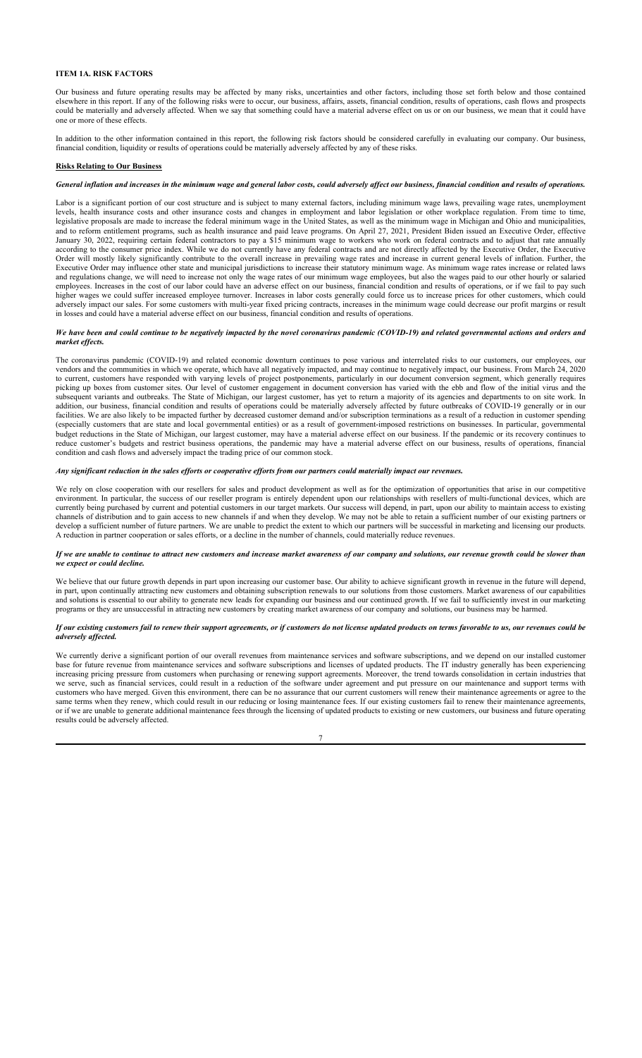## ITEM 1A. RISK FACTORS

Our business and future operating results may be affected by many risks, uncertainties and other factors, including those set forth below and those contained elsewhere in this report. If any of the following risks were to occur, our business, affairs, assets, financial condition, results of operations, cash flows and prospects could be materially and adversely affected. When we say that something could have a material adverse effect on us or on our business, we mean that it could have one or more of these effects.

In addition to the other information contained in this report, the following risk factors should be considered carefully in evaluating our company. Our business, financial condition, liquidity or results of operations could be materially adversely affected by any of these risks.

### Risks Relating to Our Business

***General inflation and increases in the minimum wage and general labor costs, could adversely affect our business, financial condition and results of operations.***

Labor is a significant portion of our cost structure and is subject to many external factors, including minimum wage laws, prevailing wage rates, unemployment levels, health insurance costs and other insurance costs and changes in employment and labor legislation or other workplace regulation. From time to time, legislative proposals are made to increase the federal minimum wage in the United States, as well as the minimum wage in Michigan and Ohio and municipalities, and to reform entitlement programs, such as health insurance and paid leave programs. On April 27, 2021, President Biden issued an Executive Order, effective January 30, 2022, requiring certain federal contractors to pay a $15 minimum wage to workers who work on federal contracts and to adjust that rate annually according to the consumer price index. While we do not currently have any federal contracts and are not directly affected by the Executive Order, the Executive Order will mostly likely significantly contribute to the overall increase in prevailing wage rates and increase in current general levels of inflation. Further, the Executive Order may influence other state and municipal jurisdictions to increase their statutory minimum wage. As minimum wage rates increase or related laws and regulations change, we will need to increase not only the wage rates of our minimum wage employees, but also the wages paid to our other hourly or salaried employees. Increases in the cost of our labor could have an adverse effect on our business, financial condition and results of operations, or if we fail to pay such higher wages we could suffer increased employee turnover. Increases in labor costs generally could force us to increase prices for other customers, which could adversely impact our sales. For some customers with multi-year fixed pricing contracts, increases in the minimum wage could decrease our profit margins or result in losses and could have a material adverse effect on our business, financial condition and results of operations.

***We have been and could continue to be negatively impacted by the novel coronavirus pandemic (COVID-19) and related governmental actions and orders and market effects.***

The coronavirus pandemic (COVID-19) and related economic downturn continues to pose various and interrelated risks to our customers, our employees, our vendors and the communities in which we operate, which have all negatively impacted, and may continue to negatively impact, our business. From March 24, 2020 to current, customers have responded with varying levels of project postponements, particularly in our document conversion segment, which generally requires picking up boxes from customer sites. Our level of customer engagement in document conversion has varied with the ebb and flow of the initial virus and the subsequent variants and outbreaks. The State of Michigan, our largest customer, has yet to return a majority of its agencies and departments to on site work. In addition, our business, financial condition and results of operations could be materially adversely affected by future outbreaks of COVID-19 generally or in our facilities. We are also likely to be impacted further by decreased customer demand and/or subscription terminations as a result of a reduction in customer spending (especially customers that are state and local governmental entities) or as a result of government-imposed restrictions on businesses. In particular, governmental budget reductions in the State of Michigan, our largest customer, may have a material adverse effect on our business. If the pandemic or its recovery continues to reduce customer's budgets and restrict business operations, the pandemic may have a material adverse effect on our business, results of operations, financial condition and cash flows and adversely impact the trading price of our common stock.

***Any significant reduction in the sales efforts or cooperative efforts from our partners could materially impact our revenues.***

We rely on close cooperation with our resellers for sales and product development as well as for the optimization of opportunities that arise in our competitive environment. In particular, the success of our reseller program is entirely dependent upon our relationships with resellers of multi-functional devices, which are currently being purchased by current and potential customers in our target markets. Our success will depend, in part, upon our ability to maintain access to existing channels of distribution and to gain access to new channels if and when they develop. We may not be able to retain a sufficient number of our existing partners or develop a sufficient number of future partners. We are unable to predict the extent to which our partners will be successful in marketing and licensing our products. A reduction in partner cooperation or sales efforts, or a decline in the number of channels, could materially reduce revenues.

***If we are unable to continue to attract new customers and increase market awareness of our company and solutions, our revenue growth could be slower than we expect or could decline.***

We believe that our future growth depends in part upon increasing our customer base. Our ability to achieve significant growth in revenue in the future will depend, in part, upon continually attracting new customers and obtaining subscription renewals to our solutions from those customers. Market awareness of our capabilities and solutions is essential to our ability to generate new leads for expanding our business and our continued growth. If we fail to sufficiently invest in our marketing programs or they are unsuccessful in attracting new customers by creating market awareness of our company and solutions, our business may be harmed.

***If our existing customers fail to renew their support agreements, or if customers do not license updated products on terms favorable to us, our revenues could be adversely affected.***

We currently derive a significant portion of our overall revenues from maintenance services and software subscriptions, and we depend on our installed customer base for future revenue from maintenance services and software subscriptions and licenses of updated products. The IT industry generally has been experiencing increasing pricing pressure from customers when purchasing or renewing support agreements. Moreover, the trend towards consolidation in certain industries that we serve, such as financial services, could result in a reduction of the software under agreement and put pressure on our maintenance and support terms with customers who have merged. Given this environment, there can be no assurance that our current customers will renew their maintenance agreements or agree to the same terms when they renew, which could result in our reducing or losing maintenance fees. If our existing customers fail to renew their maintenance agreements, or if we are unable to generate additional maintenance fees through the licensing of updated products to existing or new customers, our business and future operating results could be adversely affected.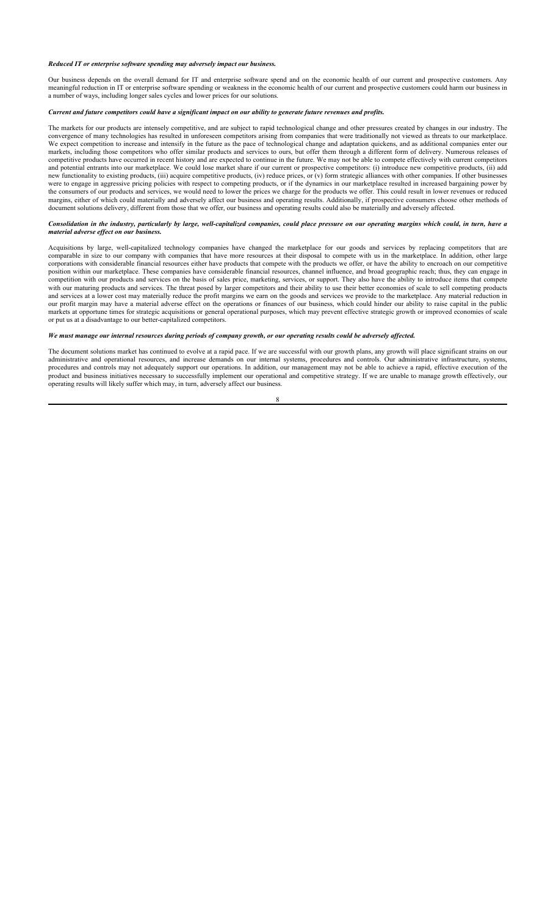***Reduced IT or enterprise software spending may adversely impact our business.***

Our business depends on the overall demand for IT and enterprise software spend and on the economic health of our current and prospective customers. Any meaningful reduction in IT or enterprise software spending or weakness in the economic health of our current and prospective customers could harm our business in a number of ways, including longer sales cycles and lower prices for our solutions.

***Current and future competitors could have a significant impact on our ability to generate future revenues and profits.***

The markets for our products are intensely competitive, and are subject to rapid technological change and other pressures created by changes in our industry. The convergence of many technologies has resulted in unforeseen competitors arising from companies that were traditionally not viewed as threats to our marketplace. We expect competition to increase and intensify in the future as the pace of technological change and adaptation quickens, and as additional companies enter our markets, including those competitors who offer similar products and services to ours, but offer them through a different form of delivery. Numerous releases of competitive products have occurred in recent history and are expected to continue in the future. We may not be able to compete effectively with current competitors and potential entrants into our marketplace. We could lose market share if our current or prospective competitors: (i) introduce new competitive products, (ii) add new functionality to existing products, (iii) acquire competitive products, (iv) reduce prices, or (v) form strategic alliances with other companies. If other businesses were to engage in aggressive pricing policies with respect to competing products, or if the dynamics in our marketplace resulted in increased bargaining power by the consumers of our products and services, we would need to lower the prices we charge for the products we offer. This could result in lower revenues or reduced margins, either of which could materially and adversely affect our business and operating results. Additionally, if prospective consumers choose other methods of document solutions delivery, different from those that we offer, our business and operating results could also be materially and adversely affected.

***Consolidation in the industry, particularly by large, well-capitalized companies, could place pressure on our operating margins which could, in turn, have a material adverse effect on our business.***

Acquisitions by large, well-capitalized technology companies have changed the marketplace for our goods and services by replacing competitors that are comparable in size to our company with companies that have more resources at their disposal to compete with us in the marketplace. In addition, other large corporations with considerable financial resources either have products that compete with the products we offer, or have the ability to encroach on our competitive position within our marketplace. These companies have considerable financial resources, channel influence, and broad geographic reach; thus, they can engage in competition with our products and services on the basis of sales price, marketing, services, or support. They also have the ability to introduce items that compete with our maturing products and services. The threat posed by larger competitors and their ability to use their better economies of scale to sell competing products and services at a lower cost may materially reduce the profit margins we earn on the goods and services we provide to the marketplace. Any material reduction in our profit margin may have a material adverse effect on the operations or finances of our business, which could hinder our ability to raise capital in the public markets at opportune times for strategic acquisitions or general operational purposes, which may prevent effective strategic growth or improved economies of scale or put us at a disadvantage to our better-capitalized competitors.

***We must manage our internal resources during periods of company growth, or our operating results could be adversely affected.***

The document solutions market has continued to evolve at a rapid pace. If we are successful with our growth plans, any growth will place significant strains on our administrative and operational resources, and increase demands on our internal systems, procedures and controls. Our administrative infrastructure, systems, procedures and controls may not adequately support our operations. In addition, our management may not be able to achieve a rapid, effective execution of the product and business initiatives necessary to successfully implement our operational and competitive strategy. If we are unable to manage growth effectively, our operating results will likely suffer which may, in turn, adversely affect our business.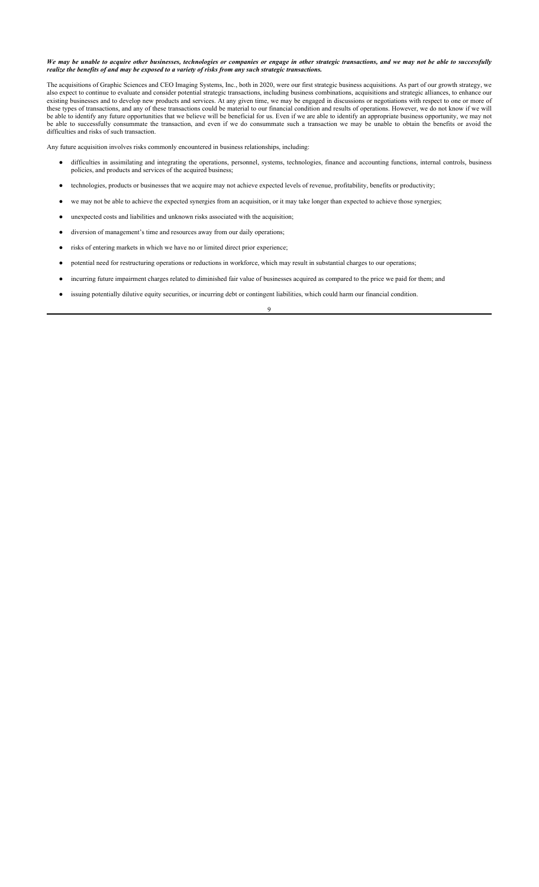***We may be unable to acquire other businesses, technologies or companies or engage in other strategic transactions, and we may not be able to successfully realize the benefits of and may be exposed to a variety of risks from any such strategic transactions.***

The acquisitions of Graphic Sciences and CEO Imaging Systems, Inc., both in 2020, were our first strategic business acquisitions. As part of our growth strategy, we also expect to continue to evaluate and consider potential strategic transactions, including business combinations, acquisitions and strategic alliances, to enhance our existing businesses and to develop new products and services. At any given time, we may be engaged in discussions or negotiations with respect to one or more of these types of transactions, and any of these transactions could be material to our financial condition and results of operations. However, we do not know if we will be able to identify any future opportunities that we believe will be beneficial for us. Even if we are able to identify an appropriate business opportunity, we may not be able to successfully consummate the transaction, and even if we do consummate such a transaction we may be unable to obtain the benefits or avoid the difficulties and risks of such transaction.

Any future acquisition involves risks commonly encountered in business relationships, including:

- difficulties in assimilating and integrating the operations, personnel, systems, technologies, finance and accounting functions, internal controls, business policies, and products and services of the acquired business;
- technologies, products or businesses that we acquire may not achieve expected levels of revenue, profitability, benefits or productivity;
- we may not be able to achieve the expected synergies from an acquisition, or it may take longer than expected to achieve those synergies;
- unexpected costs and liabilities and unknown risks associated with the acquisition;
- diversion of management's time and resources away from our daily operations;
- risks of entering markets in which we have no or limited direct prior experience;
- potential need for restructuring operations or reductions in workforce, which may result in substantial charges to our operations;
- incurring future impairment charges related to diminished fair value of businesses acquired as compared to the price we paid for them; and
- issuing potentially dilutive equity securities, or incurring debt or contingent liabilities, which could harm our financial condition.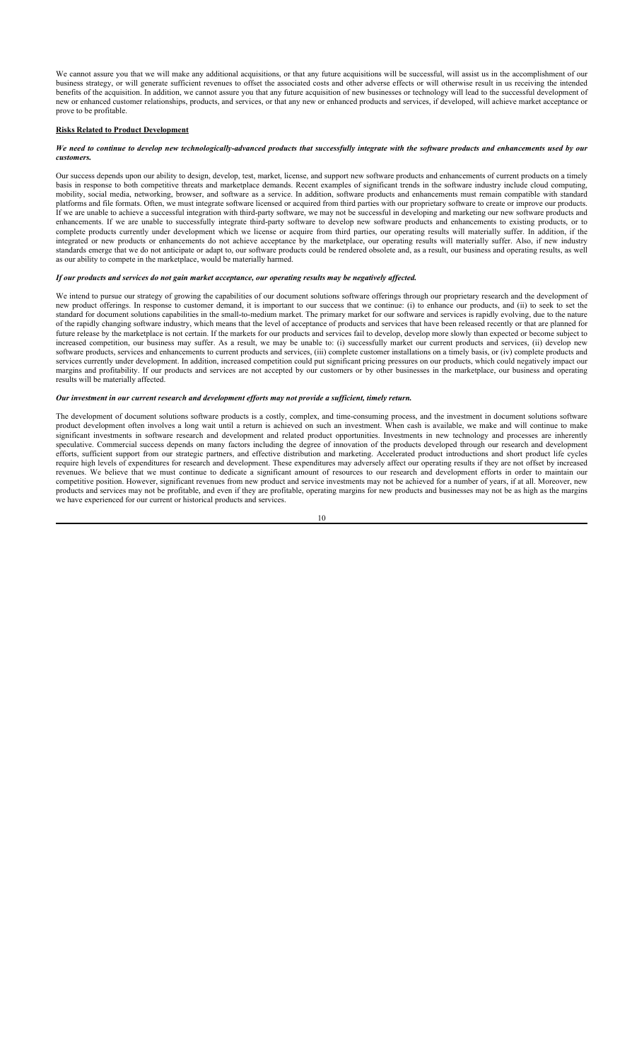We cannot assure you that we will make any additional acquisitions, or that any future acquisitions will be successful, will assist us in the accomplishment of our business strategy, or will generate sufficient revenues to offset the associated costs and other adverse effects or will otherwise result in us receiving the intended benefits of the acquisition. In addition, we cannot assure you that any future acquisition of new businesses or technology will lead to the successful development of new or enhanced customer relationships, products, and services, or that any new or enhanced products and services, if developed, will achieve market acceptance or prove to be profitable.

**Risks Related to Product Development**

***We need to continue to develop new technologically-advanced products that successfully integrate with the software products and enhancements used by our customers.***

Our success depends upon our ability to design, develop, test, market, license, and support new software products and enhancements of current products on a timely basis in response to both competitive threats and marketplace demands. Recent examples of significant trends in the software industry include cloud computing, mobility, social media, networking, browser, and software as a service. In addition, software products and enhancements must remain compatible with standard platforms and file formats. Often, we must integrate software licensed or acquired from third parties with our proprietary software to create or improve our products. If we are unable to achieve a successful integration with third-party software, we may not be successful in developing and marketing our new software products and enhancements. If we are unable to successfully integrate third-party software to develop new software products and enhancements to existing products, or to complete products currently under development which we license or acquire from third parties, our operating results will materially suffer. In addition, if the integrated or new products or enhancements do not achieve acceptance by the marketplace, our operating results will materially suffer. Also, if new industry standards emerge that we do not anticipate or adapt to, our software products could be rendered obsolete and, as a result, our business and operating results, as well as our ability to compete in the marketplace, would be materially harmed.

***If our products and services do not gain market acceptance, our operating results may be negatively affected.***

We intend to pursue our strategy of growing the capabilities of our document solutions software offerings through our proprietary research and the development of new product offerings. In response to customer demand, it is important to our success that we continue: (i) to enhance our products, and (ii) to seek to set the standard for document solutions capabilities in the small-to-medium market. The primary market for our software and services is rapidly evolving, due to the nature of the rapidly changing software industry, which means that the level of acceptance of products and services that have been released recently or that are planned for future release by the marketplace is not certain. If the markets for our products and services fail to develop, develop more slowly than expected or become subject to increased competition, our business may suffer. As a result, we may be unable to: (i) successfully market our current products and services, (ii) develop new software products, services and enhancements to current products and services, (iii) complete customer installations on a timely basis, or (iv) complete products and services currently under development. In addition, increased competition could put significant pricing pressures on our products, which could negatively impact our margins and profitability. If our products and services are not accepted by our customers or by other businesses in the marketplace, our business and operating results will be materially affected.

***Our investment in our current research and development efforts may not provide a sufficient, timely return.***

The development of document solutions software products is a costly, complex, and time-consuming process, and the investment in document solutions software product development often involves a long wait until a return is achieved on such an investment. When cash is available, we make and will continue to make significant investments in software research and development and related product opportunities. Investments in new technology and processes are inherently speculative. Commercial success depends on many factors including the degree of innovation of the products developed through our research and development efforts, sufficient support from our strategic partners, and effective distribution and marketing. Accelerated product introductions and short product life cycles require high levels of expenditures for research and development. These expenditures may adversely affect our operating results if they are not offset by increased revenues. We believe that we must continue to dedicate a significant amount of resources to our research and development efforts in order to maintain our competitive position. However, significant revenues from new product and service investments may not be achieved for a number of years, if at all. Moreover, new products and services may not be profitable, and even if they are profitable, operating margins for new products and businesses may not be as high as the margins we have experienced for our current or historical products and services.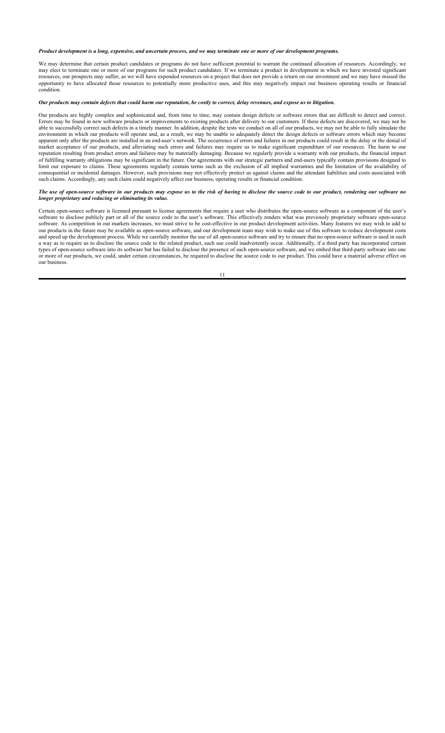***Product development is a long, expensive, and uncertain process, and we may terminate one or more of our development programs.***

We may determine that certain product candidates or programs do not have sufficient potential to warrant the continued allocation of resources. Accordingly, we may elect to terminate one or more of our programs for such product candidates. If we terminate a product in development in which we have invested significant resources, our prospects may suffer, as we will have expended resources on a project that does not provide a return on our investment and we may have missed the opportunity to have allocated those resources to potentially more productive uses, and this may negatively impact our business operating results or financial condition.

***Our products may contain defects that could harm our reputation, be costly to correct, delay revenues, and expose us to litigation.***

Our products are highly complex and sophisticated and, from time to time, may contain design defects or software errors that are difficult to detect and correct. Errors may be found in new software products or improvements to existing products after delivery to our customers. If these defects are discovered, we may not be able to successfully correct such defects in a timely manner. In addition, despite the tests we conduct on all of our products, we may not be able to fully simulate the environment in which our products will operate and, as a result, we may be unable to adequately detect the design defects or software errors which may become apparent only after the products are installed in an end-user's network. The occurrence of errors and failures in our products could result in the delay or the denial of market acceptance of our products, and alleviating such errors and failures may require us to make significant expenditure of our resources. The harm to our reputation resulting from product errors and failures may be materially damaging. Because we regularly provide a warranty with our products, the financial impact of fulfilling warranty obligations may be significant in the future. Our agreements with our strategic partners and end-users typically contain provisions designed to limit our exposure to claims. These agreements regularly contain terms such as the exclusion of all implied warranties and the limitation of the availability of consequential or incidental damages. However, such provisions may not effectively protect us against claims and the attendant liabilities and costs associated with such claims. Accordingly, any such claim could negatively affect our business, operating results or financial condition.

***The use of open-source software in our products may expose us to the risk of having to disclose the source code to our product, rendering our software no longer proprietary and reducing or eliminating its value.***

Certain open-source software is licensed pursuant to license agreements that require a user who distributes the open-source software as a component of the user's software to disclose publicly part or all of the source code to the user's software. This effectively renders what was previously proprietary software open-source software. As competition in our markets increases, we must strive to be cost-effective in our product development activities. Many features we may wish to add to our products in the future may be available as open-source software, and our development team may wish to make use of this software to reduce development costs and speed up the development process. While we carefully monitor the use of all open-source software and try to ensure that no open-source software is used in such a way as to require us to disclose the source code to the related product, such use could inadvertently occur. Additionally, if a third party has incorporated certain types of open-source software into its software but has failed to disclose the presence of such open-source software, and we embed that third-party software into one or more of our products, we could, under certain circumstances, be required to disclose the source code to our product. This could have a material adverse effect on our business.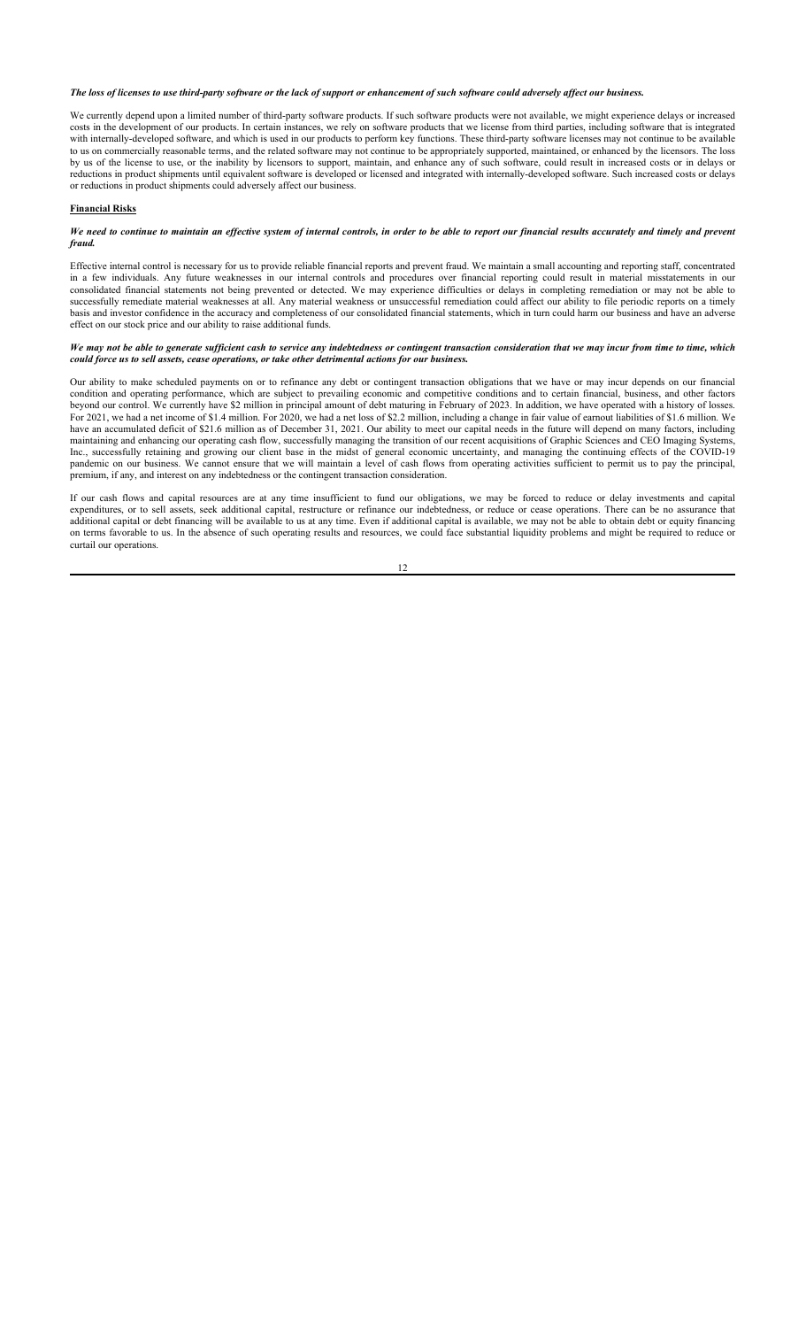***The loss of licenses to use third-party software or the lack of support or enhancement of such software could adversely affect our business.***

We currently depend upon a limited number of third-party software products. If such software products were not available, we might experience delays or increased costs in the development of our products. In certain instances, we rely on software products that we license from third parties, including software that is integrated with internally-developed software, and which is used in our products to perform key functions. These third-party software licenses may not continue to be available to us on commercially reasonable terms, and the related software may not continue to be appropriately supported, maintained, or enhanced by the licensors. The loss by us of the license to use, or the inability by licensors to support, maintain, and enhance any of such software, could result in increased costs or in delays or reductions in product shipments until equivalent software is developed or licensed and integrated with internally-developed software. Such increased costs or delays or reductions in product shipments could adversely affect our business.

**Financial Risks**

***We need to continue to maintain an effective system of internal controls, in order to be able to report our financial results accurately and timely and prevent fraud.***

Effective internal control is necessary for us to provide reliable financial reports and prevent fraud. We maintain a small accounting and reporting staff, concentrated in a few individuals. Any future weaknesses in our internal controls and procedures over financial reporting could result in material misstatements in our consolidated financial statements not being prevented or detected. We may experience difficulties or delays in completing remediation or may not be able to successfully remediate material weaknesses at all. Any material weakness or unsuccessful remediation could affect our ability to file periodic reports on a timely basis and investor confidence in the accuracy and completeness of our consolidated financial statements, which in turn could harm our business and have an adverse effect on our stock price and our ability to raise additional funds.

***We may not be able to generate sufficient cash to service any indebtedness or contingent transaction consideration that we may incur from time to time, which could force us to sell assets, cease operations, or take other detrimental actions for our business.***

Our ability to make scheduled payments on or to refinance any debt or contingent transaction obligations that we have or may incur depends on our financial condition and operating performance, which are subject to prevailing economic and competitive conditions and to certain financial, business, and other factors beyond our control. We currently have $2 million in principal amount of debt maturing in February of 2023. In addition, we have operated with a history of losses. For 2021, we had a net income of $1.4 million. For 2020, we had a net loss of $2.2 million, including a change in fair value of earnout liabilities of $1.6 million. We have an accumulated deficit of $21.6 million as of December 31, 2021. Our ability to meet our capital needs in the future will depend on many factors, including maintaining and enhancing our operating cash flow, successfully managing the transition of our recent acquisitions of Graphic Sciences and CEO Imaging Systems, Inc., successfully retaining and growing our client base in the midst of general economic uncertainty, and managing the continuing effects of the COVID-19 pandemic on our business. We cannot ensure that we will maintain a level of cash flows from operating activities sufficient to permit us to pay the principal, premium, if any, and interest on any indebtedness or the contingent transaction consideration.

If our cash flows and capital resources are at any time insufficient to fund our obligations, we may be forced to reduce or delay investments and capital expenditures, or to sell assets, seek additional capital, restructure or refinance our indebtedness, or reduce or cease operations. There can be no assurance that additional capital or debt financing will be available to us at any time. Even if additional capital is available, we may not be able to obtain debt or equity financing on terms favorable to us. In the absence of such operating results and resources, we could face substantial liquidity problems and might be required to reduce or curtail our operations.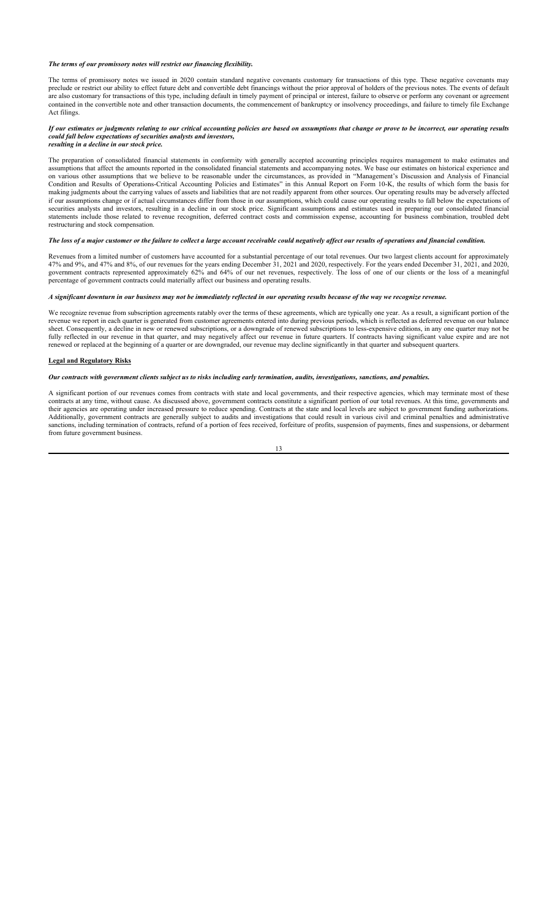***The terms of our promissory notes will restrict our financing flexibility.***

The terms of promissory notes we issued in 2020 contain standard negative covenants customary for transactions of this type. These negative covenants may preclude or restrict our ability to effect future debt and convertible debt financings without the prior approval of holders of the previous notes. The events of default are also customary for transactions of this type, including default in timely payment of principal or interest, failure to observe or perform any covenant or agreement contained in the convertible note and other transaction documents, the commencement of bankruptcy or insolvency proceedings, and failure to timely file Exchange Act filings.

***If our estimates or judgments relating to our critical accounting policies are based on assumptions that change or prove to be incorrect, our operating results could fall below expectations of securities analysts and investors, resulting in a decline in our stock price.***

The preparation of consolidated financial statements in conformity with generally accepted accounting principles requires management to make estimates and assumptions that affect the amounts reported in the consolidated financial statements and accompanying notes. We base our estimates on historical experience and on various other assumptions that we believe to be reasonable under the circumstances, as provided in "Management's Discussion and Analysis of Financial Condition and Results of Operations-Critical Accounting Policies and Estimates" in this Annual Report on Form 10-K, the results of which form the basis for making judgments about the carrying values of assets and liabilities that are not readily apparent from other sources. Our operating results may be adversely affected if our assumptions change or if actual circumstances differ from those in our assumptions, which could cause our operating results to fall below the expectations of securities analysts and investors, resulting in a decline in our stock price. Significant assumptions and estimates used in preparing our consolidated financial statements include those related to revenue recognition, deferred contract costs and commission expense, accounting for business combination, troubled debt restructuring and stock compensation.

***The loss of a major customer or the failure to collect a large account receivable could negatively affect our results of operations and financial condition.***

Revenues from a limited number of customers have accounted for a substantial percentage of our total revenues. Our two largest clients account for approximately 47% and 9%, and 47% and 8%, of our revenues for the years ending December 31, 2021 and 2020, respectively. For the years ended December 31, 2021, and 2020, government contracts represented approximately 62% and 64% of our net revenues, respectively. The loss of one of our clients or the loss of a meaningful percentage of government contracts could materially affect our business and operating results.

***A significant downturn in our business may not be immediately reflected in our operating results because of the way we recognize revenue.***

We recognize revenue from subscription agreements ratably over the terms of these agreements, which are typically one year. As a result, a significant portion of the revenue we report in each quarter is generated from customer agreements entered into during previous periods, which is reflected as deferred revenue on our balance sheet. Consequently, a decline in new or renewed subscriptions, or a downgrade of renewed subscriptions to less-expensive editions, in any one quarter may not be fully reflected in our revenue in that quarter, and may negatively affect our revenue in future quarters. If contracts having significant value expire and are not renewed or replaced at the beginning of a quarter or are downgraded, our revenue may decline significantly in that quarter and subsequent quarters.

**Legal and Regulatory Risks**

***Our contracts with government clients subject us to risks including early termination, audits, investigations, sanctions, and penalties.***

A significant portion of our revenues comes from contracts with state and local governments, and their respective agencies, which may terminate most of these contracts at any time, without cause. As discussed above, government contracts constitute a significant portion of our total revenues. At this time, governments and their agencies are operating under increased pressure to reduce spending. Contracts at the state and local levels are subject to government funding authorizations. Additionally, government contracts are generally subject to audits and investigations that could result in various civil and criminal penalties and administrative sanctions, including termination of contracts, refund of a portion of fees received, forfeiture of profits, suspension of payments, fines and suspensions, or debarment from future government business.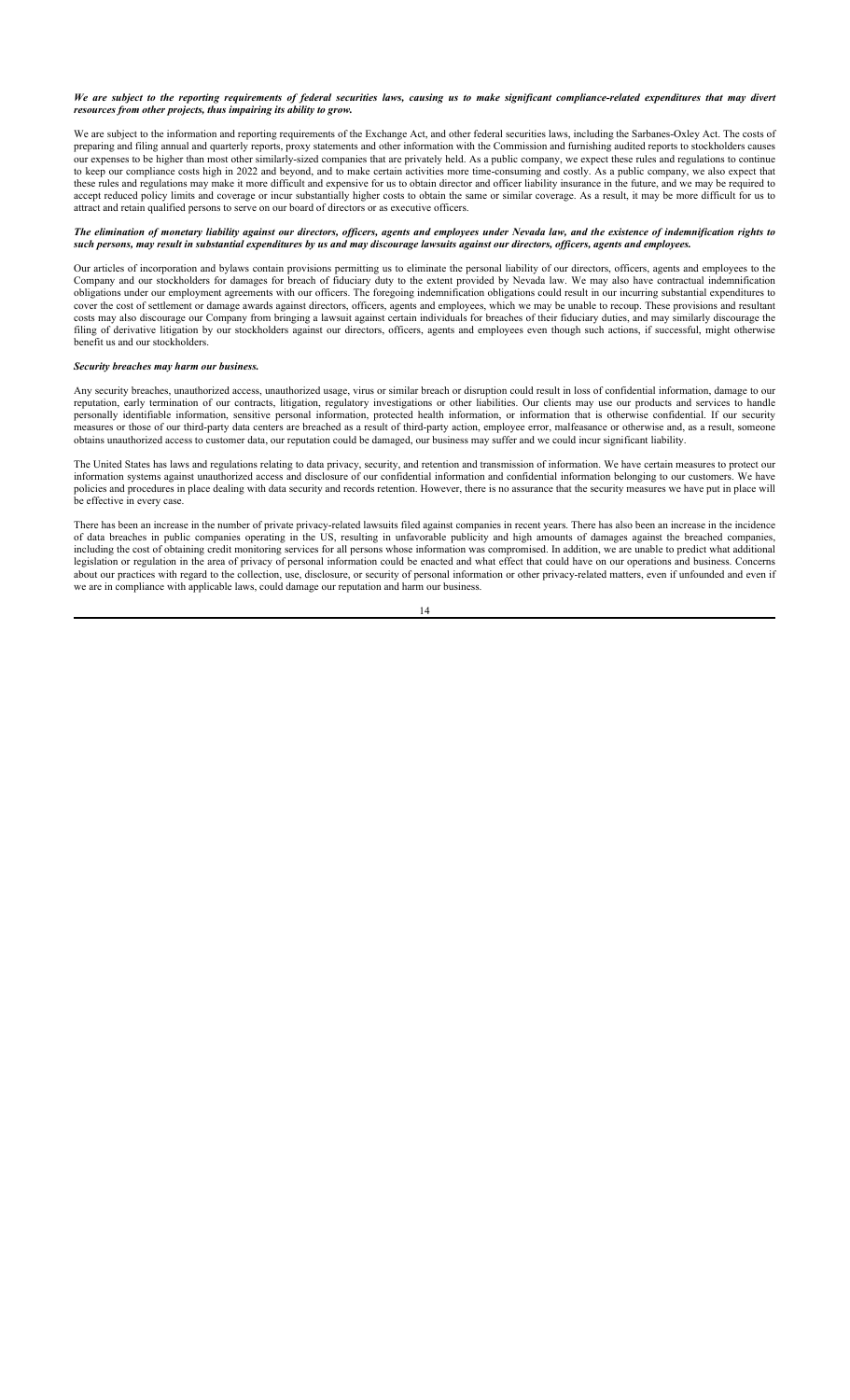***We are subject to the reporting requirements of federal securities laws, causing us to make significant compliance-related expenditures that may divert resources from other projects, thus impairing its ability to grow.***

We are subject to the information and reporting requirements of the Exchange Act, and other federal securities laws, including the Sarbanes-Oxley Act. The costs of preparing and filing annual and quarterly reports, proxy statements and other information with the Commission and furnishing audited reports to stockholders causes our expenses to be higher than most other similarly-sized companies that are privately held. As a public company, we expect these rules and regulations to continue to keep our compliance costs high in 2022 and beyond, and to make certain activities more time-consuming and costly. As a public company, we also expect that these rules and regulations may make it more difficult and expensive for us to obtain director and officer liability insurance in the future, and we may be required to accept reduced policy limits and coverage or incur substantially higher costs to obtain the same or similar coverage. As a result, it may be more difficult for us to attract and retain qualified persons to serve on our board of directors or as executive officers.

***The elimination of monetary liability against our directors, officers, agents and employees under Nevada law, and the existence of indemnification rights to such persons, may result in substantial expenditures by us and may discourage lawsuits against our directors, officers, agents and employees.***

Our articles of incorporation and bylaws contain provisions permitting us to eliminate the personal liability of our directors, officers, agents and employees to the Company and our stockholders for damages for breach of fiduciary duty to the extent provided by Nevada law. We may also have contractual indemnification obligations under our employment agreements with our officers. The foregoing indemnification obligations could result in our incurring substantial expenditures to cover the cost of settlement or damage awards against directors, officers, agents and employees, which we may be unable to recoup. These provisions and resultant costs may also discourage our Company from bringing a lawsuit against certain individuals for breaches of their fiduciary duties, and may similarly discourage the filing of derivative litigation by our stockholders against our directors, officers, agents and employees even though such actions, if successful, might otherwise benefit us and our stockholders.

***Security breaches may harm our business.***

Any security breaches, unauthorized access, unauthorized usage, virus or similar breach or disruption could result in loss of confidential information, damage to our reputation, early termination of our contracts, litigation, regulatory investigations or other liabilities. Our clients may use our products and services to handle personally identifiable information, sensitive personal information, protected health information, or information that is otherwise confidential. If our security measures or those of our third-party data centers are breached as a result of third-party action, employee error, malfeasance or otherwise and, as a result, someone obtains unauthorized access to customer data, our reputation could be damaged, our business may suffer and we could incur significant liability.

The United States has laws and regulations relating to data privacy, security, and retention and transmission of information. We have certain measures to protect our information systems against unauthorized access and disclosure of our confidential information and confidential information belonging to our customers. We have policies and procedures in place dealing with data security and records retention. However, there is no assurance that the security measures we have put in place will be effective in every case.

There has been an increase in the number of private privacy-related lawsuits filed against companies in recent years. There has also been an increase in the incidence of data breaches in public companies operating in the US, resulting in unfavorable publicity and high amounts of damages against the breached companies, including the cost of obtaining credit monitoring services for all persons whose information was compromised. In addition, we are unable to predict what additional legislation or regulation in the area of privacy of personal information could be enacted and what effect that could have on our operations and business. Concerns about our practices with regard to the collection, use, disclosure, or security of personal information or other privacy-related matters, even if unfounded and even if we are in compliance with applicable laws, could damage our reputation and harm our business.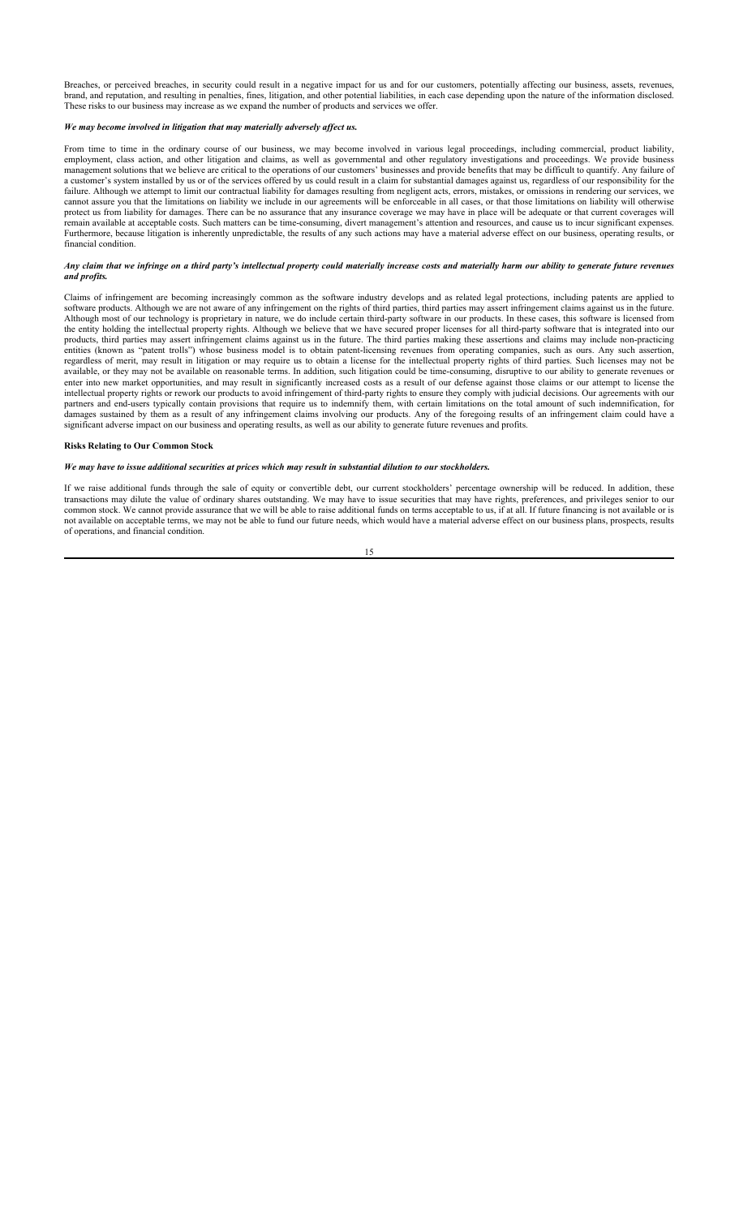Breaches, or perceived breaches, in security could result in a negative impact for us and for our customers, potentially affecting our business, assets, revenues, brand, and reputation, and resulting in penalties, fines, litigation, and other potential liabilities, in each case depending upon the nature of the information disclosed. These risks to our business may increase as we expand the number of products and services we offer.

***We may become involved in litigation that may materially adversely affect us.***

From time to time in the ordinary course of our business, we may become involved in various legal proceedings, including commercial, product liability, employment, class action, and other litigation and claims, as well as governmental and other regulatory investigations and proceedings. We provide business management solutions that we believe are critical to the operations of our customers' businesses and provide benefits that may be difficult to quantify. Any failure of a customer's system installed by us or of the services offered by us could result in a claim for substantial damages against us, regardless of our responsibility for the failure. Although we attempt to limit our contractual liability for damages resulting from negligent acts, errors, mistakes, or omissions in rendering our services, we cannot assure you that the limitations on liability we include in our agreements will be enforceable in all cases, or that those limitations on liability will otherwise protect us from liability for damages. There can be no assurance that any insurance coverage we may have in place will be adequate or that current coverages will remain available at acceptable costs. Such matters can be time-consuming, divert management's attention and resources, and cause us to incur significant expenses. Furthermore, because litigation is inherently unpredictable, the results of any such actions may have a material adverse effect on our business, operating results, or financial condition.

***Any claim that we infringe on a third party's intellectual property could materially increase costs and materially harm our ability to generate future revenues and profits.***

Claims of infringement are becoming increasingly common as the software industry develops and as related legal protections, including patents are applied to software products. Although we are not aware of any infringement on the rights of third parties, third parties may assert infringement claims against us in the future. Although most of our technology is proprietary in nature, we do include certain third-party software in our products. In these cases, this software is licensed from the entity holding the intellectual property rights. Although we believe that we have secured proper licenses for all third-party software that is integrated into our products, third parties may assert infringement claims against us in the future. The third parties making these assertions and claims may include non-practicing entities (known as "patent trolls") whose business model is to obtain patent-licensing revenues from operating companies, such as ours. Any such assertion, regardless of merit, may result in litigation or may require us to obtain a license for the intellectual property rights of third parties. Such licenses may not be available, or they may not be available on reasonable terms. In addition, such litigation could be time-consuming, disruptive to our ability to generate revenues or enter into new market opportunities, and may result in significantly increased costs as a result of our defense against those claims or our attempt to license the intellectual property rights or rework our products to avoid infringement of third-party rights to ensure they comply with judicial decisions. Our agreements with our partners and end-users typically contain provisions that require us to indemnify them, with certain limitations on the total amount of such indemnification, for damages sustained by them as a result of any infringement claims involving our products. Any of the foregoing results of an infringement claim could have a significant adverse impact on our business and operating results, as well as our ability to generate future revenues and profits.

**Risks Relating to Our Common Stock**

***We may have to issue additional securities at prices which may result in substantial dilution to our stockholders.***

If we raise additional funds through the sale of equity or convertible debt, our current stockholders' percentage ownership will be reduced. In addition, these transactions may dilute the value of ordinary shares outstanding. We may have to issue securities that may have rights, preferences, and privileges senior to our common stock. We cannot provide assurance that we will be able to raise additional funds on terms acceptable to us, if at all. If future financing is not available or is not available on acceptable terms, we may not be able to fund our future needs, which would have a material adverse effect on our business plans, prospects, results of operations, and financial condition.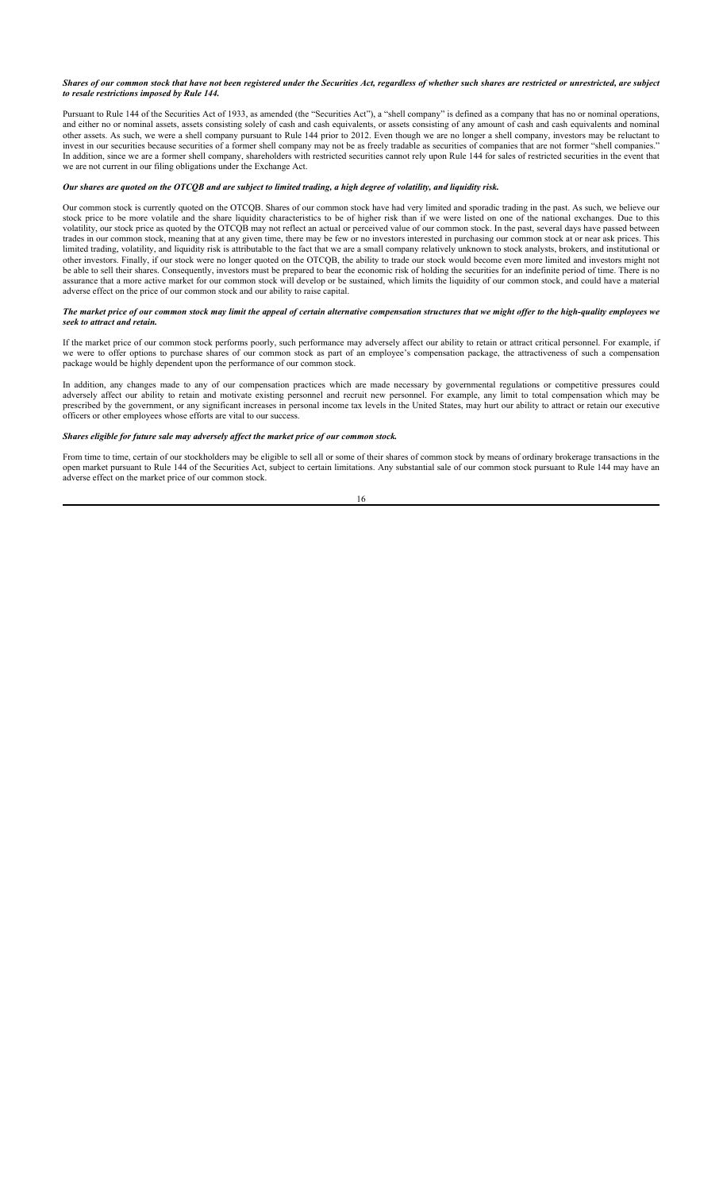***Shares of our common stock that have not been registered under the Securities Act, regardless of whether such shares are restricted or unrestricted, are subject to resale restrictions imposed by Rule 144.***

Pursuant to Rule 144 of the Securities Act of 1933, as amended (the "Securities Act"), a "shell company" is defined as a company that has no or nominal operations, and either no or nominal assets, assets consisting solely of cash and cash equivalents, or assets consisting of any amount of cash and cash equivalents and nominal other assets. As such, we were a shell company pursuant to Rule 144 prior to 2012. Even though we are no longer a shell company, investors may be reluctant to invest in our securities because securities of a former shell company may not be as freely tradable as securities of companies that are not former "shell companies." In addition, since we are a former shell company, shareholders with restricted securities cannot rely upon Rule 144 for sales of restricted securities in the event that we are not current in our filing obligations under the Exchange Act.

***Our shares are quoted on the OTCQB and are subject to limited trading, a high degree of volatility, and liquidity risk.***

Our common stock is currently quoted on the OTCQB. Shares of our common stock have had very limited and sporadic trading in the past. As such, we believe our stock price to be more volatile and the share liquidity characteristics to be of higher risk than if we were listed on one of the national exchanges. Due to this volatility, our stock price as quoted by the OTCQB may not reflect an actual or perceived value of our common stock. In the past, several days have passed between trades in our common stock, meaning that at any given time, there may be few or no investors interested in purchasing our common stock at or near ask prices. This limited trading, volatility, and liquidity risk is attributable to the fact that we are a small company relatively unknown to stock analysts, brokers, and institutional or other investors. Finally, if our stock were no longer quoted on the OTCQB, the ability to trade our stock would become even more limited and investors might not be able to sell their shares. Consequently, investors must be prepared to bear the economic risk of holding the securities for an indefinite period of time. There is no assurance that a more active market for our common stock will develop or be sustained, which limits the liquidity of our common stock, and could have a material adverse effect on the price of our common stock and our ability to raise capital.

***The market price of our common stock may limit the appeal of certain alternative compensation structures that we might offer to the high-quality employees we seek to attract and retain.***

If the market price of our common stock performs poorly, such performance may adversely affect our ability to retain or attract critical personnel. For example, if we were to offer options to purchase shares of our common stock as part of an employee's compensation package, the attractiveness of such a compensation package would be highly dependent upon the performance of our common stock.

In addition, any changes made to any of our compensation practices which are made necessary by governmental regulations or competitive pressures could adversely affect our ability to retain and motivate existing personnel and recruit new personnel. For example, any limit to total compensation which may be prescribed by the government, or any significant increases in personal income tax levels in the United States, may hurt our ability to attract or retain our executive officers or other employees whose efforts are vital to our success.

***Shares eligible for future sale may adversely affect the market price of our common stock.***

From time to time, certain of our stockholders may be eligible to sell all or some of their shares of common stock by means of ordinary brokerage transactions in the open market pursuant to Rule 144 of the Securities Act, subject to certain limitations. Any substantial sale of our common stock pursuant to Rule 144 may have an adverse effect on the market price of our common stock.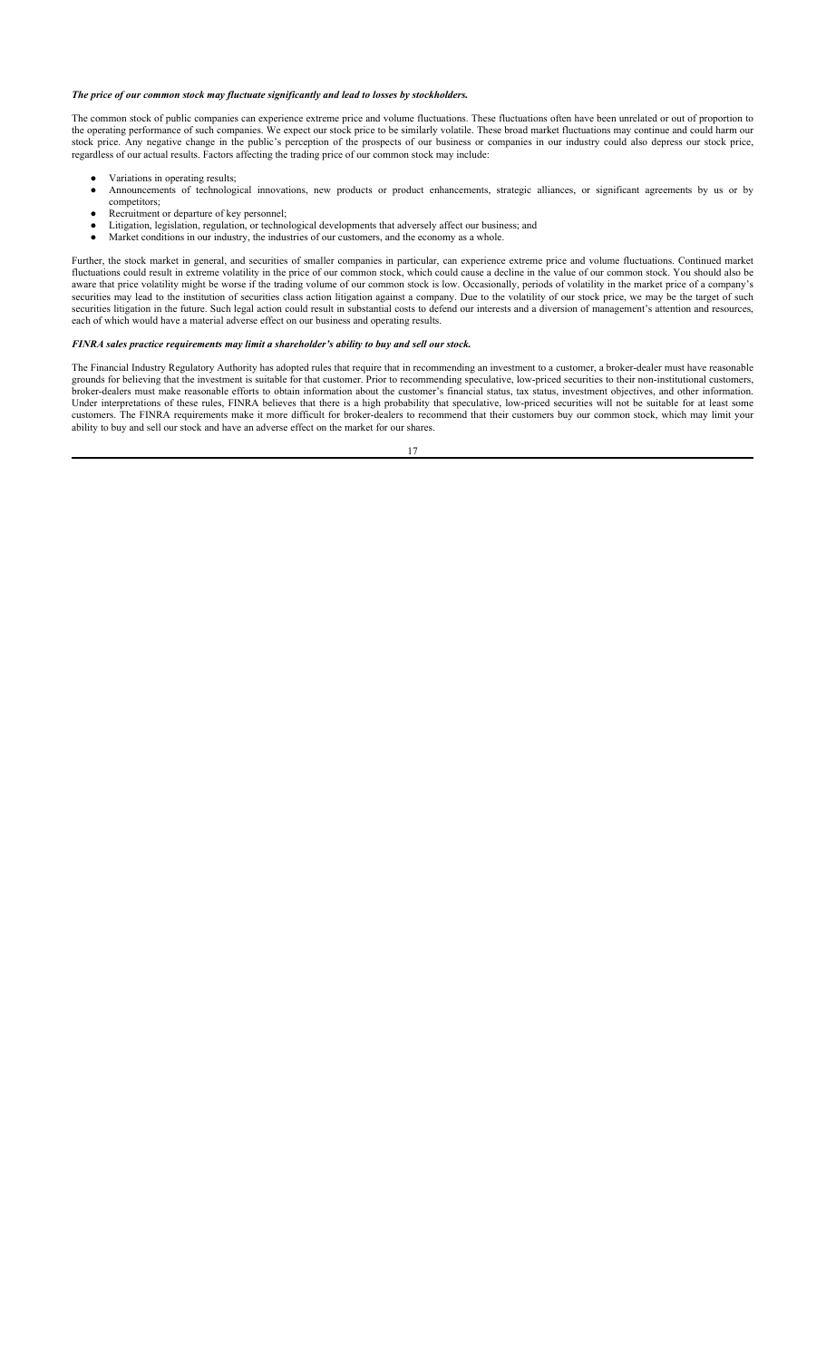***The price of our common stock may fluctuate significantly and lead to losses by stockholders.***

The common stock of public companies can experience extreme price and volume fluctuations. These fluctuations often have been unrelated or out of proportion to the operating performance of such companies. We expect our stock price to be similarly volatile. These broad market fluctuations may continue and could harm our stock price. Any negative change in the public's perception of the prospects of our business or companies in our industry could also depress our stock price, regardless of our actual results. Factors affecting the trading price of our common stock may include:

- Variations in operating results;
- Announcements of technological innovations, new products or product enhancements, strategic alliances, or significant agreements by us or by competitors;
- Recruitment or departure of key personnel;
- Litigation, legislation, regulation, or technological developments that adversely affect our business; and
- Market conditions in our industry, the industries of our customers, and the economy as a whole.

Further, the stock market in general, and securities of smaller companies in particular, can experience extreme price and volume fluctuations. Continued market fluctuations could result in extreme volatility in the price of our common stock, which could cause a decline in the value of our common stock. You should also be aware that price volatility might be worse if the trading volume of our common stock is low. Occasionally, periods of volatility in the market price of a company's securities may lead to the institution of securities class action litigation against a company. Due to the volatility of our stock price, we may be the target of such securities litigation in the future. Such legal action could result in substantial costs to defend our interests and a diversion of management's attention and resources, each of which would have a material adverse effect on our business and operating results.

***FINRA sales practice requirements may limit a shareholder's ability to buy and sell our stock.***

The Financial Industry Regulatory Authority has adopted rules that require that in recommending an investment to a customer, a broker-dealer must have reasonable grounds for believing that the investment is suitable for that customer. Prior to recommending speculative, low-priced securities to their non-institutional customers, broker-dealers must make reasonable efforts to obtain information about the customer's financial status, tax status, investment objectives, and other information. Under interpretations of these rules, FINRA believes that there is a high probability that speculative, low-priced securities will not be suitable for at least some customers. The FINRA requirements make it more difficult for broker-dealers to recommend that their customers buy our common stock, which may limit your ability to buy and sell our stock and have an adverse effect on the market for our shares.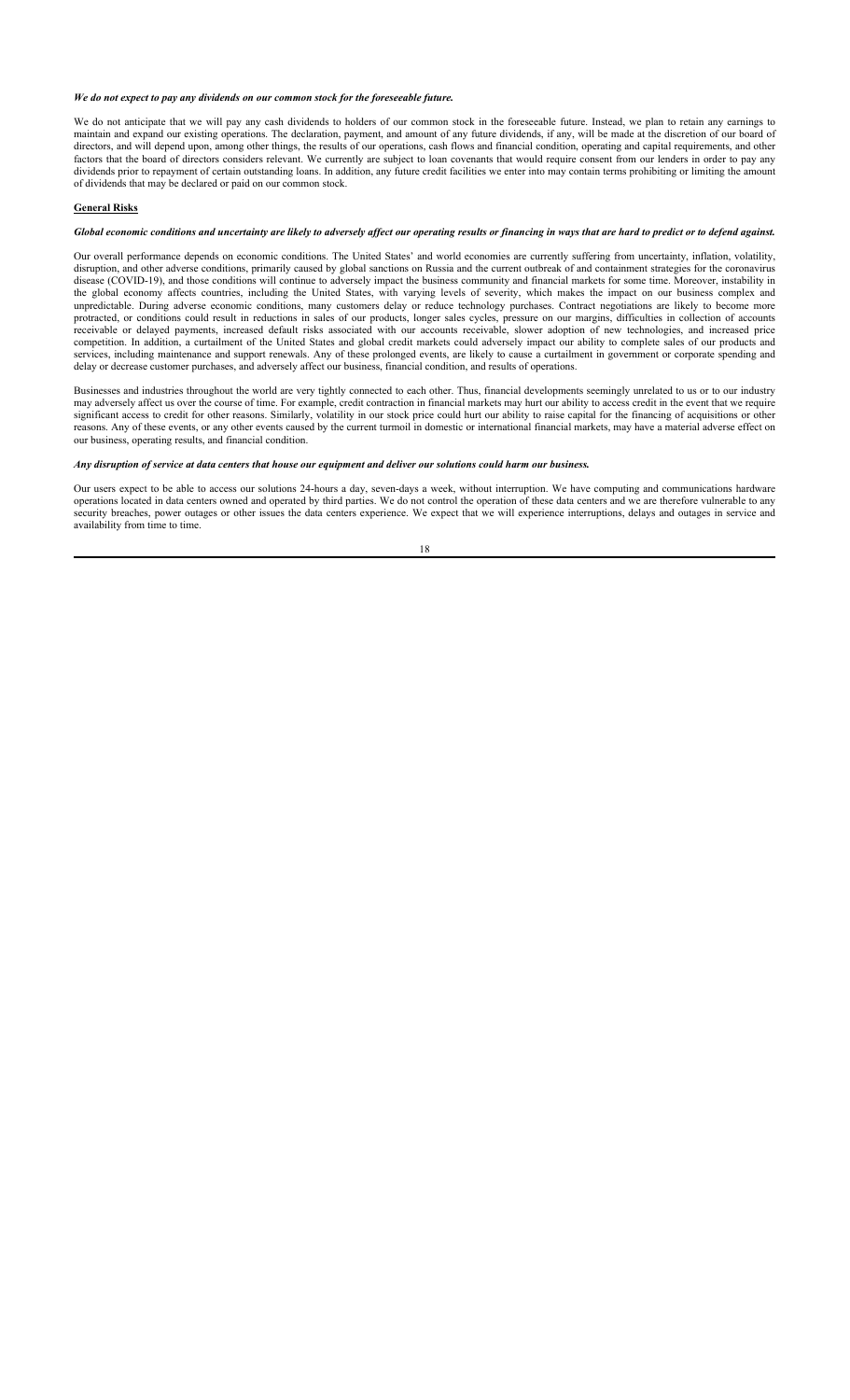***We do not expect to pay any dividends on our common stock for the foreseeable future.***

We do not anticipate that we will pay any cash dividends to holders of our common stock in the foreseeable future. Instead, we plan to retain any earnings to maintain and expand our existing operations. The declaration, payment, and amount of any future dividends, if any, will be made at the discretion of our board of directors, and will depend upon, among other things, the results of our operations, cash flows and financial condition, operating and capital requirements, and other factors that the board of directors considers relevant. We currently are subject to loan covenants that would require consent from our lenders in order to pay any dividends prior to repayment of certain outstanding loans. In addition, any future credit facilities we enter into may contain terms prohibiting or limiting the amount of dividends that may be declared or paid on our common stock.

**General Risks**

***Global economic conditions and uncertainty are likely to adversely affect our operating results or financing in ways that are hard to predict or to defend against.***

Our overall performance depends on economic conditions. The United States' and world economies are currently suffering from uncertainty, inflation, volatility, disruption, and other adverse conditions, primarily caused by global sanctions on Russia and the current outbreak of and containment strategies for the coronavirus disease (COVID-19), and those conditions will continue to adversely impact the business community and financial markets for some time. Moreover, instability in the global economy affects countries, including the United States, with varying levels of severity, which makes the impact on our business complex and unpredictable. During adverse economic conditions, many customers delay or reduce technology purchases. Contract negotiations are likely to become more protracted, or conditions could result in reductions in sales of our products, longer sales cycles, pressure on our margins, difficulties in collection of accounts receivable or delayed payments, increased default risks associated with our accounts receivable, slower adoption of new technologies, and increased price competition. In addition, a curtailment of the United States and global credit markets could adversely impact our ability to complete sales of our products and services, including maintenance and support renewals. Any of these prolonged events, are likely to cause a curtailment in government or corporate spending and delay or decrease customer purchases, and adversely affect our business, financial condition, and results of operations.

Businesses and industries throughout the world are very tightly connected to each other. Thus, financial developments seemingly unrelated to us or to our industry may adversely affect us over the course of time. For example, credit contraction in financial markets may hurt our ability to access credit in the event that we require significant access to credit for other reasons. Similarly, volatility in our stock price could hurt our ability to raise capital for the financing of acquisitions or other reasons. Any of these events, or any other events caused by the current turmoil in domestic or international financial markets, may have a material adverse effect on our business, operating results, and financial condition.

***Any disruption of service at data centers that house our equipment and deliver our solutions could harm our business.***

Our users expect to be able to access our solutions 24-hours a day, seven-days a week, without interruption. We have computing and communications hardware operations located in data centers owned and operated by third parties. We do not control the operation of these data centers and we are therefore vulnerable to any security breaches, power outages or other issues the data centers experience. We expect that we will experience interruptions, delays and outages in service and availability from time to time.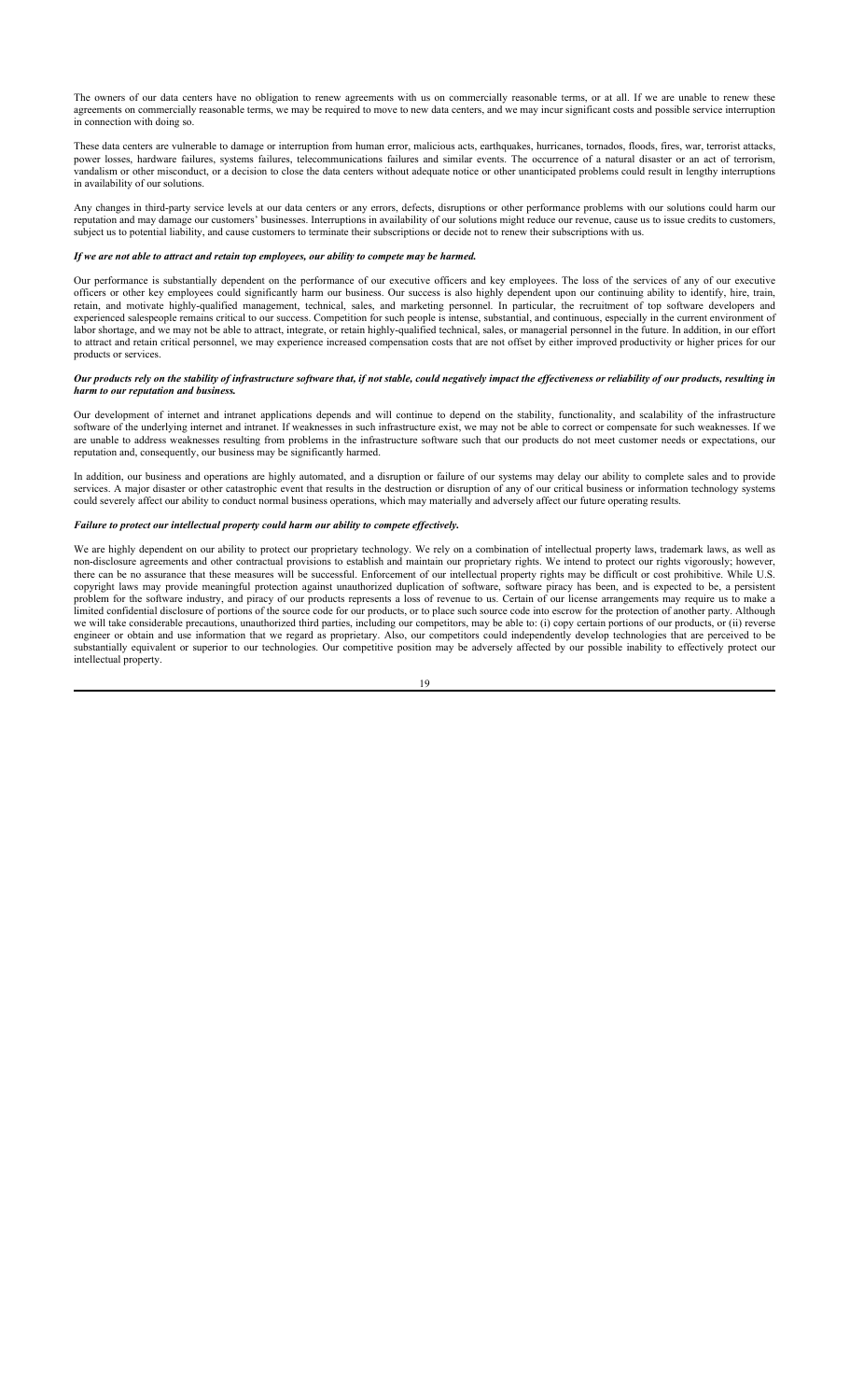The owners of our data centers have no obligation to renew agreements with us on commercially reasonable terms, or at all. If we are unable to renew these agreements on commercially reasonable terms, we may be required to move to new data centers, and we may incur significant costs and possible service interruption in connection with doing so.

These data centers are vulnerable to damage or interruption from human error, malicious acts, earthquakes, hurricanes, tornados, floods, fires, war, terrorist attacks, power losses, hardware failures, systems failures, telecommunications failures and similar events. The occurrence of a natural disaster or an act of terrorism, vandalism or other misconduct, or a decision to close the data centers without adequate notice or other unanticipated problems could result in lengthy interruptions in availability of our solutions.

Any changes in third-party service levels at our data centers or any errors, defects, disruptions or other performance problems with our solutions could harm our reputation and may damage our customers' businesses. Interruptions in availability of our solutions might reduce our revenue, cause us to issue credits to customers, subject us to potential liability, and cause customers to terminate their subscriptions or decide not to renew their subscriptions with us.

***If we are not able to attract and retain top employees, our ability to compete may be harmed.***

Our performance is substantially dependent on the performance of our executive officers and key employees. The loss of the services of any of our executive officers or other key employees could significantly harm our business. Our success is also highly dependent upon our continuing ability to identify, hire, train, retain, and motivate highly-qualified management, technical, sales, and marketing personnel. In particular, the recruitment of top software developers and experienced salespeople remains critical to our success. Competition for such people is intense, substantial, and continuous, especially in the current environment of labor shortage, and we may not be able to attract, integrate, or retain highly-qualified technical, sales, or managerial personnel in the future. In addition, in our effort to attract and retain critical personnel, we may experience increased compensation costs that are not offset by either improved productivity or higher prices for our products or services.

***Our products rely on the stability of infrastructure software that, if not stable, could negatively impact the effectiveness or reliability of our products, resulting in harm to our reputation and business.***

Our development of internet and intranet applications depends and will continue to depend on the stability, functionality, and scalability of the infrastructure software of the underlying internet and intranet. If weaknesses in such infrastructure exist, we may not be able to correct or compensate for such weaknesses. If we are unable to address weaknesses resulting from problems in the infrastructure software such that our products do not meet customer needs or expectations, our reputation and, consequently, our business may be significantly harmed.

In addition, our business and operations are highly automated, and a disruption or failure of our systems may delay our ability to complete sales and to provide services. A major disaster or other catastrophic event that results in the destruction or disruption of any of our critical business or information technology systems could severely affect our ability to conduct normal business operations, which may materially and adversely affect our future operating results.

***Failure to protect our intellectual property could harm our ability to compete effectively.***

We are highly dependent on our ability to protect our proprietary technology. We rely on a combination of intellectual property laws, trademark laws, as well as non-disclosure agreements and other contractual provisions to establish and maintain our proprietary rights. We intend to protect our rights vigorously; however, there can be no assurance that these measures will be successful. Enforcement of our intellectual property rights may be difficult or cost prohibitive. While U.S. copyright laws may provide meaningful protection against unauthorized duplication of software, software piracy has been, and is expected to be, a persistent problem for the software industry, and piracy of our products represents a loss of revenue to us. Certain of our license arrangements may require us to make a limited confidential disclosure of portions of the source code for our products, or to place such source code into escrow for the protection of another party. Although we will take considerable precautions, unauthorized third parties, including our competitors, may be able to: (i) copy certain portions of our products, or (ii) reverse engineer or obtain and use information that we regard as proprietary. Also, our competitors could independently develop technologies that are perceived to be substantially equivalent or superior to our technologies. Our competitive position may be adversely affected by our possible inability to effectively protect our intellectual property.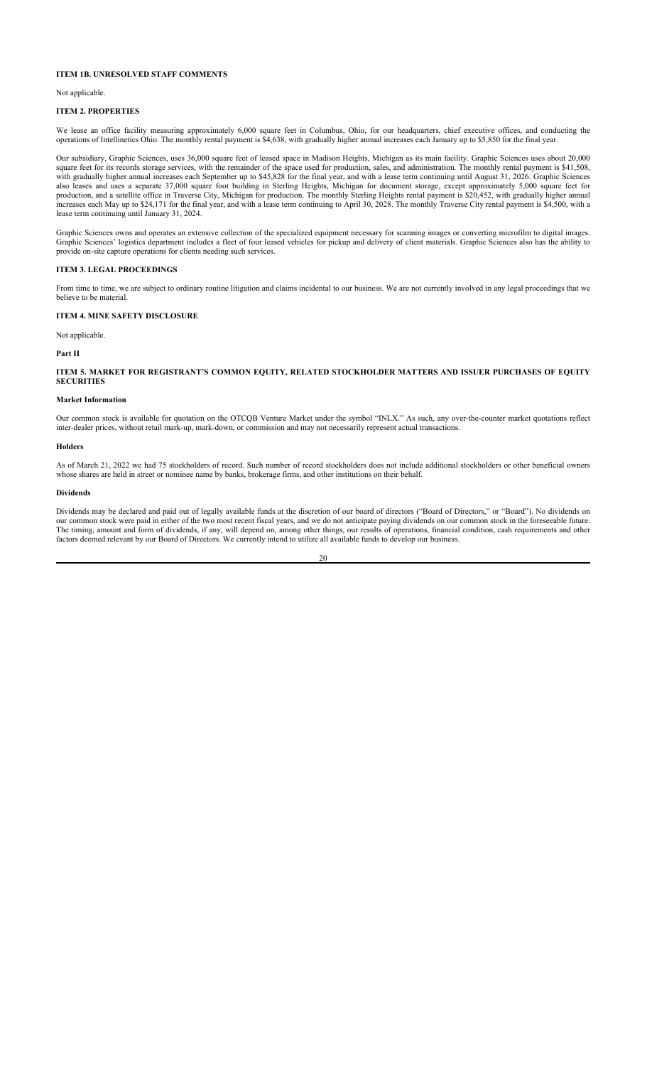### ITEM 1B. UNRESOLVED STAFF COMMENTS

Not applicable.

### ITEM 2. PROPERTIES

We lease an office facility measuring approximately 6,000 square feet in Columbus, Ohio, for our headquarters, chief executive offices, and conducting the operations of Intellinetics Ohio. The monthly rental payment is $4,638, with gradually higher annual increases each January up to $5,850 for the final year.

Our subsidiary, Graphic Sciences, uses 36,000 square feet of leased space in Madison Heights, Michigan as its main facility. Graphic Sciences uses about 20,000 square feet for its records storage services, with the remainder of the space used for production, sales, and administration. The monthly rental payment is $41,508, with gradually higher annual increases each September up to $45,828 for the final year, and with a lease term continuing until August 31, 2026. Graphic Sciences also leases and uses a separate 37,000 square foot building in Sterling Heights, Michigan for document storage, except approximately 5,000 square feet for production, and a satellite office in Traverse City, Michigan for production. The monthly Sterling Heights rental payment is $20,452, with gradually higher annual increases each May up to $24,171 for the final year, and with a lease term continuing to April 30, 2028. The monthly Traverse City rental payment is $4,500, with a lease term continuing until January 31, 2024.

Graphic Sciences owns and operates an extensive collection of the specialized equipment necessary for scanning images or converting microfilm to digital images. Graphic Sciences' logistics department includes a fleet of four leased vehicles for pickup and delivery of client materials. Graphic Sciences also has the ability to provide on-site capture operations for clients needing such services.

### ITEM 3. LEGAL PROCEEDINGS

From time to time, we are subject to ordinary routine litigation and claims incidental to our business. We are not currently involved in any legal proceedings that we believe to be material.

### ITEM 4. MINE SAFETY DISCLOSURE

Not applicable.

## Part II

### ITEM 5. MARKET FOR REGISTRANT'S COMMON EQUITY, RELATED STOCKHOLDER MATTERS AND ISSUER PURCHASES OF EQUITY SECURITIES

#### Market Information

Our common stock is available for quotation on the OTCQB Venture Market under the symbol "INLX." As such, any over-the-counter market quotations reflect inter-dealer prices, without retail mark-up, mark-down, or commission and may not necessarily represent actual transactions.

#### Holders

As of March 21, 2022 we had 75 stockholders of record. Such number of record stockholders does not include additional stockholders or other beneficial owners whose shares are held in street or nominee name by banks, brokerage firms, and other institutions on their behalf.

#### Dividends

Dividends may be declared and paid out of legally available funds at the discretion of our board of directors ("Board of Directors," or "Board"). No dividends on our common stock were paid in either of the two most recent fiscal years, and we do not anticipate paying dividends on our common stock in the foreseeable future. The timing, amount and form of dividends, if any, will depend on, among other things, our results of operations, financial condition, cash requirements and other factors deemed relevant by our Board of Directors. We currently intend to utilize all available funds to develop our business.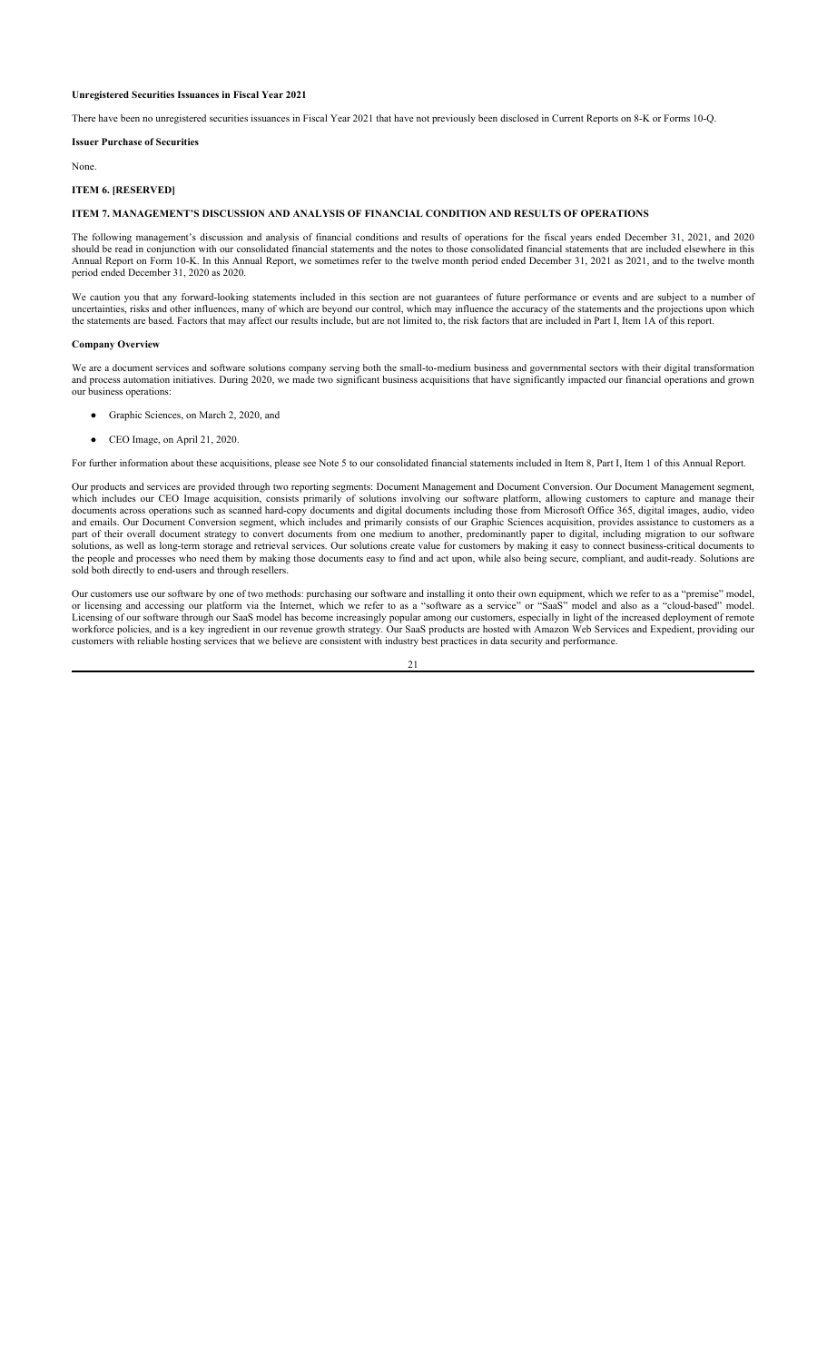**Unregistered Securities Issuances in Fiscal Year 2021**

There have been no unregistered securities issuances in Fiscal Year 2021 that have not previously been disclosed in Current Reports on 8-K or Forms 10-Q.

**Issuer Purchase of Securities**

None.

## ITEM 6. [RESERVED]

## ITEM 7. MANAGEMENT'S DISCUSSION AND ANALYSIS OF FINANCIAL CONDITION AND RESULTS OF OPERATIONS

The following management's discussion and analysis of financial conditions and results of operations for the fiscal years ended December 31, 2021, and 2020 should be read in conjunction with our consolidated financial statements and the notes to those consolidated financial statements that are included elsewhere in this Annual Report on Form 10-K. In this Annual Report, we sometimes refer to the twelve month period ended December 31, 2021 as 2021, and to the twelve month period ended December 31, 2020 as 2020.

We caution you that any forward-looking statements included in this section are not guarantees of future performance or events and are subject to a number of uncertainties, risks and other influences, many of which are beyond our control, which may influence the accuracy of the statements and the projections upon which the statements are based. Factors that may affect our results include, but are not limited to, the risk factors that are included in Part I, Item 1A of this report.

**Company Overview**

We are a document services and software solutions company serving both the small-to-medium business and governmental sectors with their digital transformation and process automation initiatives. During 2020, we made two significant business acquisitions that have significantly impacted our financial operations and grown our business operations:

- Graphic Sciences, on March 2, 2020, and
- CEO Image, on April 21, 2020.

For further information about these acquisitions, please see Note 5 to our consolidated financial statements included in Item 8, Part I, Item 1 of this Annual Report.

Our products and services are provided through two reporting segments: Document Management and Document Conversion. Our Document Management segment, which includes our CEO Image acquisition, consists primarily of solutions involving our software platform, allowing customers to capture and manage their documents across operations such as scanned hard-copy documents and digital documents including those from Microsoft Office 365, digital images, audio, video and emails. Our Document Conversion segment, which includes and primarily consists of our Graphic Sciences acquisition, provides assistance to customers as a part of their overall document strategy to convert documents from one medium to another, predominantly paper to digital, including migration to our software solutions, as well as long-term storage and retrieval services. Our solutions create value for customers by making it easy to connect business-critical documents to the people and processes who need them by making those documents easy to find and act upon, while also being secure, compliant, and audit-ready. Solutions are sold both directly to end-users and through resellers.

Our customers use our software by one of two methods: purchasing our software and installing it onto their own equipment, which we refer to as a "premise" model, or licensing and accessing our platform via the Internet, which we refer to as a "software as a service" or "SaaS" model and also as a "cloud-based" model. Licensing of our software through our SaaS model has become increasingly popular among our customers, especially in light of the increased deployment of remote workforce policies, and is a key ingredient in our revenue growth strategy. Our SaaS products are hosted with Amazon Web Services and Expedient, providing our customers with reliable hosting services that we believe are consistent with industry best practices in data security and performance.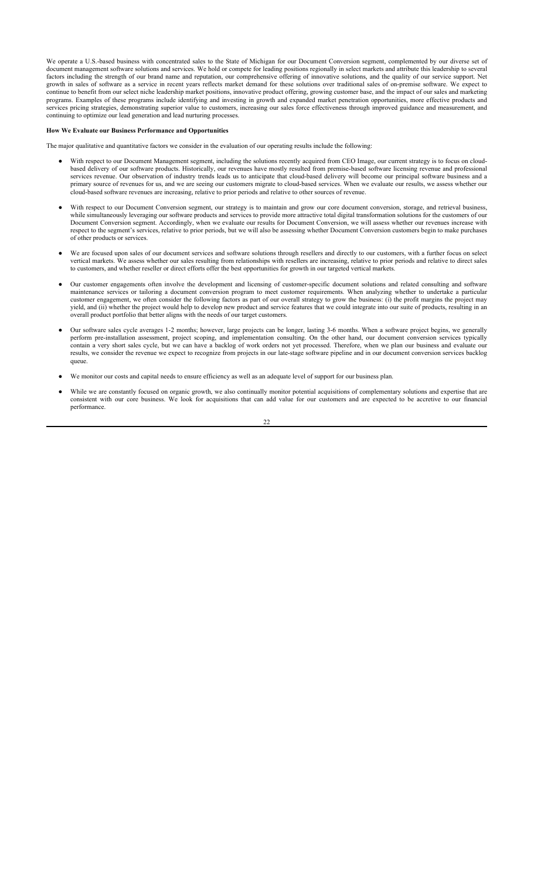We operate a U.S.-based business with concentrated sales to the State of Michigan for our Document Conversion segment, complemented by our diverse set of document management software solutions and services. We hold or compete for leading positions regionally in select markets and attribute this leadership to several factors including the strength of our brand name and reputation, our comprehensive offering of innovative solutions, and the quality of our service support. Net growth in sales of software as a service in recent years reflects market demand for these solutions over traditional sales of on-premise software. We expect to continue to benefit from our select niche leadership market positions, innovative product offering, growing customer base, and the impact of our sales and marketing programs. Examples of these programs include identifying and investing in growth and expanded market penetration opportunities, more effective products and services pricing strategies, demonstrating superior value to customers, increasing our sales force effectiveness through improved guidance and measurement, and continuing to optimize our lead generation and lead nurturing processes.

**How We Evaluate our Business Performance and Opportunities**

The major qualitative and quantitative factors we consider in the evaluation of our operating results include the following:

- With respect to our Document Management segment, including the solutions recently acquired from CEO Image, our current strategy is to focus on cloud-based delivery of our software products. Historically, our revenues have mostly resulted from premise-based software licensing revenue and professional services revenue. Our observation of industry trends leads us to anticipate that cloud-based delivery will become our principal software business and a primary source of revenues for us, and we are seeing our customers migrate to cloud-based services. When we evaluate our results, we assess whether our cloud-based software revenues are increasing, relative to prior periods and relative to other sources of revenue.

- With respect to our Document Conversion segment, our strategy is to maintain and grow our core document conversion, storage, and retrieval business, while simultaneously leveraging our software products and services to provide more attractive total digital transformation solutions for the customers of our Document Conversion segment. Accordingly, when we evaluate our results for Document Conversion, we will assess whether our revenues increase with respect to the segment's services, relative to prior periods, but we will also be assessing whether Document Conversion customers begin to make purchases of other products or services.

- We are focused upon sales of our document services and software solutions through resellers and directly to our customers, with a further focus on select vertical markets. We assess whether our sales resulting from relationships with resellers are increasing, relative to prior periods and relative to direct sales to customers, and whether reseller or direct efforts offer the best opportunities for growth in our targeted vertical markets.

- Our customer engagements often involve the development and licensing of customer-specific document solutions and related consulting and software maintenance services or tailoring a document conversion program to meet customer requirements. When analyzing whether to undertake a particular customer engagement, we often consider the following factors as part of our overall strategy to grow the business: (i) the profit margins the project may yield, and (ii) whether the project would help to develop new product and service features that we could integrate into our suite of products, resulting in an overall product portfolio that better aligns with the needs of our target customers.

- Our software sales cycle averages 1-2 months; however, large projects can be longer, lasting 3-6 months. When a software project begins, we generally perform pre-installation assessment, project scoping, and implementation consulting. On the other hand, our document conversion services typically contain a very short sales cycle, but we can have a backlog of work orders not yet processed. Therefore, when we plan our business and evaluate our results, we consider the revenue we expect to recognize from projects in our late-stage software pipeline and in our document conversion services backlog queue.

- We monitor our costs and capital needs to ensure efficiency as well as an adequate level of support for our business plan.

- While we are constantly focused on organic growth, we also continually monitor potential acquisitions of complementary solutions and expertise that are consistent with our core business. We look for acquisitions that can add value for our customers and are expected to be accretive to our financial performance.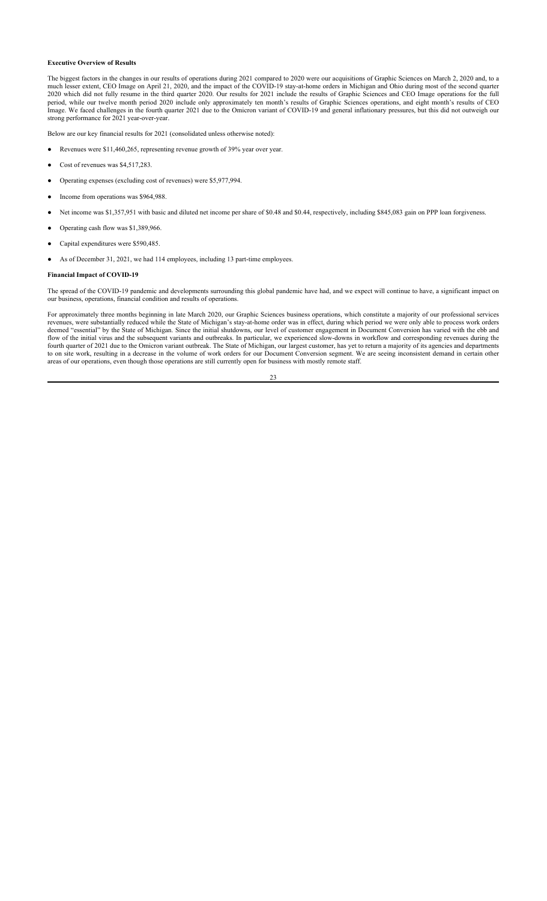**Executive Overview of Results**

The biggest factors in the changes in our results of operations during 2021 compared to 2020 were our acquisitions of Graphic Sciences on March 2, 2020 and, to a much lesser extent, CEO Image on April 21, 2020, and the impact of the COVID-19 stay-at-home orders in Michigan and Ohio during most of the second quarter 2020 which did not fully resume in the third quarter 2020. Our results for 2021 include the results of Graphic Sciences and CEO Image operations for the full period, while our twelve month period 2020 include only approximately ten month's results of Graphic Sciences operations, and eight month's results of CEO Image. We faced challenges in the fourth quarter 2021 due to the Omicron variant of COVID-19 and general inflationary pressures, but this did not outweigh our strong performance for 2021 year-over-year.

Below are our key financial results for 2021 (consolidated unless otherwise noted):

- Revenues were $11,460,265, representing revenue growth of 39% year over year.
- Cost of revenues was $4,517,283.
- Operating expenses (excluding cost of revenues) were $5,977,994.
- Income from operations was $964,988.
- Net income was $1,357,951 with basic and diluted net income per share of $0.48 and $0.44, respectively, including $845,083 gain on PPP loan forgiveness.
- Operating cash flow was $1,389,966.
- Capital expenditures were $590,485.
- As of December 31, 2021, we had 114 employees, including 13 part-time employees.

**Financial Impact of COVID-19**

The spread of the COVID-19 pandemic and developments surrounding this global pandemic have had, and we expect will continue to have, a significant impact on our business, operations, financial condition and results of operations.

For approximately three months beginning in late March 2020, our Graphic Sciences business operations, which constitute a majority of our professional services revenues, were substantially reduced while the State of Michigan's stay-at-home order was in effect, during which period we were only able to process work orders deemed "essential" by the State of Michigan. Since the initial shutdowns, our level of customer engagement in Document Conversion has varied with the ebb and flow of the initial virus and the subsequent variants and outbreaks. In particular, we experienced slow-downs in workflow and corresponding revenues during the fourth quarter of 2021 due to the Omicron variant outbreak. The State of Michigan, our largest customer, has yet to return a majority of its agencies and departments to on site work, resulting in a decrease in the volume of work orders for our Document Conversion segment. We are seeing inconsistent demand in certain other areas of our operations, even though those operations are still currently open for business with mostly remote staff.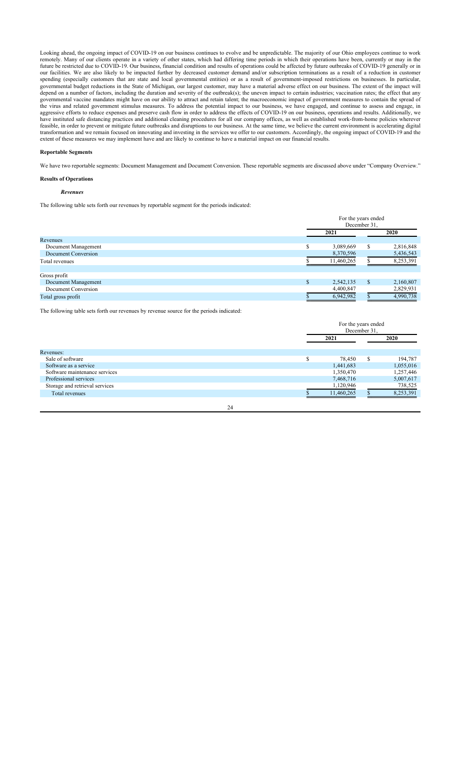Looking ahead, the ongoing impact of COVID-19 on our business continues to evolve and be unpredictable. The majority of our Ohio employees continue to work remotely. Many of our clients operate in a variety of other states, which had differing time periods in which their operations have been, currently or may in the future be restricted due to COVID-19. Our business, financial condition and results of operations could be affected by future outbreaks of COVID-19 generally or in our facilities. We are also likely to be impacted further by decreased customer demand and/or subscription terminations as a result of a reduction in customer spending (especially customers that are state and local governmental entities) or as a result of government-imposed restrictions on businesses. In particular, governmental budget reductions in the State of Michigan, our largest customer, may have a material adverse effect on our business. The extent of the impact will depend on a number of factors, including the duration and severity of the outbreak(s); the uneven impact to certain industries; vaccination rates; the effect that any governmental vaccine mandates might have on our ability to attract and retain talent; the macroeconomic impact of government measures to contain the spread of the virus and related government stimulus measures. To address the potential impact to our business, we have engaged, and continue to assess and engage, in aggressive efforts to reduce expenses and preserve cash flow in order to address the effects of COVID-19 on our business, operations and results. Additionally, we have instituted safe distancing practices and additional cleaning procedures for all our company offices, as well as established work-from-home policies wherever feasible, in order to prevent or mitigate future outbreaks and disruptions to our business. At the same time, we believe the current environment is accelerating digital transformation and we remain focused on innovating and investing in the services we offer to our customers. Accordingly, the ongoing impact of COVID-19 and the extent of these measures we may implement have and are likely to continue to have a material impact on our financial results.

**Reportable Segments**

We have two reportable segments: Document Management and Document Conversion. These reportable segments are discussed above under "Company Overview."

**Results of Operations**

***Revenues***

The following table sets forth our revenues by reportable segment for the periods indicated:

| | For the years ended December 31, | |
|---|---|---|
| | **2021** | **2020** |
| Revenues | | |
| Document Management | $ 3,089,669 | $ 2,816,848 |
| Document Conversion | 8,370,596 | 5,436,543 |
| Total revenues | $ 11,460,265 | $ 8,253,391 |
| | | |
| Gross profit | | |
| Document Management | $ 2,542,135 | $ 2,160,807 |
| Document Conversion | 4,400,847 | 2,829,931 |
| Total gross profit | $ 6,942,982 | $ 4,990,738 |

The following table sets forth our revenues by revenue source for the periods indicated:

| | For the years ended December 31, | |
|---|---|---|
| | **2021** | **2020** |
| Revenues: | | |
| Sale of software | $ 78,450 | $ 194,787 |
| Software as a service | 1,441,683 | 1,055,016 |
| Software maintenance services | 1,350,470 | 1,257,446 |
| Professional services | 7,468,716 | 5,007,617 |
| Storage and retrieval services | 1,120,946 | 738,525 |
| Total revenues | $ 11,460,265 | $ 8,253,391 |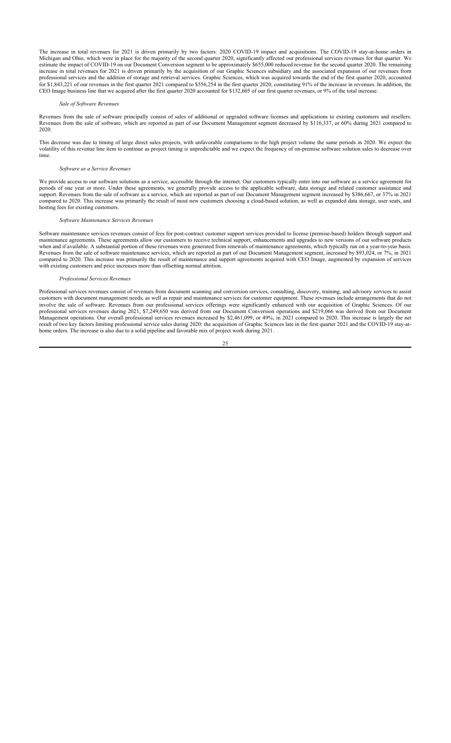The increase in total revenues for 2021 is driven primarily by two factors: 2020 COVID-19 impact and acquisitions. The COVID-19 stay-at-home orders in Michigan and Ohio, which were in place for the majority of the second quarter 2020, significantly affected our professional services revenues for that quarter. We estimate the impact of COVID-19 on our Document Conversion segment to be approximately $655,000 reduced revenue for the second quarter 2020. The remaining increase in total revenues for 2021 is driven primarily by the acquisition of our Graphic Sciences subsidiary and the associated expansion of our revenues from professional services and the addition of storage and retrieval services. Graphic Sciences, which was acquired towards the end of the first quarter 2020, accounted for $1,843,221 of our revenues in the first quarter 2021 compared to $556,254 in the first quarter 2020, constituting 91% of the increase in revenues. In addition, the CEO Image business line that we acquired after the first quarter 2020 accounted for $132,605 of our first quarter revenues, or 9% of the total increase.

### *Sale of Software Revenues*

Revenues from the sale of software principally consist of sales of additional or upgraded software licenses and applications to existing customers and resellers. Revenues from the sale of software, which are reported as part of our Document Management segment decreased by $116,337, or 60% during 2021 compared to 2020.

This decrease was due to timing of large direct sales projects, with unfavorable comparisons to the high project volume the same periods in 2020. We expect the volatility of this revenue line item to continue as project timing is unpredictable and we expect the frequency of on-premise software solution sales to decrease over time.

### *Software as a Service Revenues*

We provide access to our software solutions as a service, accessible through the internet. Our customers typically enter into our software as a service agreement for periods of one year or more. Under these agreements, we generally provide access to the applicable software, data storage and related customer assistance and support. Revenues from the sale of software as a service, which are reported as part of our Document Management segment increased by $386,667, or 37% in 2021 compared to 2020. This increase was primarily the result of most new customers choosing a cloud-based solution, as well as expanded data storage, user seats, and hosting fees for existing customers.

### *Software Maintenance Services Revenues*

Software maintenance services revenues consist of fees for post-contract customer support services provided to license (premise-based) holders through support and maintenance agreements. These agreements allow our customers to receive technical support, enhancements and upgrades to new versions of our software products when and if available. A substantial portion of these revenues were generated from renewals of maintenance agreements, which typically run on a year-to-year basis. Revenues from the sale of software maintenance services, which are reported as part of our Document Management segment, increased by $93,024, or 7%, in 2021 compared to 2020. This increase was primarily the result of maintenance and support agreements acquired with CEO Image, augmented by expansion of services with existing customers and price increases more than offsetting normal attrition.

### *Professional Services Revenues*

Professional services revenues consist of revenues from document scanning and conversion services, consulting, discovery, training, and advisory services to assist customers with document management needs, as well as repair and maintenance services for customer equipment. These revenues include arrangements that do not involve the sale of software. Revenues from our professional services offerings were significantly enhanced with our acquisition of Graphic Sciences. Of our professional services revenues during 2021, $7,249,650 was derived from our Document Conversion operations and $219,066 was derived from our Document Management operations. Our overall professional services revenues increased by $2,461,099, or 49%, in 2021 compared to 2020. This increase is largely the net result of two key factors limiting professional service sales during 2020: the acquisition of Graphic Sciences late in the first quarter 2021 and the COVID-19 stay-at-home orders. The increase is also due to a solid pipeline and favorable mix of project work during 2021.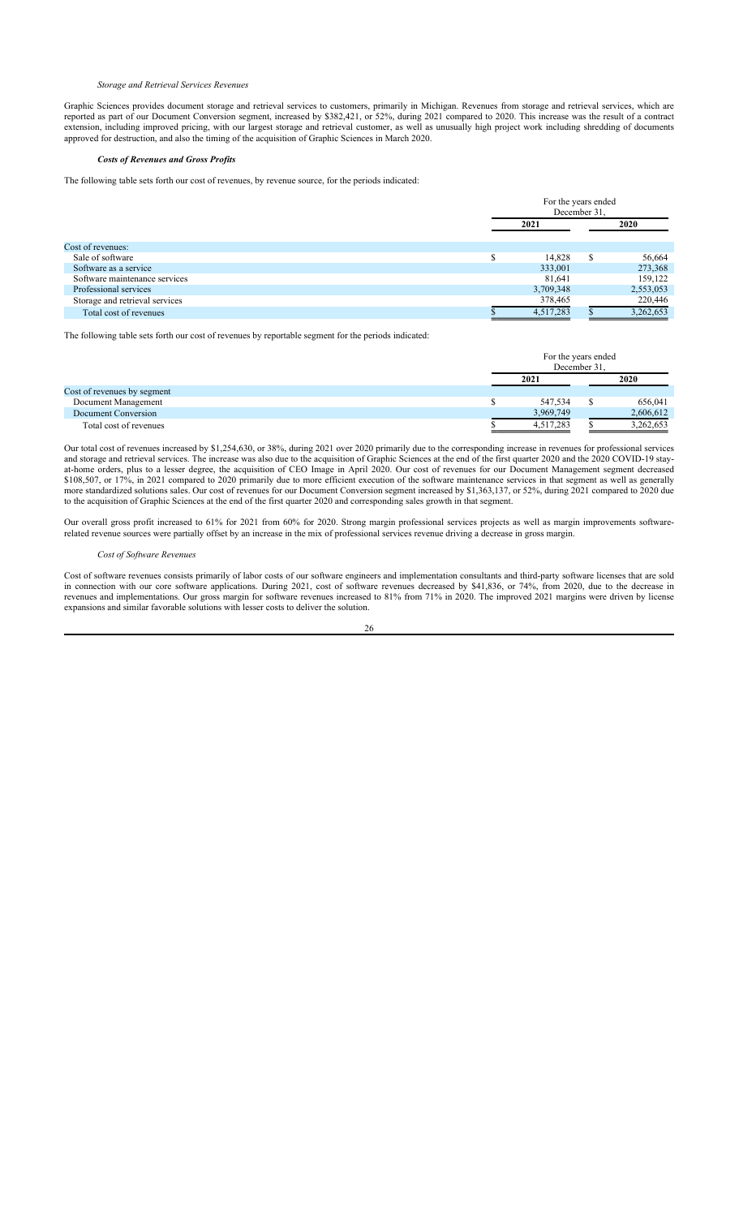*Storage and Retrieval Services Revenues*

Graphic Sciences provides document storage and retrieval services to customers, primarily in Michigan. Revenues from storage and retrieval services, which are reported as part of our Document Conversion segment, increased by $382,421, or 52%, during 2021 compared to 2020. This increase was the result of a contract extension, including improved pricing, with our largest storage and retrieval customer, as well as unusually high project work including shredding of documents approved for destruction, and also the timing of the acquisition of Graphic Sciences in March 2020.

***Costs of Revenues and Gross Profits***

The following table sets forth our cost of revenues, by revenue source, for the periods indicated:

| | For the years ended December 31, | |
|---|---|---|
| | **2021** | **2020** |
| Cost of revenues: | | |
| Sale of software | $ 14,828 | $ 56,664 |
| Software as a service | 333,001 | 273,368 |
| Software maintenance services | 81,641 | 159,122 |
| Professional services | 3,709,348 | 2,553,053 |
| Storage and retrieval services | 378,465 | 220,446 |
| Total cost of revenues | $ 4,517,283 | $ 3,262,653 |

The following table sets forth our cost of revenues by reportable segment for the periods indicated:

| | For the years ended December 31, | |
|---|---|---|
| | **2021** | **2020** |
| Cost of revenues by segment | | |
| Document Management | $ 547,534 | $ 656,041 |
| Document Conversion | 3,969,749 | 2,606,612 |
| Total cost of revenues | $ 4,517,283 | $ 3,262,653 |

Our total cost of revenues increased by $1,254,630, or 38%, during 2021 over 2020 primarily due to the corresponding increase in revenues for professional services and storage and retrieval services. The increase was also due to the acquisition of Graphic Sciences at the end of the first quarter 2020 and the 2020 COVID-19 stay-at-home orders, plus to a lesser degree, the acquisition of CEO Image in April 2020. Our cost of revenues for our Document Management segment decreased $108,507, or 17%, in 2021 compared to 2020 primarily due to more efficient execution of the software maintenance services in that segment as well as generally more standardized solutions sales. Our cost of revenues for our Document Conversion segment increased by $1,363,137, or 52%, during 2021 compared to 2020 due to the acquisition of Graphic Sciences at the end of the first quarter 2020 and corresponding sales growth in that segment.

Our overall gross profit increased to 61% for 2021 from 60% for 2020. Strong margin professional services projects as well as margin improvements software-related revenue sources were partially offset by an increase in the mix of professional services revenue driving a decrease in gross margin.

*Cost of Software Revenues*

Cost of software revenues consists primarily of labor costs of our software engineers and implementation consultants and third-party software licenses that are sold in connection with our core software applications. During 2021, cost of software revenues decreased by $41,836, or 74%, from 2020, due to the decrease in revenues and implementations. Our gross margin for software revenues increased to 81% from 71% in 2020. The improved 2021 margins were driven by license expansions and similar favorable solutions with lesser costs to deliver the solution.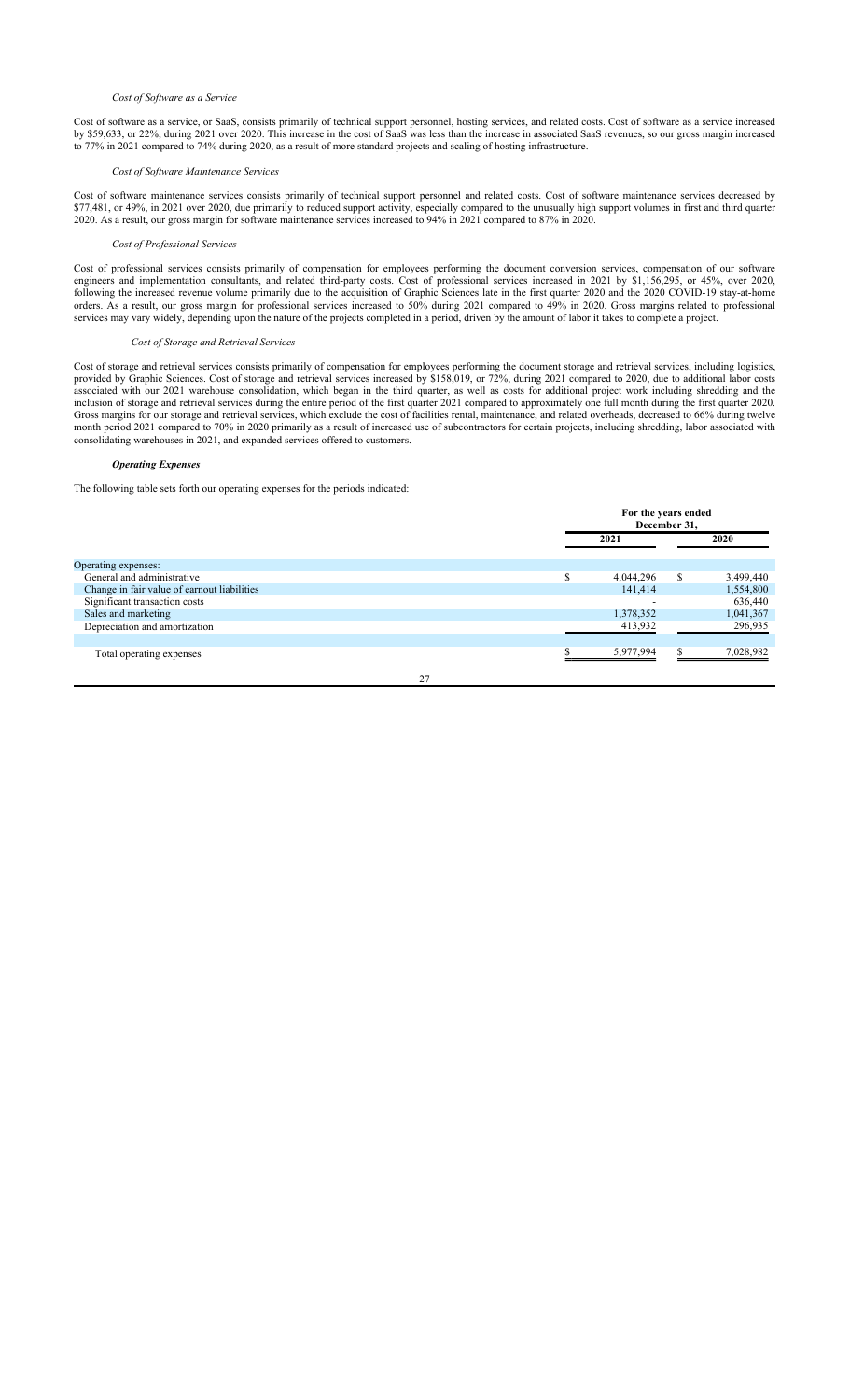*Cost of Software as a Service*

Cost of software as a service, or SaaS, consists primarily of technical support personnel, hosting services, and related costs. Cost of software as a service increased by $59,633, or 22%, during 2021 over 2020. This increase in the cost of SaaS was less than the increase in associated SaaS revenues, so our gross margin increased to 77% in 2021 compared to 74% during 2020, as a result of more standard projects and scaling of hosting infrastructure.

*Cost of Software Maintenance Services*

Cost of software maintenance services consists primarily of technical support personnel and related costs. Cost of software maintenance services decreased by $77,481, or 49%, in 2021 over 2020, due primarily to reduced support activity, especially compared to the unusually high support volumes in first and third quarter 2020. As a result, our gross margin for software maintenance services increased to 94% in 2021 compared to 87% in 2020.

*Cost of Professional Services*

Cost of professional services consists primarily of compensation for employees performing the document conversion services, compensation of our software engineers and implementation consultants, and related third-party costs. Cost of professional services increased in 2021 by $1,156,295, or 45%, over 2020, following the increased revenue volume primarily due to the acquisition of Graphic Sciences late in the first quarter 2020 and the 2020 COVID-19 stay-at-home orders. As a result, our gross margin for professional services increased to 50% during 2021 compared to 49% in 2020. Gross margins related to professional services may vary widely, depending upon the nature of the projects completed in a period, driven by the amount of labor it takes to complete a project.

*Cost of Storage and Retrieval Services*

Cost of storage and retrieval services consists primarily of compensation for employees performing the document storage and retrieval services, including logistics, provided by Graphic Sciences. Cost of storage and retrieval services increased by $158,019, or 72%, during 2021 compared to 2020, due to additional labor costs associated with our 2021 warehouse consolidation, which began in the third quarter, as well as costs for additional project work including shredding and the inclusion of storage and retrieval services during the entire period of the first quarter 2021 compared to approximately one full month during the first quarter 2020. Gross margins for our storage and retrieval services, which exclude the cost of facilities rental, maintenance, and related overheads, decreased to 66% during twelve month period 2021 compared to 70% in 2020 primarily as a result of increased use of subcontractors for certain projects, including shredding, labor associated with consolidating warehouses in 2021, and expanded services offered to customers.

***Operating Expenses***

The following table sets forth our operating expenses for the periods indicated:

| | For the years ended December 31, | |
|---|---|---|
| | 2021 | 2020 |
| Operating expenses: | | |
| General and administrative | $ 4,044,296 | $ 3,499,440 |
| Change in fair value of earnout liabilities | 141,414 | 1,554,800 |
| Significant transaction costs | - | 636,440 |
| Sales and marketing | 1,378,352 | 1,041,367 |
| Depreciation and amortization | 413,932 | 296,935 |
| Total operating expenses | $ 5,977,994 | $ 7,028,982 |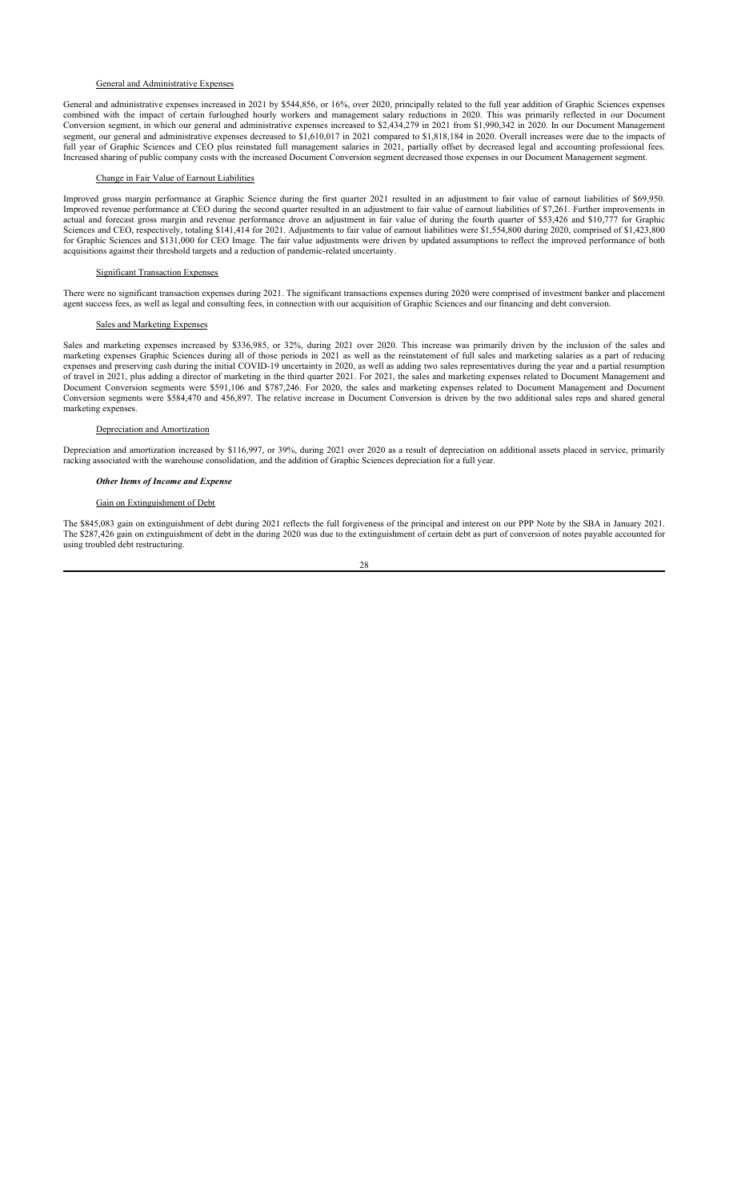#### General and Administrative Expenses

General and administrative expenses increased in 2021 by $544,856, or 16%, over 2020, principally related to the full year addition of Graphic Sciences expenses combined with the impact of certain furloughed hourly workers and management salary reductions in 2020. This was primarily reflected in our Document Conversion segment, in which our general and administrative expenses increased to $2,434,279 in 2021 from $1,990,342 in 2020. In our Document Management segment, our general and administrative expenses decreased to $1,610,017 in 2021 compared to $1,818,184 in 2020. Overall increases were due to the impacts of full year of Graphic Sciences and CEO plus reinstated full management salaries in 2021, partially offset by decreased legal and accounting professional fees. Increased sharing of public company costs with the increased Document Conversion segment decreased those expenses in our Document Management segment.

#### Change in Fair Value of Earnout Liabilities

Improved gross margin performance at Graphic Science during the first quarter 2021 resulted in an adjustment to fair value of earnout liabilities of $69,950. Improved revenue performance at CEO during the second quarter resulted in an adjustment to fair value of earnout liabilities of $7,261. Further improvements in actual and forecast gross margin and revenue performance drove an adjustment in fair value of during the fourth quarter of $53,426 and $10,777 for Graphic Sciences and CEO, respectively, totaling $141,414 for 2021. Adjustments to fair value of earnout liabilities were $1,554,800 during 2020, comprised of $1,423,800 for Graphic Sciences and $131,000 for CEO Image. The fair value adjustments were driven by updated assumptions to reflect the improved performance of both acquisitions against their threshold targets and a reduction of pandemic-related uncertainty.

#### Significant Transaction Expenses

There were no significant transaction expenses during 2021. The significant transactions expenses during 2020 were comprised of investment banker and placement agent success fees, as well as legal and consulting fees, in connection with our acquisition of Graphic Sciences and our financing and debt conversion.

#### Sales and Marketing Expenses

Sales and marketing expenses increased by $336,985, or 32%, during 2021 over 2020. This increase was primarily driven by the inclusion of the sales and marketing expenses Graphic Sciences during all of those periods in 2021 as well as the reinstatement of full sales and marketing salaries as a part of reducing expenses and preserving cash during the initial COVID-19 uncertainty in 2020, as well as adding two sales representatives during the year and a partial resumption of travel in 2021, plus adding a director of marketing in the third quarter 2021. For 2021, the sales and marketing expenses related to Document Management and Document Conversion segments were $591,106 and $787,246. For 2020, the sales and marketing expenses related to Document Management and Document Conversion segments were $584,470 and 456,897. The relative increase in Document Conversion is driven by the two additional sales reps and shared general marketing expenses.

#### Depreciation and Amortization

Depreciation and amortization increased by $116,997, or 39%, during 2021 over 2020 as a result of depreciation on additional assets placed in service, primarily racking associated with the warehouse consolidation, and the addition of Graphic Sciences depreciation for a full year.

### ***Other Items of Income and Expense***

#### Gain on Extinguishment of Debt

The $845,083 gain on extinguishment of debt during 2021 reflects the full forgiveness of the principal and interest on our PPP Note by the SBA in January 2021. The $287,426 gain on extinguishment of debt in the during 2020 was due to the extinguishment of certain debt as part of conversion of notes payable accounted for using troubled debt restructuring.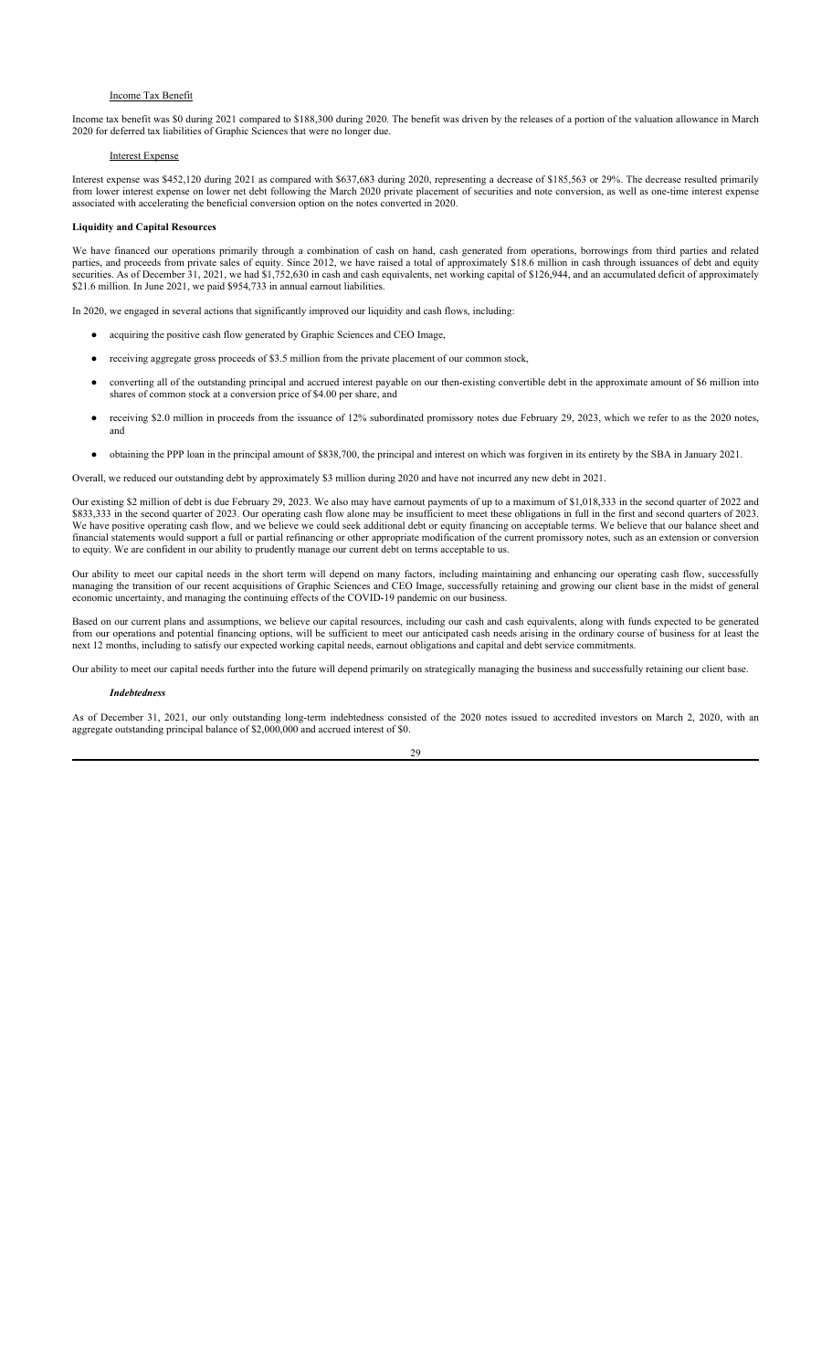Income Tax Benefit

Income tax benefit was $0 during 2021 compared to $188,300 during 2020. The benefit was driven by the releases of a portion of the valuation allowance in March 2020 for deferred tax liabilities of Graphic Sciences that were no longer due.

Interest Expense

Interest expense was $452,120 during 2021 as compared with $637,683 during 2020, representing a decrease of $185,563 or 29%. The decrease resulted primarily from lower interest expense on lower net debt following the March 2020 private placement of securities and note conversion, as well as one-time interest expense associated with accelerating the beneficial conversion option on the notes converted in 2020.

**Liquidity and Capital Resources**

We have financed our operations primarily through a combination of cash on hand, cash generated from operations, borrowings from third parties and related parties, and proceeds from private sales of equity. Since 2012, we have raised a total of approximately $18.6 million in cash through issuances of debt and equity securities. As of December 31, 2021, we had $1,752,630 in cash and cash equivalents, net working capital of $126,944, and an accumulated deficit of approximately $21.6 million. In June 2021, we paid $954,733 in annual earnout liabilities.

In 2020, we engaged in several actions that significantly improved our liquidity and cash flows, including:

- acquiring the positive cash flow generated by Graphic Sciences and CEO Image,
- receiving aggregate gross proceeds of $3.5 million from the private placement of our common stock,
- converting all of the outstanding principal and accrued interest payable on our then-existing convertible debt in the approximate amount of $6 million into shares of common stock at a conversion price of $4.00 per share, and
- receiving $2.0 million in proceeds from the issuance of 12% subordinated promissory notes due February 29, 2023, which we refer to as the 2020 notes, and
- obtaining the PPP loan in the principal amount of $838,700, the principal and interest on which was forgiven in its entirety by the SBA in January 2021.

Overall, we reduced our outstanding debt by approximately $3 million during 2020 and have not incurred any new debt in 2021.

Our existing $2 million of debt is due February 29, 2023. We also may have earnout payments of up to a maximum of $1,018,333 in the second quarter of 2022 and $833,333 in the second quarter of 2023. Our operating cash flow alone may be insufficient to meet these obligations in full in the first and second quarters of 2023. We have positive operating cash flow, and we believe we could seek additional debt or equity financing on acceptable terms. We believe that our balance sheet and financial statements would support a full or partial refinancing or other appropriate modification of the current promissory notes, such as an extension or conversion to equity. We are confident in our ability to prudently manage our current debt on terms acceptable to us.

Our ability to meet our capital needs in the short term will depend on many factors, including maintaining and enhancing our operating cash flow, successfully managing the transition of our recent acquisitions of Graphic Sciences and CEO Image, successfully retaining and growing our client base in the midst of general economic uncertainty, and managing the continuing effects of the COVID-19 pandemic on our business.

Based on our current plans and assumptions, we believe our capital resources, including our cash and cash equivalents, along with funds expected to be generated from our operations and potential financing options, will be sufficient to meet our anticipated cash needs arising in the ordinary course of business for at least the next 12 months, including to satisfy our expected working capital needs, earnout obligations and capital and debt service commitments.

Our ability to meet our capital needs further into the future will depend primarily on strategically managing the business and successfully retaining our client base.

***Indebtedness***

As of December 31, 2021, our only outstanding long-term indebtedness consisted of the 2020 notes issued to accredited investors on March 2, 2020, with an aggregate outstanding principal balance of $2,000,000 and accrued interest of $0.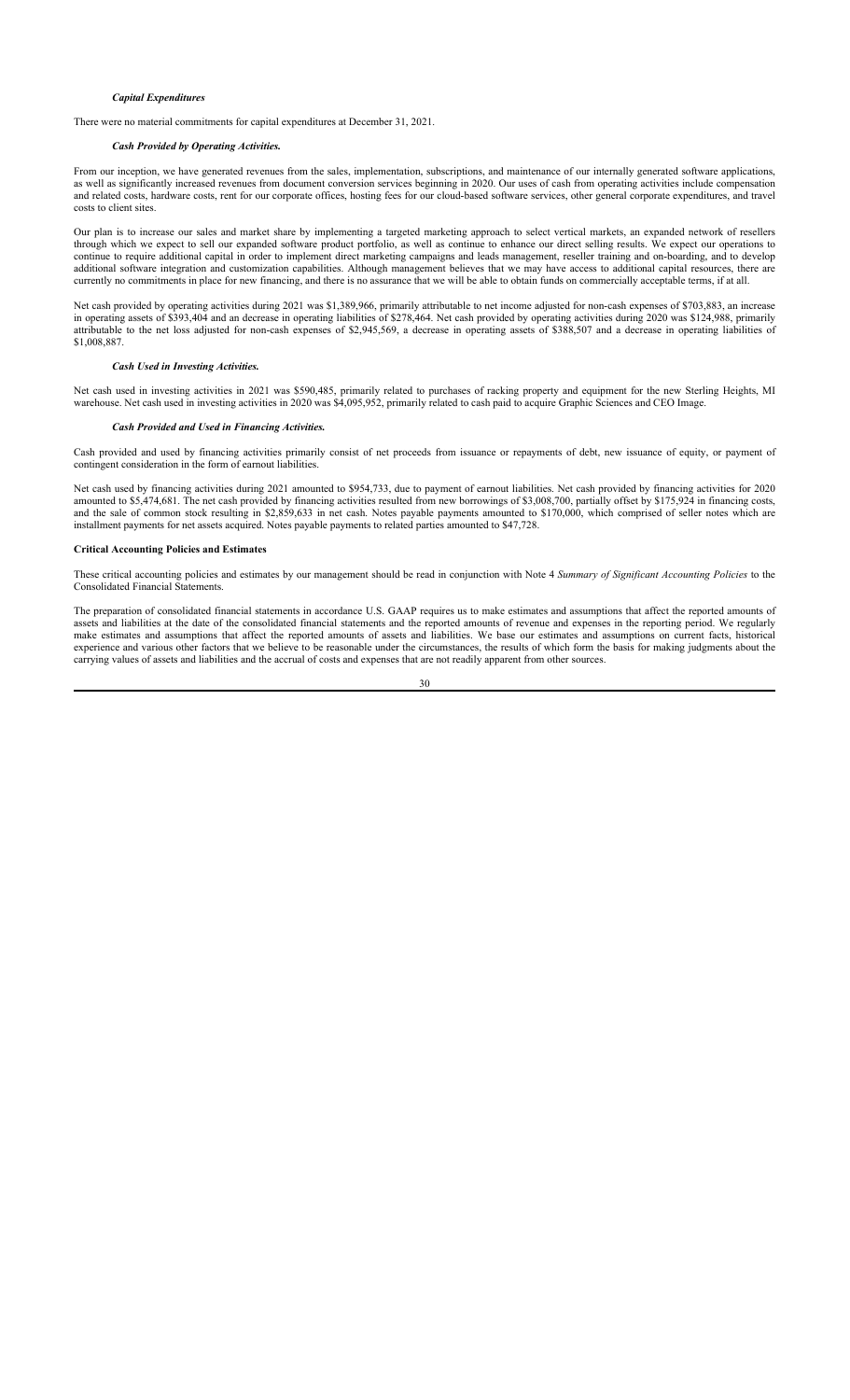### *Capital Expenditures*

There were no material commitments for capital expenditures at December 31, 2021.

### *Cash Provided by Operating Activities.*

From our inception, we have generated revenues from the sales, implementation, subscriptions, and maintenance of our internally generated software applications, as well as significantly increased revenues from document conversion services beginning in 2020. Our uses of cash from operating activities include compensation and related costs, hardware costs, rent for our corporate offices, hosting fees for our cloud-based software services, other general corporate expenditures, and travel costs to client sites.

Our plan is to increase our sales and market share by implementing a targeted marketing approach to select vertical markets, an expanded network of resellers through which we expect to sell our expanded software product portfolio, as well as continue to enhance our direct selling results. We expect our operations to continue to require additional capital in order to implement direct marketing campaigns and leads management, reseller training and on-boarding, and to develop additional software integration and customization capabilities. Although management believes that we may have access to additional capital resources, there are currently no commitments in place for new financing, and there is no assurance that we will be able to obtain funds on commercially acceptable terms, if at all.

Net cash provided by operating activities during 2021 was $1,389,966, primarily attributable to net income adjusted for non-cash expenses of $703,883, an increase in operating assets of $393,404 and an decrease in operating liabilities of $278,464. Net cash provided by operating activities during 2020 was $124,988, primarily attributable to the net loss adjusted for non-cash expenses of $2,945,569, a decrease in operating assets of $388,507 and a decrease in operating liabilities of $1,008,887.

### *Cash Used in Investing Activities.*

Net cash used in investing activities in 2021 was $590,485, primarily related to purchases of racking property and equipment for the new Sterling Heights, MI warehouse. Net cash used in investing activities in 2020 was $4,095,952, primarily related to cash paid to acquire Graphic Sciences and CEO Image.

### *Cash Provided and Used in Financing Activities.*

Cash provided and used by financing activities primarily consist of net proceeds from issuance or repayments of debt, new issuance of equity, or payment of contingent consideration in the form of earnout liabilities.

Net cash used by financing activities during 2021 amounted to $954,733, due to payment of earnout liabilities. Net cash provided by financing activities for 2020 amounted to $5,474,681. The net cash provided by financing activities resulted from new borrowings of $3,008,700, partially offset by $175,924 in financing costs, and the sale of common stock resulting in $2,859,633 in net cash. Notes payable payments amounted to $170,000, which comprised of seller notes which are installment payments for net assets acquired. Notes payable payments to related parties amounted to $47,728.

## Critical Accounting Policies and Estimates

These critical accounting policies and estimates by our management should be read in conjunction with Note 4 *Summary of Significant Accounting Policies* to the Consolidated Financial Statements.

The preparation of consolidated financial statements in accordance U.S. GAAP requires us to make estimates and assumptions that affect the reported amounts of assets and liabilities at the date of the consolidated financial statements and the reported amounts of revenue and expenses in the reporting period. We regularly make estimates and assumptions that affect the reported amounts of assets and liabilities. We base our estimates and assumptions on current facts, historical experience and various other factors that we believe to be reasonable under the circumstances, the results of which form the basis for making judgments about the carrying values of assets and liabilities and the accrual of costs and expenses that are not readily apparent from other sources.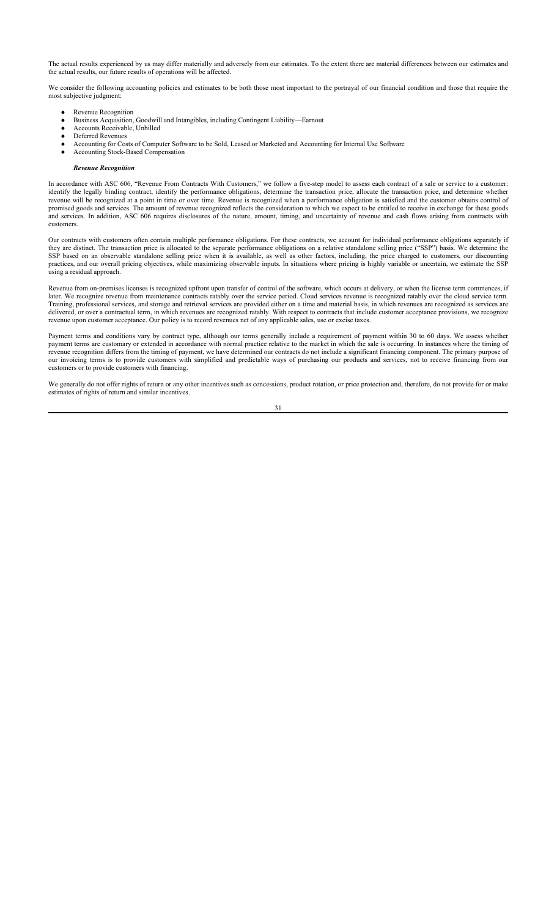The actual results experienced by us may differ materially and adversely from our estimates. To the extent there are material differences between our estimates and the actual results, our future results of operations will be affected.

We consider the following accounting policies and estimates to be both those most important to the portrayal of our financial condition and those that require the most subjective judgment:

- Revenue Recognition
- Business Acquisition, Goodwill and Intangibles, including Contingent Liability—Earnout
- Accounts Receivable, Unbilled
- Deferred Revenues
- Accounting for Costs of Computer Software to be Sold, Leased or Marketed and Accounting for Internal Use Software
- Accounting Stock-Based Compensation

***Revenue Recognition***

In accordance with ASC 606, "Revenue From Contracts With Customers," we follow a five-step model to assess each contract of a sale or service to a customer: identify the legally binding contract, identify the performance obligations, determine the transaction price, allocate the transaction price, and determine whether revenue will be recognized at a point in time or over time. Revenue is recognized when a performance obligation is satisfied and the customer obtains control of promised goods and services. The amount of revenue recognized reflects the consideration to which we expect to be entitled to receive in exchange for these goods and services. In addition, ASC 606 requires disclosures of the nature, amount, timing, and uncertainty of revenue and cash flows arising from contracts with customers.

Our contracts with customers often contain multiple performance obligations. For these contracts, we account for individual performance obligations separately if they are distinct. The transaction price is allocated to the separate performance obligations on a relative standalone selling price ("SSP") basis. We determine the SSP based on an observable standalone selling price when it is available, as well as other factors, including, the price charged to customers, our discounting practices, and our overall pricing objectives, while maximizing observable inputs. In situations where pricing is highly variable or uncertain, we estimate the SSP using a residual approach.

Revenue from on-premises licenses is recognized upfront upon transfer of control of the software, which occurs at delivery, or when the license term commences, if later. We recognize revenue from maintenance contracts ratably over the service period. Cloud services revenue is recognized ratably over the cloud service term. Training, professional services, and storage and retrieval services are provided either on a time and material basis, in which revenues are recognized as services are delivered, or over a contractual term, in which revenues are recognized ratably. With respect to contracts that include customer acceptance provisions, we recognize revenue upon customer acceptance. Our policy is to record revenues net of any applicable sales, use or excise taxes.

Payment terms and conditions vary by contract type, although our terms generally include a requirement of payment within 30 to 60 days. We assess whether payment terms are customary or extended in accordance with normal practice relative to the market in which the sale is occurring. In instances where the timing of revenue recognition differs from the timing of payment, we have determined our contracts do not include a significant financing component. The primary purpose of our invoicing terms is to provide customers with simplified and predictable ways of purchasing our products and services, not to receive financing from our customers or to provide customers with financing.

We generally do not offer rights of return or any other incentives such as concessions, product rotation, or price protection and, therefore, do not provide for or make estimates of rights of return and similar incentives.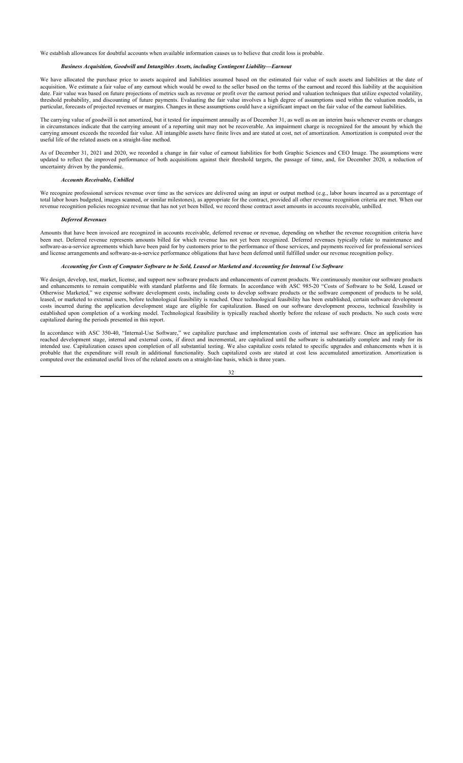We establish allowances for doubtful accounts when available information causes us to believe that credit loss is probable.

### *Business Acquisition, Goodwill and Intangibles Assets, including Contingent Liability—Earnout*

We have allocated the purchase price to assets acquired and liabilities assumed based on the estimated fair value of such assets and liabilities at the date of acquisition. We estimate a fair value of any earnout which would be owed to the seller based on the terms of the earnout and record this liability at the acquisition date. Fair value was based on future projections of metrics such as revenue or profit over the earnout period and valuation techniques that utilize expected volatility, threshold probability, and discounting of future payments. Evaluating the fair value involves a high degree of assumptions used within the valuation models, in particular, forecasts of projected revenues or margins. Changes in these assumptions could have a significant impact on the fair value of the earnout liabilities.

The carrying value of goodwill is not amortized, but it tested for impairment annually as of December 31, as well as on an interim basis whenever events or changes in circumstances indicate that the carrying amount of a reporting unit may not be recoverable. An impairment charge is recognized for the amount by which the carrying amount exceeds the recorded fair value. All intangible assets have finite lives and are stated at cost, net of amortization. Amortization is computed over the useful life of the related assets on a straight-line method.

As of December 31, 2021 and 2020, we recorded a change in fair value of earnout liabilities for both Graphic Sciences and CEO Image. The assumptions were updated to reflect the improved performance of both acquisitions against their threshold targets, the passage of time, and, for December 2020, a reduction of uncertainty driven by the pandemic.

### *Accounts Receivable, Unbilled*

We recognize professional services revenue over time as the services are delivered using an input or output method (e.g., labor hours incurred as a percentage of total labor hours budgeted, images scanned, or similar milestones), as appropriate for the contract, provided all other revenue recognition criteria are met. When our revenue recognition policies recognize revenue that has not yet been billed, we record those contract asset amounts in accounts receivable, unbilled.

### *Deferred Revenues*

Amounts that have been invoiced are recognized in accounts receivable, deferred revenue or revenue, depending on whether the revenue recognition criteria have been met. Deferred revenue represents amounts billed for which revenue has not yet been recognized. Deferred revenues typically relate to maintenance and software-as-a-service agreements which have been paid for by customers prior to the performance of those services, and payments received for professional services and license arrangements and software-as-a-service performance obligations that have been deferred until fulfilled under our revenue recognition policy.

### *Accounting for Costs of Computer Software to be Sold, Leased or Marketed and Accounting for Internal Use Software*

We design, develop, test, market, license, and support new software products and enhancements of current products. We continuously monitor our software products and enhancements to remain compatible with standard platforms and file formats. In accordance with ASC 985-20 "Costs of Software to be Sold, Leased or Otherwise Marketed," we expense software development costs, including costs to develop software products or the software component of products to be sold, leased, or marketed to external users, before technological feasibility is reached. Once technological feasibility has been established, certain software development costs incurred during the application development stage are eligible for capitalization. Based on our software development process, technical feasibility is established upon completion of a working model. Technological feasibility is typically reached shortly before the release of such products. No such costs were capitalized during the periods presented in this report.

In accordance with ASC 350-40, "Internal-Use Software," we capitalize purchase and implementation costs of internal use software. Once an application has reached development stage, internal and external costs, if direct and incremental, are capitalized until the software is substantially complete and ready for its intended use. Capitalization ceases upon completion of all substantial testing. We also capitalize costs related to specific upgrades and enhancements when it is probable that the expenditure will result in additional functionality. Such capitalized costs are stated at cost less accumulated amortization. Amortization is computed over the estimated useful lives of the related assets on a straight-line basis, which is three years.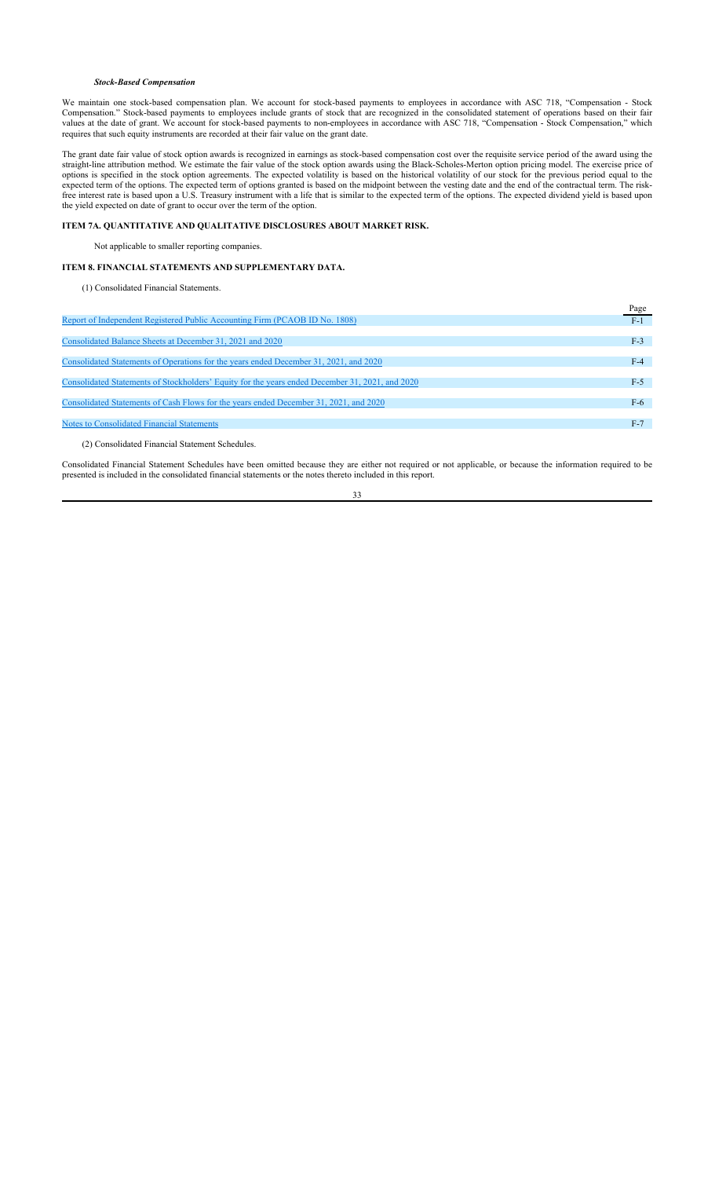***Stock-Based Compensation***

We maintain one stock-based compensation plan. We account for stock-based payments to employees in accordance with ASC 718, "Compensation - Stock Compensation." Stock-based payments to employees include grants of stock that are recognized in the consolidated statement of operations based on their fair values at the date of grant. We account for stock-based payments to non-employees in accordance with ASC 718, "Compensation - Stock Compensation," which requires that such equity instruments are recorded at their fair value on the grant date.

The grant date fair value of stock option awards is recognized in earnings as stock-based compensation cost over the requisite service period of the award using the straight-line attribution method. We estimate the fair value of the stock option awards using the Black-Scholes-Merton option pricing model. The exercise price of options is specified in the stock option agreements. The expected volatility is based on the historical volatility of our stock for the previous period equal to the expected term of the options. The expected term of options granted is based on the midpoint between the vesting date and the end of the contractual term. The risk-free interest rate is based upon a U.S. Treasury instrument with a life that is similar to the expected term of the options. The expected dividend yield is based upon the yield expected on date of grant to occur over the term of the option.

## ITEM 7A. QUANTITATIVE AND QUALITATIVE DISCLOSURES ABOUT MARKET RISK.

Not applicable to smaller reporting companies.

## ITEM 8. FINANCIAL STATEMENTS AND SUPPLEMENTARY DATA.

(1) Consolidated Financial Statements.

| | Page |
|---|---|
| Report of Independent Registered Public Accounting Firm (PCAOB ID No. 1808) | F-1 |
| Consolidated Balance Sheets at December 31, 2021 and 2020 | F-3 |
| Consolidated Statements of Operations for the years ended December 31, 2021, and 2020 | F-4 |
| Consolidated Statements of Stockholders' Equity for the years ended December 31, 2021, and 2020 | F-5 |
| Consolidated Statements of Cash Flows for the years ended December 31, 2021, and 2020 | F-6 |
| Notes to Consolidated Financial Statements | F-7 |

(2) Consolidated Financial Statement Schedules.

Consolidated Financial Statement Schedules have been omitted because they are either not required or not applicable, or because the information required to be presented is included in the consolidated financial statements or the notes thereto included in this report.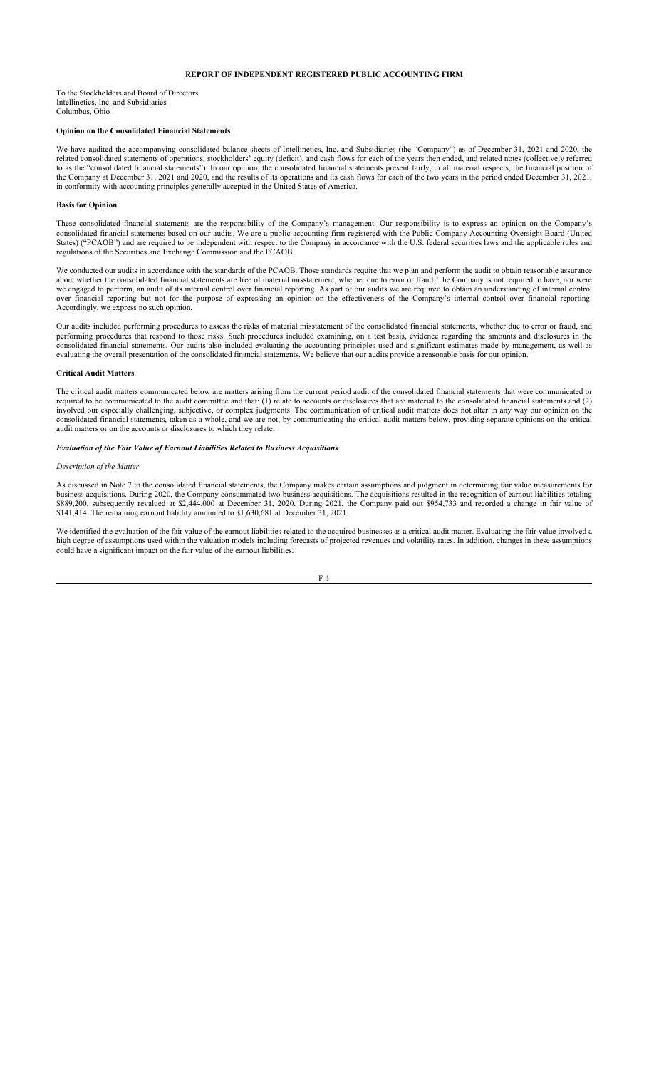## REPORT OF INDEPENDENT REGISTERED PUBLIC ACCOUNTING FIRM

To the Stockholders and Board of Directors
Intellinetics, Inc. and Subsidiaries
Columbus, Ohio

**Opinion on the Consolidated Financial Statements**

We have audited the accompanying consolidated balance sheets of Intellinetics, Inc. and Subsidiaries (the "Company") as of December 31, 2021 and 2020, the related consolidated statements of operations, stockholders' equity (deficit), and cash flows for each of the years then ended, and related notes (collectively referred to as the "consolidated financial statements"). In our opinion, the consolidated financial statements present fairly, in all material respects, the financial position of the Company at December 31, 2021 and 2020, and the results of its operations and its cash flows for each of the two years in the period ended December 31, 2021, in conformity with accounting principles generally accepted in the United States of America.

**Basis for Opinion**

These consolidated financial statements are the responsibility of the Company's management. Our responsibility is to express an opinion on the Company's consolidated financial statements based on our audits. We are a public accounting firm registered with the Public Company Accounting Oversight Board (United States) ("PCAOB") and are required to be independent with respect to the Company in accordance with the U.S. federal securities laws and the applicable rules and regulations of the Securities and Exchange Commission and the PCAOB.

We conducted our audits in accordance with the standards of the PCAOB. Those standards require that we plan and perform the audit to obtain reasonable assurance about whether the consolidated financial statements are free of material misstatement, whether due to error or fraud. The Company is not required to have, nor were we engaged to perform, an audit of its internal control over financial reporting. As part of our audits we are required to obtain an understanding of internal control over financial reporting but not for the purpose of expressing an opinion on the effectiveness of the Company's internal control over financial reporting. Accordingly, we express no such opinion.

Our audits included performing procedures to assess the risks of material misstatement of the consolidated financial statements, whether due to error or fraud, and performing procedures that respond to those risks. Such procedures included examining, on a test basis, evidence regarding the amounts and disclosures in the consolidated financial statements. Our audits also included evaluating the accounting principles used and significant estimates made by management, as well as evaluating the overall presentation of the consolidated financial statements. We believe that our audits provide a reasonable basis for our opinion.

**Critical Audit Matters**

The critical audit matters communicated below are matters arising from the current period audit of the consolidated financial statements that were communicated or required to be communicated to the audit committee and that: (1) relate to accounts or disclosures that are material to the consolidated financial statements and (2) involved our especially challenging, subjective, or complex judgments. The communication of critical audit matters does not alter in any way our opinion on the consolidated financial statements, taken as a whole, and we are not, by communicating the critical audit matters below, providing separate opinions on the critical audit matters or on the accounts or disclosures to which they relate.

***Evaluation of the Fair Value of Earnout Liabilities Related to Business Acquisitions***

*Description of the Matter*

As discussed in Note 7 to the consolidated financial statements, the Company makes certain assumptions and judgment in determining fair value measurements for business acquisitions. During 2020, the Company consummated two business acquisitions. The acquisitions resulted in the recognition of earnout liabilities totaling $889,200, subsequently revalued at $2,444,000 at December 31, 2020. During 2021, the Company paid out $954,733 and recorded a change in fair value of $141,414. The remaining earnout liability amounted to $1,630,681 at December 31, 2021.

We identified the evaluation of the fair value of the earnout liabilities related to the acquired businesses as a critical audit matter. Evaluating the fair value involved a high degree of assumptions used within the valuation models including forecasts of projected revenues and volatility rates. In addition, changes in these assumptions could have a significant impact on the fair value of the earnout liabilities.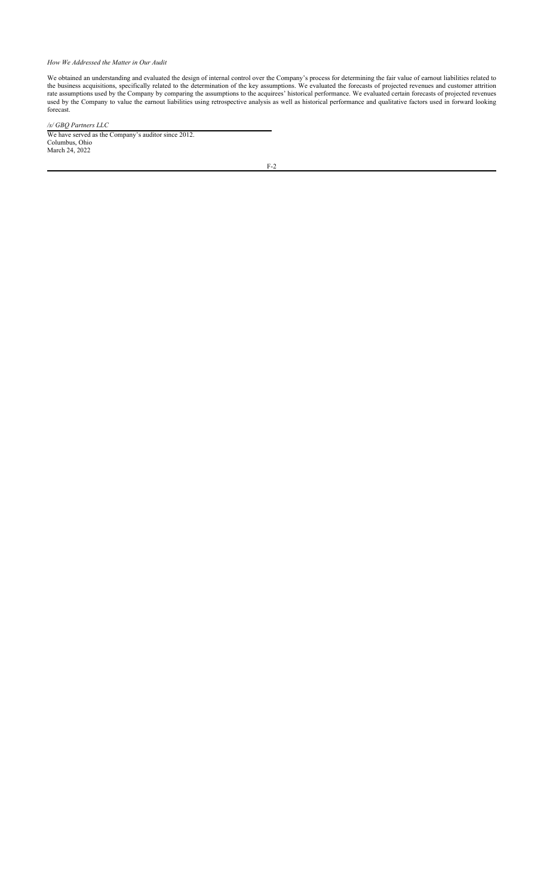*How We Addressed the Matter in Our Audit*

We obtained an understanding and evaluated the design of internal control over the Company's process for determining the fair value of earnout liabilities related to the business acquisitions, specifically related to the determination of the key assumptions. We evaluated the forecasts of projected revenues and customer attrition rate assumptions used by the Company by comparing the assumptions to the acquirees' historical performance. We evaluated certain forecasts of projected revenues used by the Company to value the earnout liabilities using retrospective analysis as well as historical performance and qualitative factors used in forward looking forecast.

*/s/ GBQ Partners LLC*

We have served as the Company's auditor since 2012.
Columbus, Ohio
March 24, 2022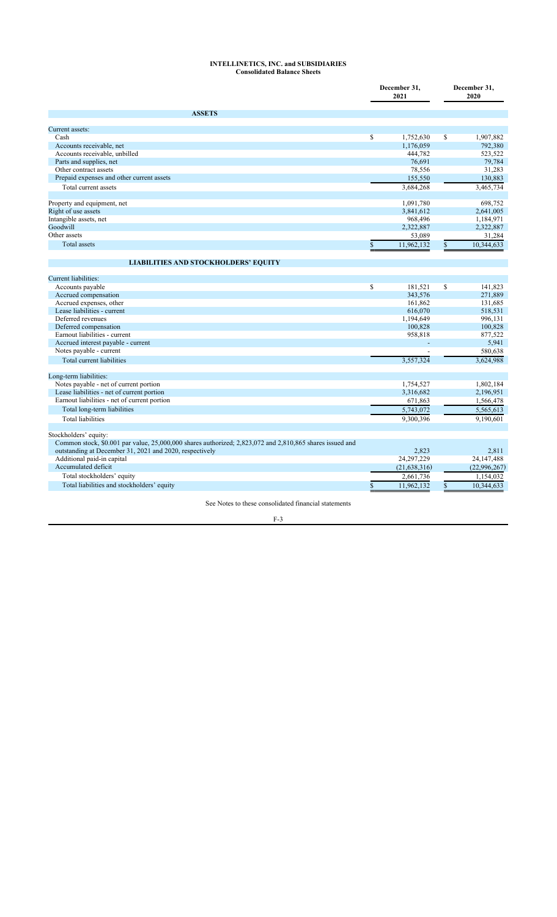# INTELLINETICS, INC. and SUBSIDIARIES

## Consolidated Balance Sheets

| | December 31, 2021 | December 31, 2020 |
|---|---|---|
| **ASSETS** | | |
| Current assets: | | |
| Cash | $ 1,752,630 | $ 1,907,882 |
| Accounts receivable, net | 1,176,059 | 792,380 |
| Accounts receivable, unbilled | 444,782 | 523,522 |
| Parts and supplies, net | 76,691 | 79,784 |
| Other contract assets | 78,556 | 31,283 |
| Prepaid expenses and other current assets | 155,550 | 130,883 |
| Total current assets | 3,684,268 | 3,465,734 |
| Property and equipment, net | 1,091,780 | 698,752 |
| Right of use assets | 3,841,612 | 2,641,005 |
| Intangible assets, net | 968,496 | 1,184,971 |
| Goodwill | 2,322,887 | 2,322,887 |
| Other assets | 53,089 | 31,284 |
| Total assets | $ 11,962,132 | $ 10,344,633 |
| **LIABILITIES AND STOCKHOLDERS' EQUITY** | | |
| Current liabilities: | | |
| Accounts payable | $ 181,521 | $ 141,823 |
| Accrued compensation | 343,576 | 271,889 |
| Accrued expenses, other | 161,862 | 131,685 |
| Lease liabilities - current | 616,070 | 518,531 |
| Deferred revenues | 1,194,649 | 996,131 |
| Deferred compensation | 100,828 | 100,828 |
| Earnout liabilities - current | 958,818 | 877,522 |
| Accrued interest payable - current | - | 5,941 |
| Notes payable - current | - | 580,638 |
| Total current liabilities | 3,557,324 | 3,624,988 |
| Long-term liabilities: | | |
| Notes payable - net of current portion | 1,754,527 | 1,802,184 |
| Lease liabilities - net of current portion | 3,316,682 | 2,196,951 |
| Earnout liabilities - net of current portion | 671,863 | 1,566,478 |
| Total long-term liabilities | 5,743,072 | 5,565,613 |
| Total liabilities | 9,300,396 | 9,190,601 |
| Stockholders' equity: | | |
| Common stock, $0.001 par value, 25,000,000 shares authorized; 2,823,072 and 2,810,865 shares issued and outstanding at December 31, 2021 and 2020, respectively | 2,823 | 2,811 |
| Additional paid-in capital | 24,297,229 | 24,147,488 |
| Accumulated deficit | (21,638,316) | (22,996,267) |
| Total stockholders' equity | 2,661,736 | 1,154,032 |
| Total liabilities and stockholders' equity | $ 11,962,132 | $ 10,344,633 |

See Notes to these consolidated financial statements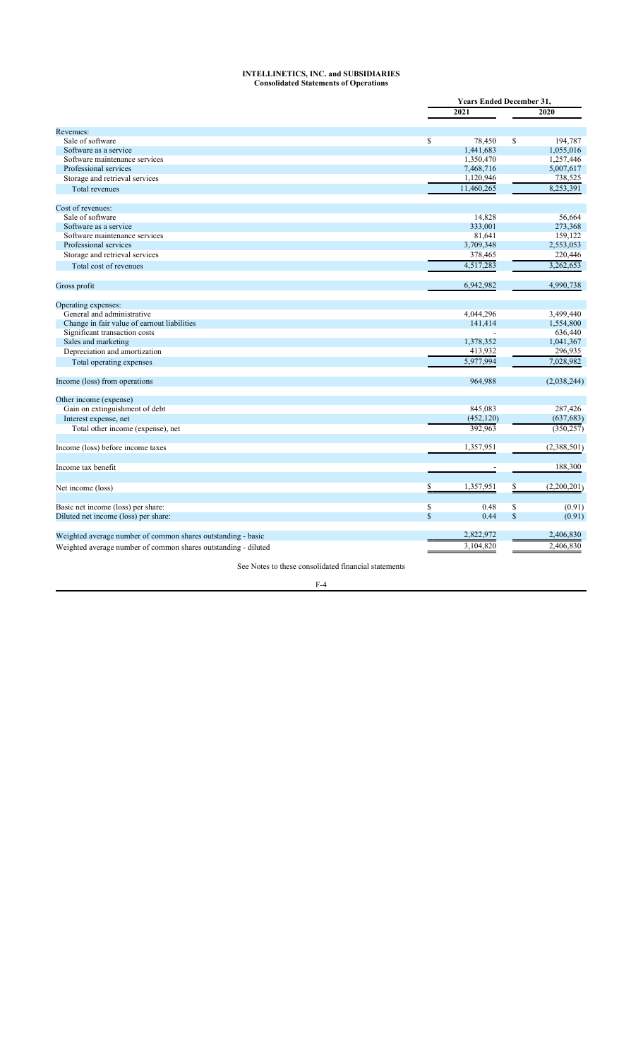# INTELLINETICS, INC. and SUBSIDIARIES
## Consolidated Statements of Operations

| | Years Ended December 31, | |
|---|---|---|
| | 2021 | 2020 |
| **Revenues:** | | |
| Sale of software | $ 78,450 | $ 194,787 |
| Software as a service | 1,441,683 | 1,055,016 |
| Software maintenance services | 1,350,470 | 1,257,446 |
| Professional services | 7,468,716 | 5,007,617 |
| Storage and retrieval services | 1,120,946 | 738,525 |
| Total revenues | 11,460,265 | 8,253,391 |
| **Cost of revenues:** | | |
| Sale of software | 14,828 | 56,664 |
| Software as a service | 333,001 | 273,368 |
| Software maintenance services | 81,641 | 159,122 |
| Professional services | 3,709,348 | 2,553,053 |
| Storage and retrieval services | 378,465 | 220,446 |
| Total cost of revenues | 4,517,283 | 3,262,653 |
| Gross profit | 6,942,982 | 4,990,738 |
| **Operating expenses:** | | |
| General and administrative | 4,044,296 | 3,499,440 |
| Change in fair value of earnout liabilities | 141,414 | 1,554,800 |
| Significant transaction costs | - | 636,440 |
| Sales and marketing | 1,378,352 | 1,041,367 |
| Depreciation and amortization | 413,932 | 296,935 |
| Total operating expenses | 5,977,994 | 7,028,982 |
| Income (loss) from operations | 964,988 | (2,038,244) |
| **Other income (expense)** | | |
| Gain on extinguishment of debt | 845,083 | 287,426 |
| Interest expense, net | (452,120) | (637,683) |
| Total other income (expense), net | 392,963 | (350,257) |
| Income (loss) before income taxes | 1,357,951 | (2,388,501) |
| Income tax benefit | - | 188,300 |
| Net income (loss) | $ 1,357,951 | $ (2,200,201) |
| Basic net income (loss) per share: | $ 0.48 | $ (0.91) |
| Diluted net income (loss) per share: | $ 0.44 | $ (0.91) |
| Weighted average number of common shares outstanding - basic | 2,822,972 | 2,406,830 |
| Weighted average number of common shares outstanding - diluted | 3,104,820 | 2,406,830 |

See Notes to these consolidated financial statements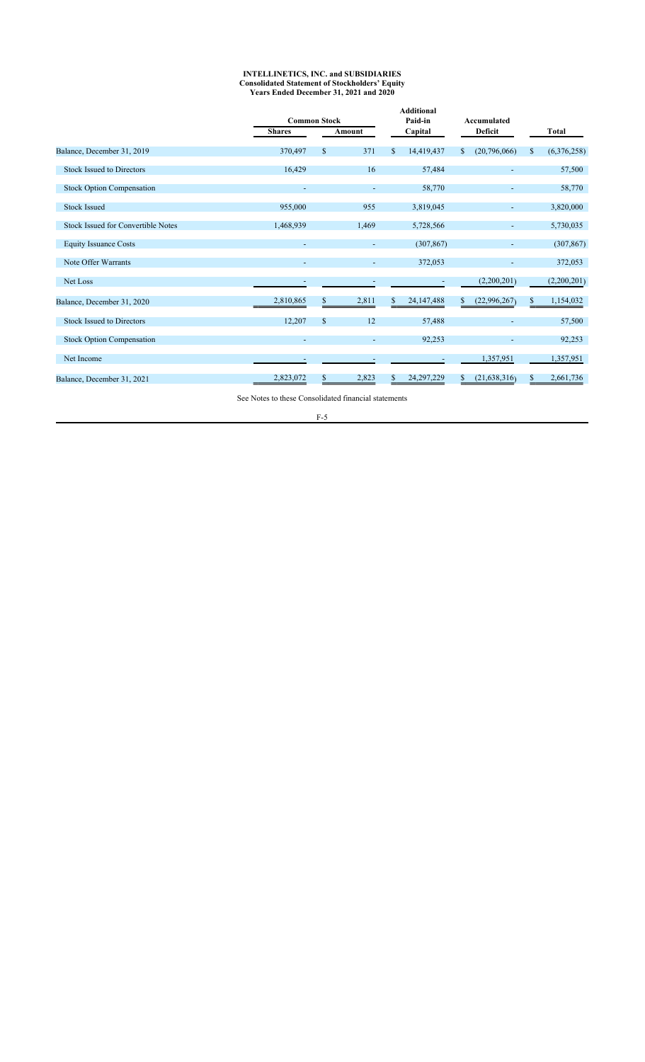**INTELLINETICS, INC. and SUBSIDIARIES**
**Consolidated Statement of Stockholders' Equity**
**Years Ended December 31, 2021 and 2020**

| | Common Stock | | Additional Paid-in Capital | Accumulated Deficit | Total |
|---|---|---|---|---|---|
| | Shares | Amount | | | |
| Balance, December 31, 2019 | 370,497 | $ 371 | $ 14,419,437 | $ (20,796,066) | $ (6,376,258) |
| Stock Issued to Directors | 16,429 | 16 | 57,484 | - | 57,500 |
| Stock Option Compensation | - | - | 58,770 | - | 58,770 |
| Stock Issued | 955,000 | 955 | 3,819,045 | - | 3,820,000 |
| Stock Issued for Convertible Notes | 1,468,939 | 1,469 | 5,728,566 | - | 5,730,035 |
| Equity Issuance Costs | - | - | (307,867) | - | (307,867) |
| Note Offer Warrants | - | - | 372,053 | - | 372,053 |
| Net Loss | - | - | - | (2,200,201) | (2,200,201) |
| Balance, December 31, 2020 | 2,810,865 | $ 2,811 | $ 24,147,488 | $ (22,996,267) | $ 1,154,032 |
| Stock Issued to Directors | 12,207 | $ 12 | 57,488 | - | 57,500 |
| Stock Option Compensation | - | - | 92,253 | - | 92,253 |
| Net Income | - | - | - | 1,357,951 | 1,357,951 |
| Balance, December 31, 2021 | 2,823,072 | $ 2,823 | $ 24,297,229 | $ (21,638,316) | $ 2,661,736 |

See Notes to these Consolidated financial statements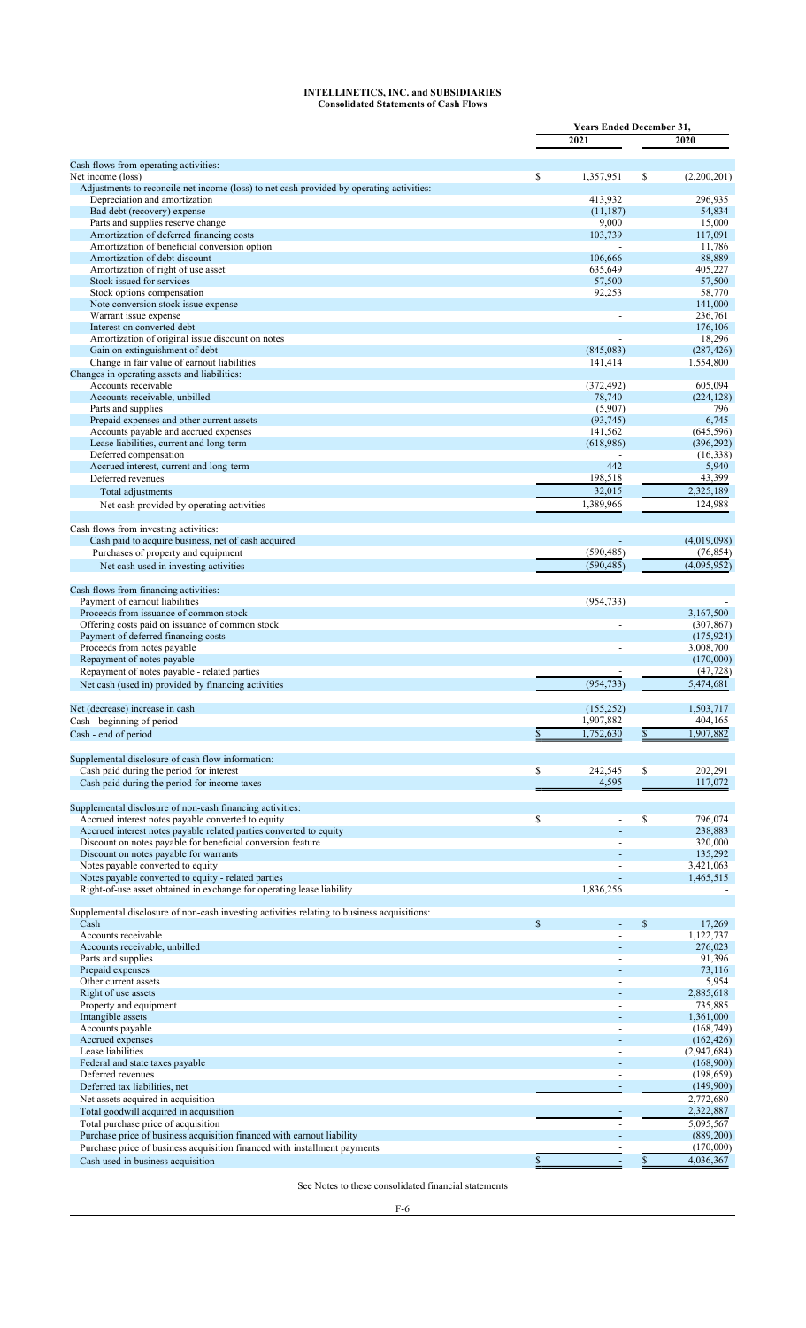# INTELLINETICS, INC. and SUBSIDIARIES
## Consolidated Statements of Cash Flows

| | Years Ended December 31, | |
|---|---|---|
| | 2021 | 2020 |
| Cash flows from operating activities: | | |
| Net income (loss) | $ 1,357,951 | $ (2,200,201) |
| Adjustments to reconcile net income (loss) to net cash provided by operating activities: | | |
| Depreciation and amortization | 413,932 | 296,935 |
| Bad debt (recovery) expense | (11,187) | 54,834 |
| Parts and supplies reserve change | 9,000 | 15,000 |
| Amortization of deferred financing costs | 103,739 | 117,091 |
| Amortization of beneficial conversion option | - | 11,786 |
| Amortization of debt discount | 106,666 | 88,889 |
| Amortization of right of use asset | 635,649 | 405,227 |
| Stock issued for services | 57,500 | 57,500 |
| Stock options compensation | 92,253 | 58,770 |
| Note conversion stock issue expense | - | 141,000 |
| Warrant issue expense | - | 236,761 |
| Interest on converted debt | - | 176,106 |
| Amortization of original issue discount on notes | - | 18,296 |
| Gain on extinguishment of debt | (845,083) | (287,426) |
| Change in fair value of earnout liabilities | 141,414 | 1,554,800 |
| Changes in operating assets and liabilities: | | |
| Accounts receivable | (372,492) | 605,094 |
| Accounts receivable, unbilled | 78,740 | (224,128) |
| Parts and supplies | (5,907) | 796 |
| Prepaid expenses and other current assets | (93,745) | 6,745 |
| Accounts payable and accrued expenses | 141,562 | (645,596) |
| Lease liabilities, current and long-term | (618,986) | (396,292) |
| Deferred compensation | - | (16,338) |
| Accrued interest, current and long-term | 442 | 5,940 |
| Deferred revenues | 198,518 | 43,399 |
| Total adjustments | 32,015 | 2,325,189 |
| Net cash provided by operating activities | 1,389,966 | 124,988 |
| | | |
| Cash flows from investing activities: | | |
| Cash paid to acquire business, net of cash acquired | - | (4,019,098) |
| Purchases of property and equipment | (590,485) | (76,854) |
| Net cash used in investing activities | (590,485) | (4,095,952) |
| | | |
| Cash flows from financing activities: | | |
| Payment of earnout liabilities | (954,733) | - |
| Proceeds from issuance of common stock | - | 3,167,500 |
| Offering costs paid on issuance of common stock | - | (307,867) |
| Payment of deferred financing costs | - | (175,924) |
| Proceeds from notes payable | - | 3,008,700 |
| Repayment of notes payable | - | (170,000) |
| Repayment of notes payable - related parties | - | (47,728) |
| Net cash (used in) provided by financing activities | (954,733) | 5,474,681 |
| | | |
| Net (decrease) increase in cash | (155,252) | 1,503,717 |
| Cash - beginning of period | 1,907,882 | 404,165 |
| Cash - end of period | $ 1,752,630 | $ 1,907,882 |
| | | |
| Supplemental disclosure of cash flow information: | | |
| Cash paid during the period for interest | $ 242,545 | $ 202,291 |
| Cash paid during the period for income taxes | 4,595 | 117,072 |
| | | |
| Supplemental disclosure of non-cash financing activities: | | |
| Accrued interest notes payable converted to equity | $ - | $ 796,074 |
| Accrued interest notes payable related parties converted to equity | - | 238,883 |
| Discount on notes payable for beneficial conversion feature | - | 320,000 |
| Discount on notes payable for warrants | - | 135,292 |
| Notes payable converted to equity | - | 3,421,063 |
| Notes payable converted to equity - related parties | - | 1,465,515 |
| Right-of-use asset obtained in exchange for operating lease liability | 1,836,256 | - |
| | | |
| Supplemental disclosure of non-cash investing activities relating to business acquisitions: | | |
| Cash | $ - | $ 17,269 |
| Accounts receivable | - | 1,122,737 |
| Accounts receivable, unbilled | - | 276,023 |
| Parts and supplies | - | 91,396 |
| Prepaid expenses | - | 73,116 |
| Other current assets | - | 5,954 |
| Right of use assets | - | 2,885,618 |
| Property and equipment | - | 735,885 |
| Intangible assets | - | 1,361,000 |
| Accounts payable | - | (168,749) |
| Accrued expenses | - | (162,426) |
| Lease liabilities | - | (2,947,684) |
| Federal and state taxes payable | - | (168,900) |
| Deferred revenues | - | (198,659) |
| Deferred tax liabilities, net | - | (149,900) |
| Net assets acquired in acquisition | - | 2,772,680 |
| Total goodwill acquired in acquisition | - | 2,322,887 |
| Total purchase price of acquisition | - | 5,095,567 |
| Purchase price of business acquisition financed with earnout liability | - | (889,200) |
| Purchase price of business acquisition financed with installment payments | - | (170,000) |
| Cash used in business acquisition | $ - | $ 4,036,367 |

See Notes to these consolidated financial statements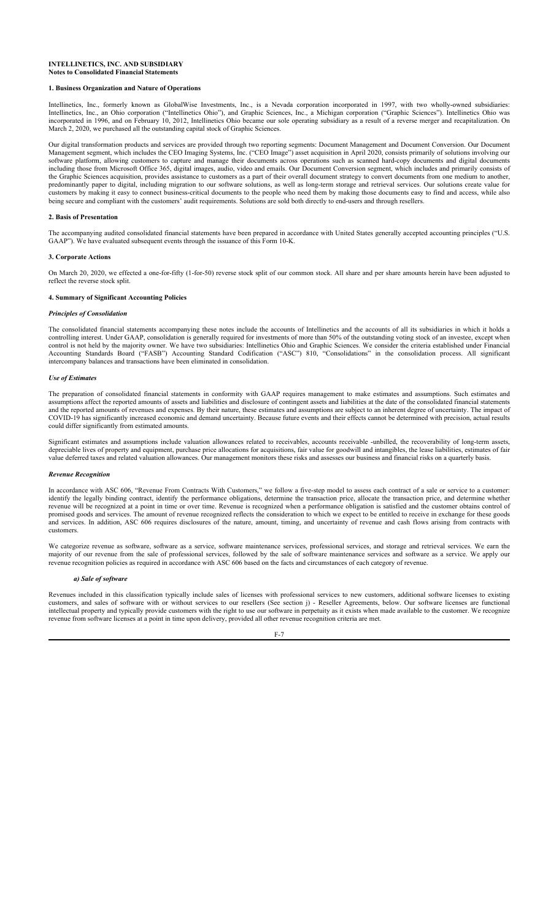**INTELLINETICS, INC. AND SUBSIDIARY**
**Notes to Consolidated Financial Statements**

**1. Business Organization and Nature of Operations**

Intellinetics, Inc., formerly known as GlobalWise Investments, Inc., is a Nevada corporation incorporated in 1997, with two wholly-owned subsidiaries: Intellinetics, Inc., an Ohio corporation ("Intellinetics Ohio"), and Graphic Sciences, Inc., a Michigan corporation ("Graphic Sciences"). Intellinetics Ohio was incorporated in 1996, and on February 10, 2012, Intellinetics Ohio became our sole operating subsidiary as a result of a reverse merger and recapitalization. On March 2, 2020, we purchased all the outstanding capital stock of Graphic Sciences.

Our digital transformation products and services are provided through two reporting segments: Document Management and Document Conversion. Our Document Management segment, which includes the CEO Imaging Systems, Inc. ("CEO Image") asset acquisition in April 2020, consists primarily of solutions involving our software platform, allowing customers to capture and manage their documents across operations such as scanned hard-copy documents and digital documents including those from Microsoft Office 365, digital images, audio, video and emails. Our Document Conversion segment, which includes and primarily consists of the Graphic Sciences acquisition, provides assistance to customers as a part of their overall document strategy to convert documents from one medium to another, predominantly paper to digital, including migration to our software solutions, as well as long-term storage and retrieval services. Our solutions create value for customers by making it easy to connect business-critical documents to the people who need them by making those documents easy to find and access, while also being secure and compliant with the customers' audit requirements. Solutions are sold both directly to end-users and through resellers.

**2. Basis of Presentation**

The accompanying audited consolidated financial statements have been prepared in accordance with United States generally accepted accounting principles ("U.S. GAAP"). We have evaluated subsequent events through the issuance of this Form 10-K.

**3. Corporate Actions**

On March 20, 2020, we effected a one-for-fifty (1-for-50) reverse stock split of our common stock. All share and per share amounts herein have been adjusted to reflect the reverse stock split.

**4. Summary of Significant Accounting Policies**

***Principles of Consolidation***

The consolidated financial statements accompanying these notes include the accounts of Intellinetics and the accounts of all its subsidiaries in which it holds a controlling interest. Under GAAP, consolidation is generally required for investments of more than 50% of the outstanding voting stock of an investee, except when control is not held by the majority owner. We have two subsidiaries: Intellinetics Ohio and Graphic Sciences. We consider the criteria established under Financial Accounting Standards Board ("FASB") Accounting Standard Codification ("ASC") 810, "Consolidations" in the consolidation process. All significant intercompany balances and transactions have been eliminated in consolidation.

***Use of Estimates***

The preparation of consolidated financial statements in conformity with GAAP requires management to make estimates and assumptions. Such estimates and assumptions affect the reported amounts of assets and liabilities and disclosure of contingent assets and liabilities at the date of the consolidated financial statements and the reported amounts of revenues and expenses. By their nature, these estimates and assumptions are subject to an inherent degree of uncertainty. The impact of COVID-19 has significantly increased economic and demand uncertainty. Because future events and their effects cannot be determined with precision, actual results could differ significantly from estimated amounts.

Significant estimates and assumptions include valuation allowances related to receivables, accounts receivable -unbilled, the recoverability of long-term assets, depreciable lives of property and equipment, purchase price allocations for acquisitions, fair value for goodwill and intangibles, the lease liabilities, estimates of fair value deferred taxes and related valuation allowances. Our management monitors these risks and assesses our business and financial risks on a quarterly basis.

***Revenue Recognition***

In accordance with ASC 606, "Revenue From Contracts With Customers," we follow a five-step model to assess each contract of a sale or service to a customer: identify the legally binding contract, identify the performance obligations, determine the transaction price, allocate the transaction price, and determine whether revenue will be recognized at a point in time or over time. Revenue is recognized when a performance obligation is satisfied and the customer obtains control of promised goods and services. The amount of revenue recognized reflects the consideration to which we expect to be entitled to receive in exchange for these goods and services. In addition, ASC 606 requires disclosures of the nature, amount, timing, and uncertainty of revenue and cash flows arising from contracts with customers.

We categorize revenue as software, software as a service, software maintenance services, professional services, and storage and retrieval services. We earn the majority of our revenue from the sale of professional services, followed by the sale of software maintenance services and software as a service. We apply our revenue recognition policies as required in accordance with ASC 606 based on the facts and circumstances of each category of revenue.

***a) Sale of software***

Revenues included in this classification typically include sales of licenses with professional services to new customers, additional software licenses to existing customers, and sales of software with or without services to our resellers (See section j) - Reseller Agreements, below. Our software licenses are functional intellectual property and typically provide customers with the right to use our software in perpetuity as it exists when made available to the customer. We recognize revenue from software licenses at a point in time upon delivery, provided all other revenue recognition criteria are met.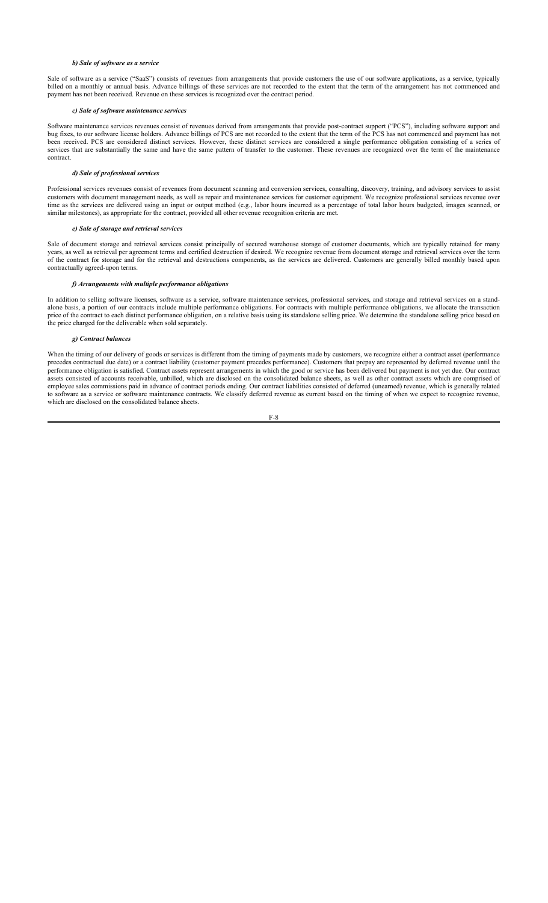***b) Sale of software as a service***

Sale of software as a service ("SaaS") consists of revenues from arrangements that provide customers the use of our software applications, as a service, typically billed on a monthly or annual basis. Advance billings of these services are not recorded to the extent that the term of the arrangement has not commenced and payment has not been received. Revenue on these services is recognized over the contract period.

***c) Sale of software maintenance services***

Software maintenance services revenues consist of revenues derived from arrangements that provide post-contract support ("PCS"), including software support and bug fixes, to our software license holders. Advance billings of PCS are not recorded to the extent that the term of the PCS has not commenced and payment has not been received. PCS are considered distinct services. However, these distinct services are considered a single performance obligation consisting of a series of services that are substantially the same and have the same pattern of transfer to the customer. These revenues are recognized over the term of the maintenance contract.

***d) Sale of professional services***

Professional services revenues consist of revenues from document scanning and conversion services, consulting, discovery, training, and advisory services to assist customers with document management needs, as well as repair and maintenance services for customer equipment. We recognize professional services revenue over time as the services are delivered using an input or output method (e.g., labor hours incurred as a percentage of total labor hours budgeted, images scanned, or similar milestones), as appropriate for the contract, provided all other revenue recognition criteria are met.

***e) Sale of storage and retrieval services***

Sale of document storage and retrieval services consist principally of secured warehouse storage of customer documents, which are typically retained for many years, as well as retrieval per agreement terms and certified destruction if desired. We recognize revenue from document storage and retrieval services over the term of the contract for storage and for the retrieval and destructions components, as the services are delivered. Customers are generally billed monthly based upon contractually agreed-upon terms.

***f) Arrangements with multiple performance obligations***

In addition to selling software licenses, software as a service, software maintenance services, professional services, and storage and retrieval services on a stand-alone basis, a portion of our contracts include multiple performance obligations. For contracts with multiple performance obligations, we allocate the transaction price of the contract to each distinct performance obligation, on a relative basis using its standalone selling price. We determine the standalone selling price based on the price charged for the deliverable when sold separately.

***g) Contract balances***

When the timing of our delivery of goods or services is different from the timing of payments made by customers, we recognize either a contract asset (performance precedes contractual due date) or a contract liability (customer payment precedes performance). Customers that prepay are represented by deferred revenue until the performance obligation is satisfied. Contract assets represent arrangements in which the good or service has been delivered but payment is not yet due. Our contract assets consisted of accounts receivable, unbilled, which are disclosed on the consolidated balance sheets, as well as other contract assets which are comprised of employee sales commissions paid in advance of contract periods ending. Our contract liabilities consisted of deferred (unearned) revenue, which is generally related to software as a service or software maintenance contracts. We classify deferred revenue as current based on the timing of when we expect to recognize revenue, which are disclosed on the consolidated balance sheets.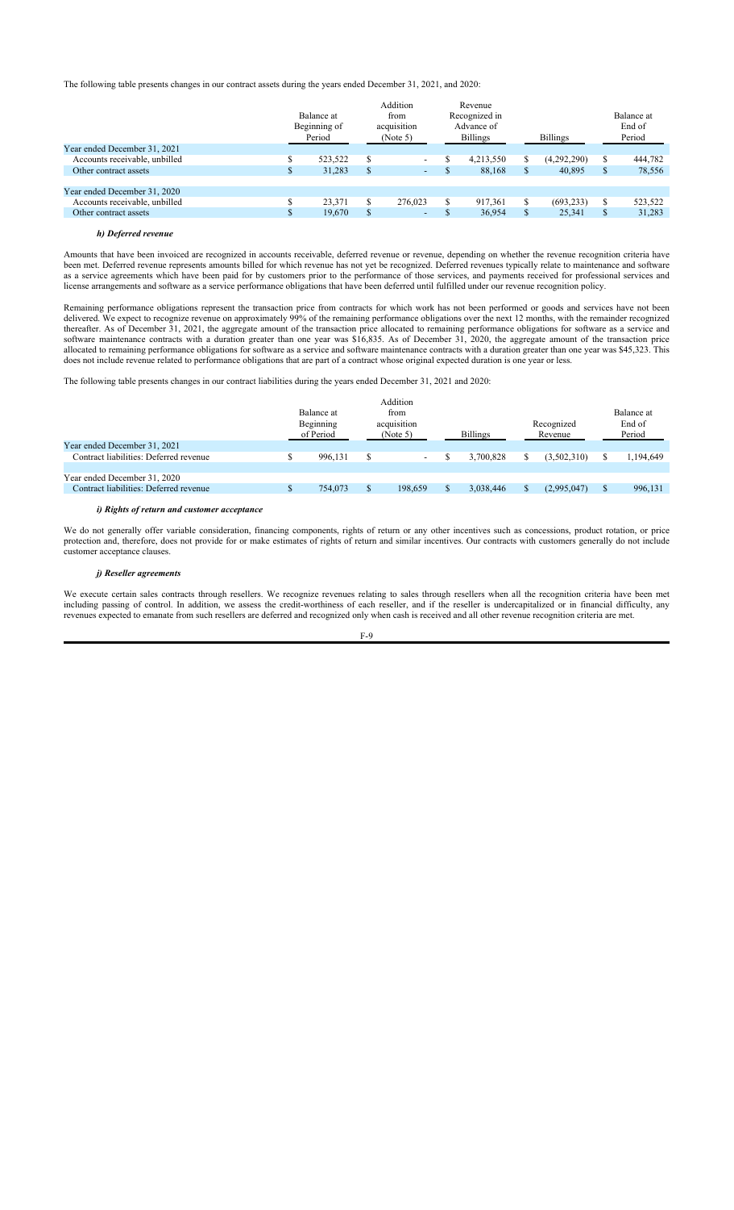The following table presents changes in our contract assets during the years ended December 31, 2021, and 2020:

| | Balance at Beginning of Period | Addition from acquisition (Note 5) | Revenue Recognized in Advance of Billings | Billings | Balance at End of Period |
|---|---|---|---|---|---|
| Year ended December 31, 2021 | | | | | |
| Accounts receivable, unbilled | $ 523,522 | $ - | $ 4,213,550 | $ (4,292,290) | $ 444,782 |
| Other contract assets | $ 31,283 | $ - | $ 88,168 | $ 40,895 | $ 78,556 |
| | | | | | |
| Year ended December 31, 2020 | | | | | |
| Accounts receivable, unbilled | $ 23,371 | $ 276,023 | $ 917,361 | $ (693,233) | $ 523,522 |
| Other contract assets | $ 19,670 | $ - | $ 36,954 | $ 25,341 | $ 31,283 |

#### *h) Deferred revenue*

Amounts that have been invoiced are recognized in accounts receivable, deferred revenue or revenue, depending on whether the revenue recognition criteria have been met. Deferred revenue represents amounts billed for which revenue has not yet be recognized. Deferred revenues typically relate to maintenance and software as a service agreements which have been paid for by customers prior to the performance of those services, and payments received for professional services and license arrangements and software as a service performance obligations that have been deferred until fulfilled under our revenue recognition policy.

Remaining performance obligations represent the transaction price from contracts for which work has not been performed or goods and services have not been delivered. We expect to recognize revenue on approximately 99% of the remaining performance obligations over the next 12 months, with the remainder recognized thereafter. As of December 31, 2021, the aggregate amount of the transaction price allocated to remaining performance obligations for software as a service and software maintenance contracts with a duration greater than one year was $16,835. As of December 31, 2020, the aggregate amount of the transaction price allocated to remaining performance obligations for software as a service and software maintenance contracts with a duration greater than one year was $45,323. This does not include revenue related to performance obligations that are part of a contract whose original expected duration is one year or less.

The following table presents changes in our contract liabilities during the years ended December 31, 2021 and 2020:

| | Balance at Beginning of Period | Addition from acquisition (Note 5) | Billings | Recognized Revenue | Balance at End of Period |
|---|---|---|---|---|---|
| Year ended December 31, 2021 | | | | | |
| Contract liabilities: Deferred revenue | $ 996,131 | $ - | $ 3,700,828 | $ (3,502,310) | $ 1,194,649 |
| | | | | | |
| Year ended December 31, 2020 | | | | | |
| Contract liabilities: Deferred revenue | $ 754,073 | $ 198,659 | $ 3,038,446 | $ (2,995,047) | $ 996,131 |

#### *i) Rights of return and customer acceptance*

We do not generally offer variable consideration, financing components, rights of return or any other incentives such as concessions, product rotation, or price protection and, therefore, does not provide for or make estimates of rights of return and similar incentives. Our contracts with customers generally do not include customer acceptance clauses.

#### *j) Reseller agreements*

We execute certain sales contracts through resellers. We recognize revenues relating to sales through resellers when all the recognition criteria have been met including passing of control. In addition, we assess the credit-worthiness of each reseller, and if the reseller is undercapitalized or in financial difficulty, any revenues expected to emanate from such resellers are deferred and recognized only when cash is received and all other revenue recognition criteria are met.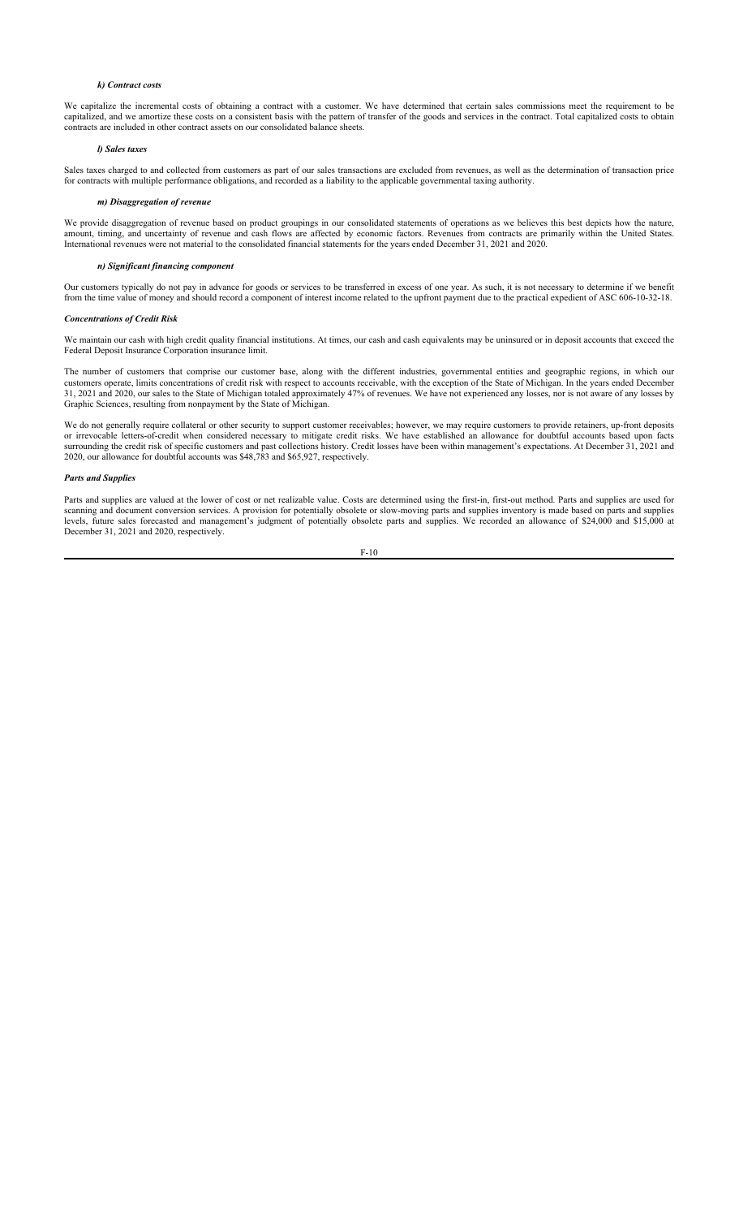#### *k) Contract costs*

We capitalize the incremental costs of obtaining a contract with a customer. We have determined that certain sales commissions meet the requirement to be capitalized, and we amortize these costs on a consistent basis with the pattern of transfer of the goods and services in the contract. Total capitalized costs to obtain contracts are included in other contract assets on our consolidated balance sheets.

#### *l) Sales taxes*

Sales taxes charged to and collected from customers as part of our sales transactions are excluded from revenues, as well as the determination of transaction price for contracts with multiple performance obligations, and recorded as a liability to the applicable governmental taxing authority.

#### *m) Disaggregation of revenue*

We provide disaggregation of revenue based on product groupings in our consolidated statements of operations as we believes this best depicts how the nature, amount, timing, and uncertainty of revenue and cash flows are affected by economic factors. Revenues from contracts are primarily within the United States. International revenues were not material to the consolidated financial statements for the years ended December 31, 2021 and 2020.

#### *n) Significant financing component*

Our customers typically do not pay in advance for goods or services to be transferred in excess of one year. As such, it is not necessary to determine if we benefit from the time value of money and should record a component of interest income related to the upfront payment due to the practical expedient of ASC 606-10-32-18.

### *Concentrations of Credit Risk*

We maintain our cash with high credit quality financial institutions. At times, our cash and cash equivalents may be uninsured or in deposit accounts that exceed the Federal Deposit Insurance Corporation insurance limit.

The number of customers that comprise our customer base, along with the different industries, governmental entities and geographic regions, in which our customers operate, limits concentrations of credit risk with respect to accounts receivable, with the exception of the State of Michigan. In the years ended December 31, 2021 and 2020, our sales to the State of Michigan totaled approximately 47% of revenues. We have not experienced any losses, nor is not aware of any losses by Graphic Sciences, resulting from nonpayment by the State of Michigan.

We do not generally require collateral or other security to support customer receivables; however, we may require customers to provide retainers, up-front deposits or irrevocable letters-of-credit when considered necessary to mitigate credit risks. We have established an allowance for doubtful accounts based upon facts surrounding the credit risk of specific customers and past collections history. Credit losses have been within management's expectations. At December 31, 2021 and 2020, our allowance for doubtful accounts was $48,783 and $65,927, respectively.

### *Parts and Supplies*

Parts and supplies are valued at the lower of cost or net realizable value. Costs are determined using the first-in, first-out method. Parts and supplies are used for scanning and document conversion services. A provision for potentially obsolete or slow-moving parts and supplies inventory is made based on parts and supplies levels, future sales forecasted and management's judgment of potentially obsolete parts and supplies. We recorded an allowance of $24,000 and $15,000 at December 31, 2021 and 2020, respectively.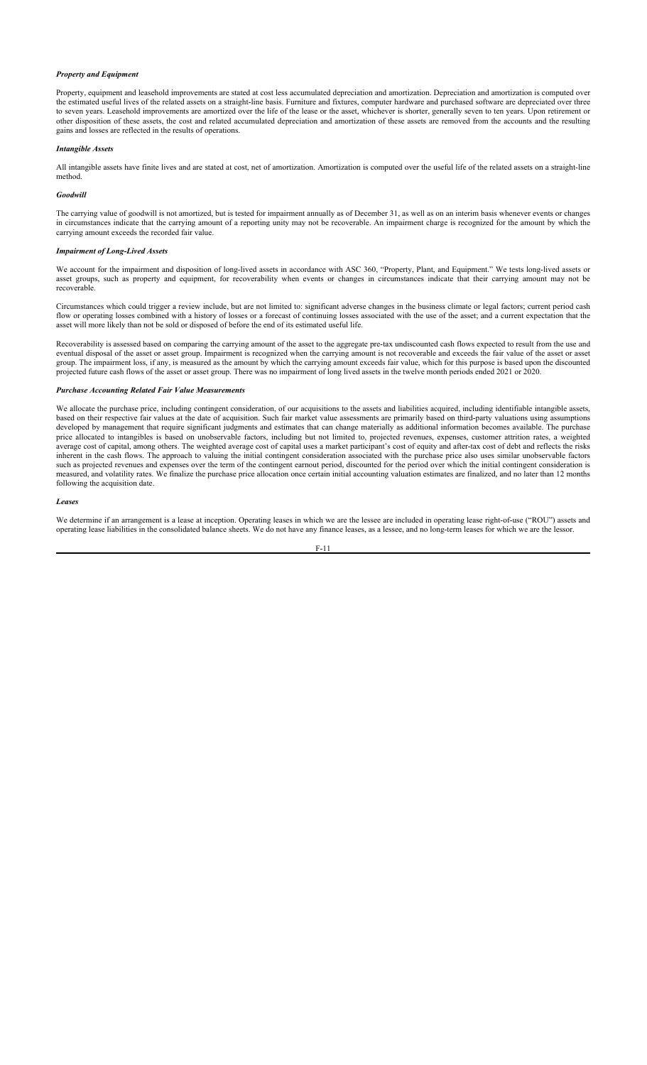***Property and Equipment***

Property, equipment and leasehold improvements are stated at cost less accumulated depreciation and amortization. Depreciation and amortization is computed over the estimated useful lives of the related assets on a straight-line basis. Furniture and fixtures, computer hardware and purchased software are depreciated over three to seven years. Leasehold improvements are amortized over the life of the lease or the asset, whichever is shorter, generally seven to ten years. Upon retirement or other disposition of these assets, the cost and related accumulated depreciation and amortization of these assets are removed from the accounts and the resulting gains and losses are reflected in the results of operations.

***Intangible Assets***

All intangible assets have finite lives and are stated at cost, net of amortization. Amortization is computed over the useful life of the related assets on a straight-line method.

***Goodwill***

The carrying value of goodwill is not amortized, but is tested for impairment annually as of December 31, as well as on an interim basis whenever events or changes in circumstances indicate that the carrying amount of a reporting unity may not be recoverable. An impairment charge is recognized for the amount by which the carrying amount exceeds the recorded fair value.

***Impairment of Long-Lived Assets***

We account for the impairment and disposition of long-lived assets in accordance with ASC 360, "Property, Plant, and Equipment." We tests long-lived assets or asset groups, such as property and equipment, for recoverability when events or changes in circumstances indicate that their carrying amount may not be recoverable.

Circumstances which could trigger a review include, but are not limited to: significant adverse changes in the business climate or legal factors; current period cash flow or operating losses combined with a history of losses or a forecast of continuing losses associated with the use of the asset; and a current expectation that the asset will more likely than not be sold or disposed of before the end of its estimated useful life.

Recoverability is assessed based on comparing the carrying amount of the asset to the aggregate pre-tax undiscounted cash flows expected to result from the use and eventual disposal of the asset or asset group. Impairment is recognized when the carrying amount is not recoverable and exceeds the fair value of the asset or asset group. The impairment loss, if any, is measured as the amount by which the carrying amount exceeds fair value, which for this purpose is based upon the discounted projected future cash flows of the asset or asset group. There was no impairment of long lived assets in the twelve month periods ended 2021 or 2020.

***Purchase Accounting Related Fair Value Measurements***

We allocate the purchase price, including contingent consideration, of our acquisitions to the assets and liabilities acquired, including identifiable intangible assets, based on their respective fair values at the date of acquisition. Such fair market value assessments are primarily based on third-party valuations using assumptions developed by management that require significant judgments and estimates that can change materially as additional information becomes available. The purchase price allocated to intangibles is based on unobservable factors, including but not limited to, projected revenues, expenses, customer attrition rates, a weighted average cost of capital, among others. The weighted average cost of capital uses a market participant's cost of equity and after-tax cost of debt and reflects the risks inherent in the cash flows. The approach to valuing the initial contingent consideration associated with the purchase price also uses similar unobservable factors such as projected revenues and expenses over the term of the contingent earnout period, discounted for the period over which the initial contingent consideration is measured, and volatility rates. We finalize the purchase price allocation once certain initial accounting valuation estimates are finalized, and no later than 12 months following the acquisition date.

***Leases***

We determine if an arrangement is a lease at inception. Operating leases in which we are the lessee are included in operating lease right-of-use ("ROU") assets and operating lease liabilities in the consolidated balance sheets. We do not have any finance leases, as a lessee, and no long-term leases for which we are the lessor.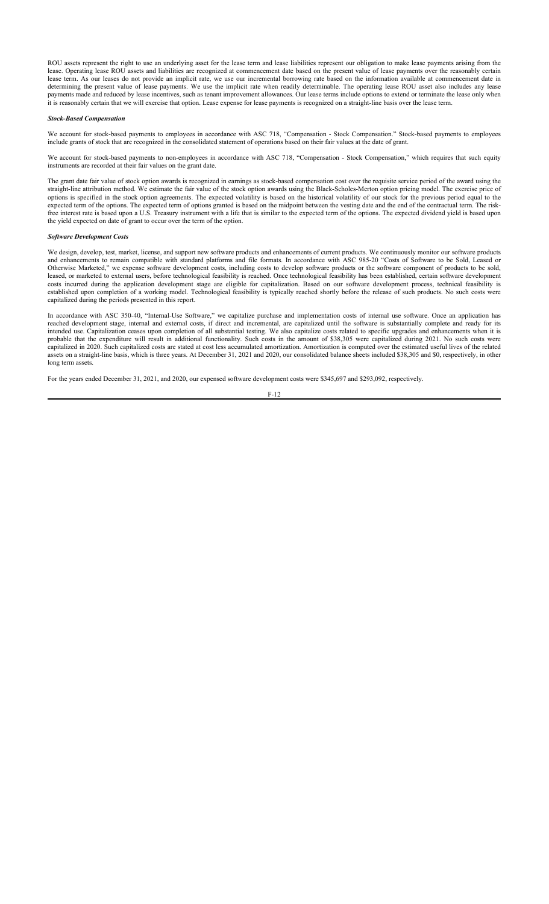ROU assets represent the right to use an underlying asset for the lease term and lease liabilities represent our obligation to make lease payments arising from the lease. Operating lease ROU assets and liabilities are recognized at commencement date based on the present value of lease payments over the reasonably certain lease term. As our leases do not provide an implicit rate, we use our incremental borrowing rate based on the information available at commencement date in determining the present value of lease payments. We use the implicit rate when readily determinable. The operating lease ROU asset also includes any lease payments made and reduced by lease incentives, such as tenant improvement allowances. Our lease terms include options to extend or terminate the lease only when it is reasonably certain that we will exercise that option. Lease expense for lease payments is recognized on a straight-line basis over the lease term.

***Stock-Based Compensation***

We account for stock-based payments to employees in accordance with ASC 718, "Compensation - Stock Compensation." Stock-based payments to employees include grants of stock that are recognized in the consolidated statement of operations based on their fair values at the date of grant.

We account for stock-based payments to non-employees in accordance with ASC 718, "Compensation - Stock Compensation," which requires that such equity instruments are recorded at their fair values on the grant date.

The grant date fair value of stock option awards is recognized in earnings as stock-based compensation cost over the requisite service period of the award using the straight-line attribution method. We estimate the fair value of the stock option awards using the Black-Scholes-Merton option pricing model. The exercise price of options is specified in the stock option agreements. The expected volatility is based on the historical volatility of our stock for the previous period equal to the expected term of the options. The expected term of options granted is based on the midpoint between the vesting date and the end of the contractual term. The risk-free interest rate is based upon a U.S. Treasury instrument with a life that is similar to the expected term of the options. The expected dividend yield is based upon the yield expected on date of grant to occur over the term of the option.

***Software Development Costs***

We design, develop, test, market, license, and support new software products and enhancements of current products. We continuously monitor our software products and enhancements to remain compatible with standard platforms and file formats. In accordance with ASC 985-20 "Costs of Software to be Sold, Leased or Otherwise Marketed," we expense software development costs, including costs to develop software products or the software component of products to be sold, leased, or marketed to external users, before technological feasibility is reached. Once technological feasibility has been established, certain software development costs incurred during the application development stage are eligible for capitalization. Based on our software development process, technical feasibility is established upon completion of a working model. Technological feasibility is typically reached shortly before the release of such products. No such costs were capitalized during the periods presented in this report.

In accordance with ASC 350-40, "Internal-Use Software," we capitalize purchase and implementation costs of internal use software. Once an application has reached development stage, internal and external costs, if direct and incremental, are capitalized until the software is substantially complete and ready for its intended use. Capitalization ceases upon completion of all substantial testing. We also capitalize costs related to specific upgrades and enhancements when it is probable that the expenditure will result in additional functionality. Such costs in the amount of $38,305 were capitalized during 2021. No such costs were capitalized in 2020. Such capitalized costs are stated at cost less accumulated amortization. Amortization is computed over the estimated useful lives of the related assets on a straight-line basis, which is three years. At December 31, 2021 and 2020, our consolidated balance sheets included $38,305 and $0, respectively, in other long term assets.

For the years ended December 31, 2021, and 2020, our expensed software development costs were $345,697 and $293,092, respectively.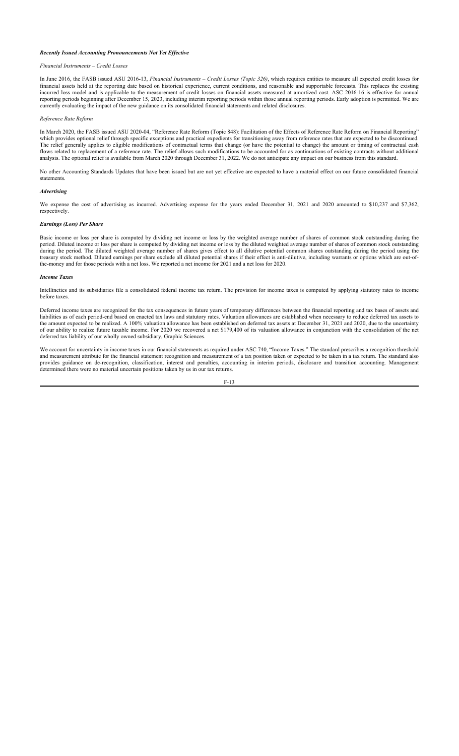### *Recently Issued Accounting Pronouncements Not Yet Effective*

*Financial Instruments – Credit Losses*

In June 2016, the FASB issued ASU 2016-13, *Financial Instruments – Credit Losses (Topic 326)*, which requires entities to measure all expected credit losses for financial assets held at the reporting date based on historical experience, current conditions, and reasonable and supportable forecasts. This replaces the existing incurred loss model and is applicable to the measurement of credit losses on financial assets measured at amortized cost. ASC 2016-16 is effective for annual reporting periods beginning after December 15, 2023, including interim reporting periods within those annual reporting periods. Early adoption is permitted. We are currently evaluating the impact of the new guidance on its consolidated financial statements and related disclosures.

*Reference Rate Reform*

In March 2020, the FASB issued ASU 2020-04, "Reference Rate Reform (Topic 848): Facilitation of the Effects of Reference Rate Reform on Financial Reporting" which provides optional relief through specific exceptions and practical expedients for transitioning away from reference rates that are expected to be discontinued. The relief generally applies to eligible modifications of contractual terms that change (or have the potential to change) the amount or timing of contractual cash flows related to replacement of a reference rate. The relief allows such modifications to be accounted for as continuations of existing contracts without additional analysis. The optional relief is available from March 2020 through December 31, 2022. We do not anticipate any impact on our business from this standard.

No other Accounting Standards Updates that have been issued but are not yet effective are expected to have a material effect on our future consolidated financial statements.

### *Advertising*

We expense the cost of advertising as incurred. Advertising expense for the years ended December 31, 2021 and 2020 amounted to $10,237 and $7,362, respectively.

### *Earnings (Loss) Per Share*

Basic income or loss per share is computed by dividing net income or loss by the weighted average number of shares of common stock outstanding during the period. Diluted income or loss per share is computed by dividing net income or loss by the diluted weighted average number of shares of common stock outstanding during the period. The diluted weighted average number of shares gives effect to all dilutive potential common shares outstanding during the period using the treasury stock method. Diluted earnings per share exclude all diluted potential shares if their effect is anti-dilutive, including warrants or options which are out-of-the-money and for those periods with a net loss. We reported a net income for 2021 and a net loss for 2020.

### *Income Taxes*

Intellinetics and its subsidiaries file a consolidated federal income tax return. The provision for income taxes is computed by applying statutory rates to income before taxes.

Deferred income taxes are recognized for the tax consequences in future years of temporary differences between the financial reporting and tax bases of assets and liabilities as of each period-end based on enacted tax laws and statutory rates. Valuation allowances are established when necessary to reduce deferred tax assets to the amount expected to be realized. A 100% valuation allowance has been established on deferred tax assets at December 31, 2021 and 2020, due to the uncertainty of our ability to realize future taxable income. For 2020 we recovered a net $179,400 of its valuation allowance in conjunction with the consolidation of the net deferred tax liability of our wholly owned subsidiary, Graphic Sciences.

We account for uncertainty in income taxes in our financial statements as required under ASC 740, "Income Taxes." The standard prescribes a recognition threshold and measurement attribute for the financial statement recognition and measurement of a tax position taken or expected to be taken in a tax return. The standard also provides guidance on de-recognition, classification, interest and penalties, accounting in interim periods, disclosure and transition accounting. Management determined there were no material uncertain positions taken by us in our tax returns.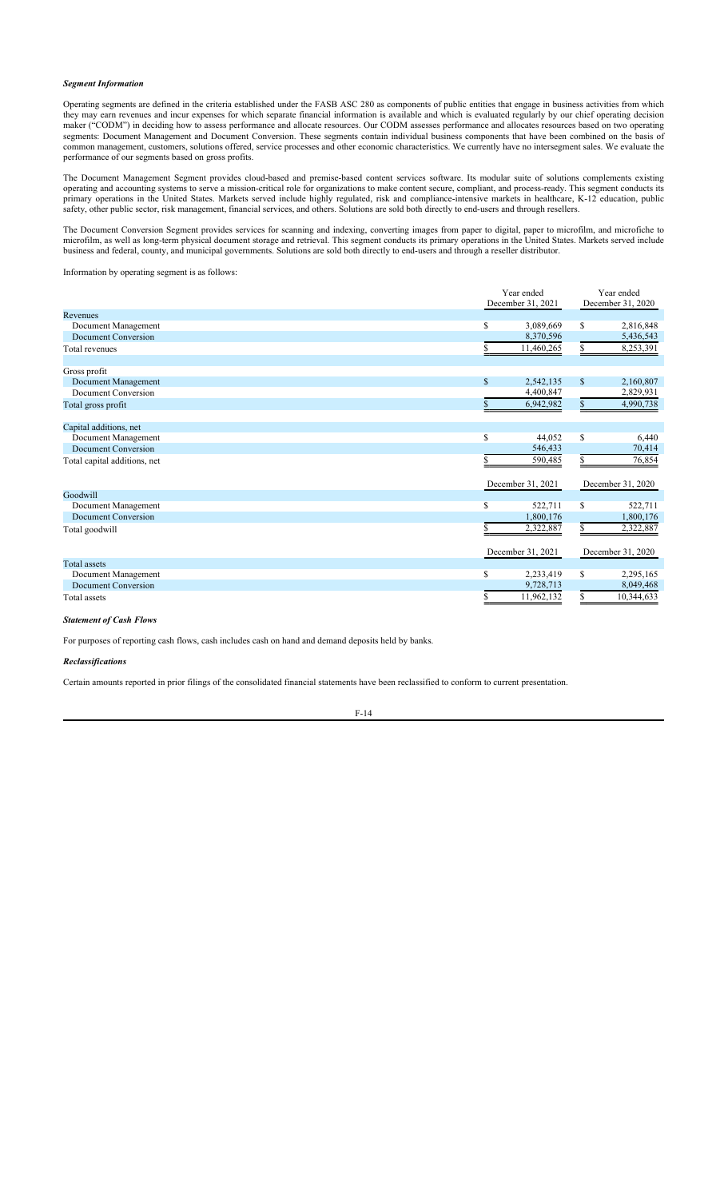### *Segment Information*

Operating segments are defined in the criteria established under the FASB ASC 280 as components of public entities that engage in business activities from which they may earn revenues and incur expenses for which separate financial information is available and which is evaluated regularly by our chief operating decision maker ("CODM") in deciding how to assess performance and allocate resources. Our CODM assesses performance and allocates resources based on two operating segments: Document Management and Document Conversion. These segments contain individual business components that have been combined on the basis of common management, customers, solutions offered, service processes and other economic characteristics. We currently have no intersegment sales. We evaluate the performance of our segments based on gross profits.

The Document Management Segment provides cloud-based and premise-based content services software. Its modular suite of solutions complements existing operating and accounting systems to serve a mission-critical role for organizations to make content secure, compliant, and process-ready. This segment conducts its primary operations in the United States. Markets served include highly regulated, risk and compliance-intensive markets in healthcare, K-12 education, public safety, other public sector, risk management, financial services, and others. Solutions are sold both directly to end-users and through resellers.

The Document Conversion Segment provides services for scanning and indexing, converting images from paper to digital, paper to microfilm, and microfiche to microfilm, as well as long-term physical document storage and retrieval. This segment conducts its primary operations in the United States. Markets served include business and federal, county, and municipal governments. Solutions are sold both directly to end-users and through a reseller distributor.

Information by operating segment is as follows:

| | Year ended December 31, 2021 | Year ended December 31, 2020 |
|---|---|---|
| Revenues | | |
| Document Management | $ 3,089,669 | $ 2,816,848 |
| Document Conversion | 8,370,596 | 5,436,543 |
| Total revenues | $ 11,460,265 | $ 8,253,391 |
| | | |
| Gross profit | | |
| Document Management | $ 2,542,135 | $ 2,160,807 |
| Document Conversion | 4,400,847 | 2,829,931 |
| Total gross profit | $ 6,942,982 | $ 4,990,738 |
| | | |
| Capital additions, net | | |
| Document Management | $ 44,052 | $ 6,440 |
| Document Conversion | 546,433 | 70,414 |
| Total capital additions, net | $ 590,485 | $ 76,854 |
| | December 31, 2021 | December 31, 2020 |
| Goodwill | | |
| Document Management | $ 522,711 | $ 522,711 |
| Document Conversion | 1,800,176 | 1,800,176 |
| Total goodwill | $ 2,322,887 | $ 2,322,887 |
| | December 31, 2021 | December 31, 2020 |
| Total assets | | |
| Document Management | $ 2,233,419 | $ 2,295,165 |
| Document Conversion | 9,728,713 | 8,049,468 |
| Total assets | $ 11,962,132 | $ 10,344,633 |

### *Statement of Cash Flows*

For purposes of reporting cash flows, cash includes cash on hand and demand deposits held by banks.

### *Reclassifications*

Certain amounts reported in prior filings of the consolidated financial statements have been reclassified to conform to current presentation.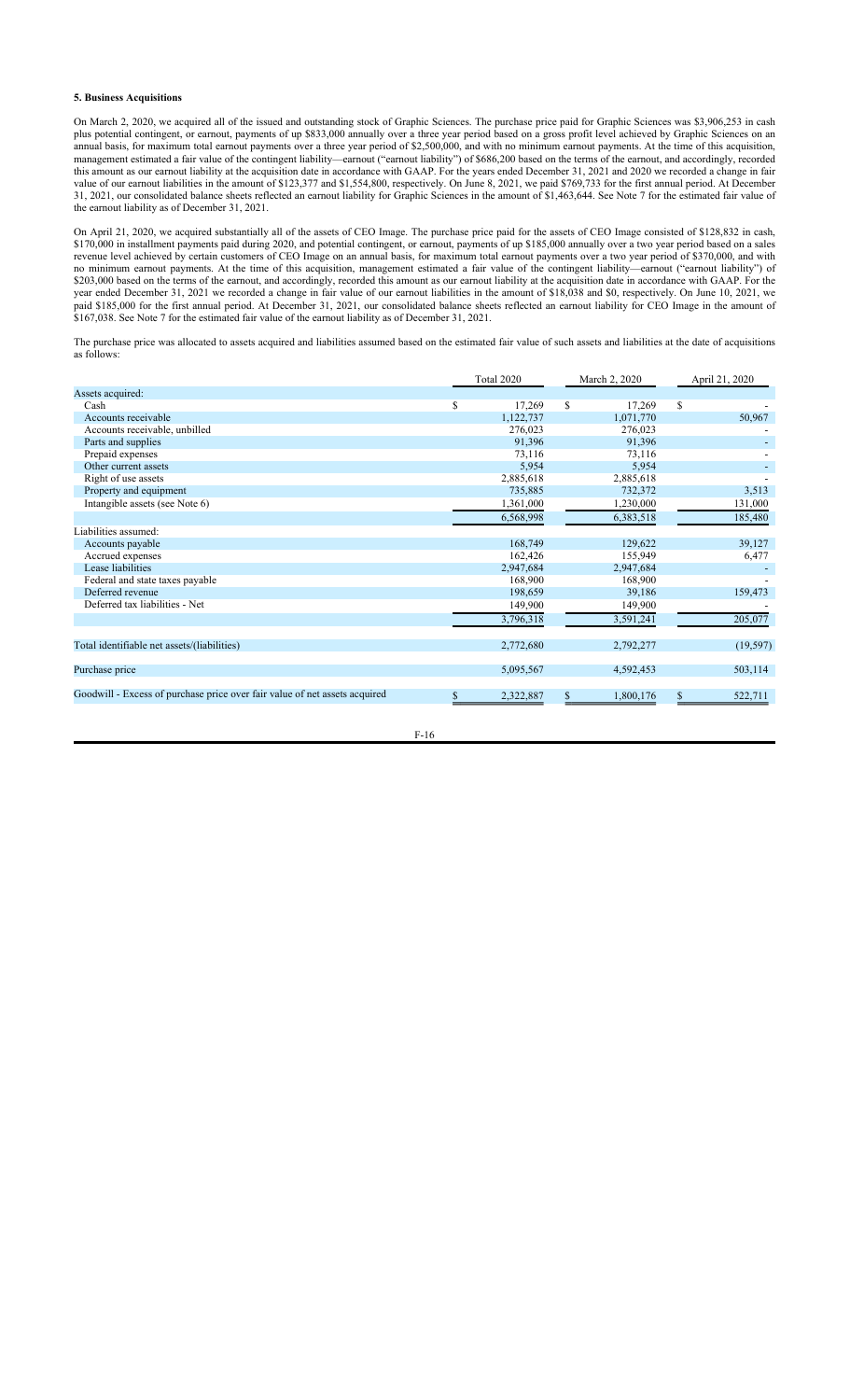#### 5. Business Acquisitions

On March 2, 2020, we acquired all of the issued and outstanding stock of Graphic Sciences. The purchase price paid for Graphic Sciences was $3,906,253 in cash plus potential contingent, or earnout, payments of up $833,000 annually over a three year period based on a gross profit level achieved by Graphic Sciences on an annual basis, for maximum total earnout payments over a three year period of $2,500,000, and with no minimum earnout payments. At the time of this acquisition, management estimated a fair value of the contingent liability—earnout ("earnout liability") of $686,200 based on the terms of the earnout, and accordingly, recorded this amount as our earnout liability at the acquisition date in accordance with GAAP. For the years ended December 31, 2021 and 2020 we recorded a change in fair value of our earnout liabilities in the amount of $123,377 and $1,554,800, respectively. On June 8, 2021, we paid $769,733 for the first annual period. At December 31, 2021, our consolidated balance sheets reflected an earnout liability for Graphic Sciences in the amount of $1,463,644. See Note 7 for the estimated fair value of the earnout liability as of December 31, 2021.

On April 21, 2020, we acquired substantially all of the assets of CEO Image. The purchase price paid for the assets of CEO Image consisted of $128,832 in cash, $170,000 in installment payments paid during 2020, and potential contingent, or earnout, payments of up $185,000 annually over a two year period based on a sales revenue level achieved by certain customers of CEO Image on an annual basis, for maximum total earnout payments over a two year period of $370,000, and with no minimum earnout payments. At the time of this acquisition, management estimated a fair value of the contingent liability—earnout ("earnout liability") of $203,000 based on the terms of the earnout, and accordingly, recorded this amount as our earnout liability at the acquisition date in accordance with GAAP. For the year ended December 31, 2021 we recorded a change in fair value of our earnout liabilities in the amount of $18,038 and $0, respectively. On June 10, 2021, we paid $185,000 for the first annual period. At December 31, 2021, our consolidated balance sheets reflected an earnout liability for CEO Image in the amount of $167,038. See Note 7 for the estimated fair value of the earnout liability as of December 31, 2021.

The purchase price was allocated to assets acquired and liabilities assumed based on the estimated fair value of such assets and liabilities at the date of acquisitions as follows:

| | Total 2020 | March 2, 2020 | April 21, 2020 |
|---|---|---|---|
| Assets acquired: | | | |
| Cash | $ 17,269 | $ 17,269 | $ - |
| Accounts receivable | 1,122,737 | 1,071,770 | 50,967 |
| Accounts receivable, unbilled | 276,023 | 276,023 | - |
| Parts and supplies | 91,396 | 91,396 | - |
| Prepaid expenses | 73,116 | 73,116 | - |
| Other current assets | 5,954 | 5,954 | - |
| Right of use assets | 2,885,618 | 2,885,618 | - |
| Property and equipment | 735,885 | 732,372 | 3,513 |
| Intangible assets (see Note 6) | 1,361,000 | 1,230,000 | 131,000 |
| | 6,568,998 | 6,383,518 | 185,480 |
| Liabilities assumed: | | | |
| Accounts payable | 168,749 | 129,622 | 39,127 |
| Accrued expenses | 162,426 | 155,949 | 6,477 |
| Lease liabilities | 2,947,684 | 2,947,684 | - |
| Federal and state taxes payable | 168,900 | 168,900 | - |
| Deferred revenue | 198,659 | 39,186 | 159,473 |
| Deferred tax liabilities - Net | 149,900 | 149,900 | - |
| | 3,796,318 | 3,591,241 | 205,077 |
| Total identifiable net assets/(liabilities) | 2,772,680 | 2,792,277 | (19,597) |
| Purchase price | 5,095,567 | 4,592,453 | 503,114 |
| Goodwill - Excess of purchase price over fair value of net assets acquired | $ 2,322,887 | $ 1,800,176 | $ 522,711 |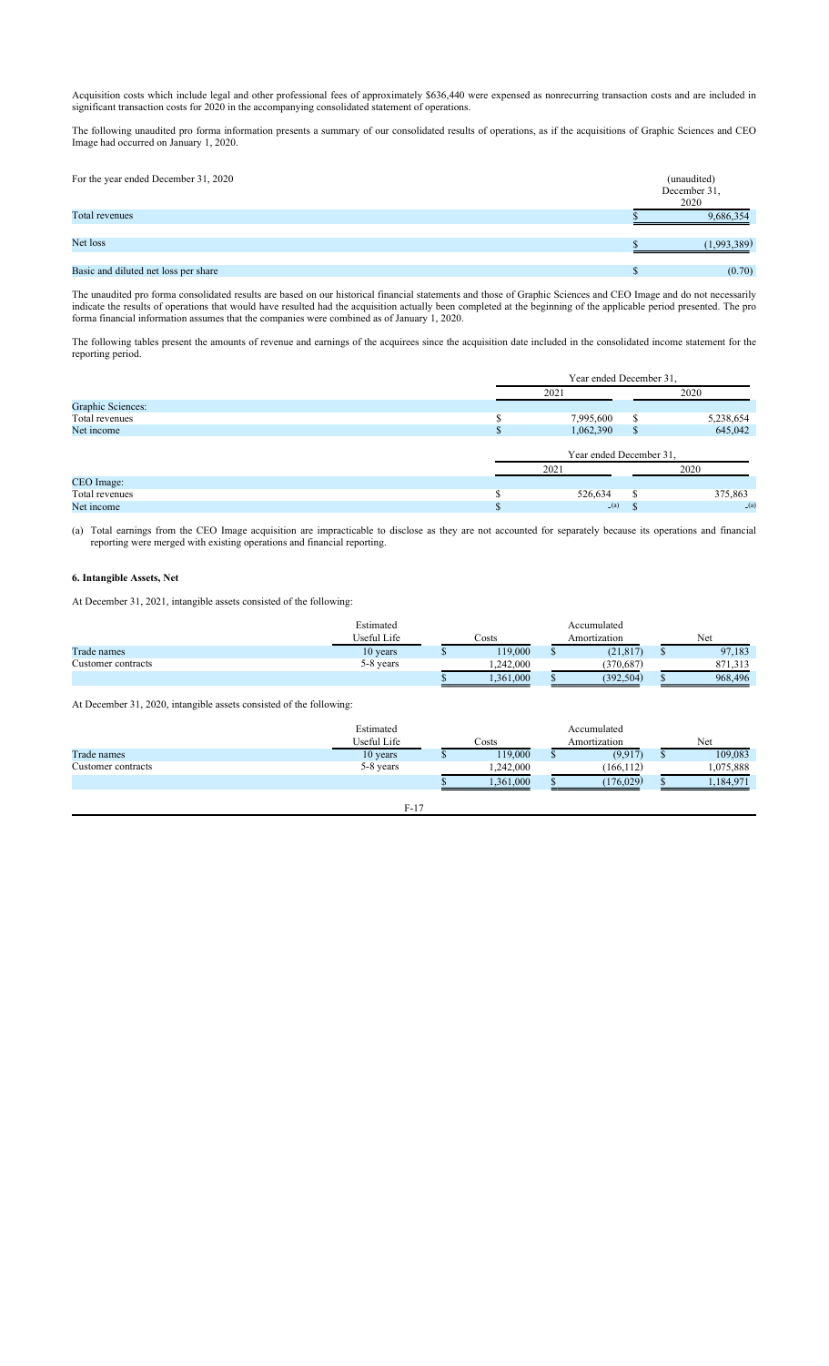Acquisition costs which include legal and other professional fees of approximately $636,440 were expensed as nonrecurring transaction costs and are included in significant transaction costs for 2020 in the accompanying consolidated statement of operations.

The following unaudited pro forma information presents a summary of our consolidated results of operations, as if the acquisitions of Graphic Sciences and CEO Image had occurred on January 1, 2020.

| For the year ended December 31, 2020 | (unaudited) December 31, 2020 |
|---|---|
| Total revenues | $ 9,686,354 |
| Net loss | $ (1,993,389) |
| Basic and diluted net loss per share | $ (0.70) |

The unaudited pro forma consolidated results are based on our historical financial statements and those of Graphic Sciences and CEO Image and do not necessarily indicate the results of operations that would have resulted had the acquisition actually been completed at the beginning of the applicable period presented. The pro forma financial information assumes that the companies were combined as of January 1, 2020.

The following tables present the amounts of revenue and earnings of the acquirees since the acquisition date included in the consolidated income statement for the reporting period.

| | Year ended December 31, | |
|---|---|---|
| | 2021 | 2020 |
| Graphic Sciences: | | |
| Total revenues | $ 7,995,600 | $ 5,238,654 |
| Net income | $ 1,062,390 | $ 645,042 |

| | Year ended December 31, | |
|---|---|---|
| | 2021 | 2020 |
| CEO Image: | | |
| Total revenues | $ 526,634 | $ 375,863 |
| Net income | $ -(a) | $ -(a) |

(a) Total earnings from the CEO Image acquisition are impracticable to disclose as they are not accounted for separately because its operations and financial reporting were merged with existing operations and financial reporting.

### 6. Intangible Assets, Net

At December 31, 2021, intangible assets consisted of the following:

| | Estimated Useful Life | Costs | Accumulated Amortization | Net |
|---|---|---|---|---|
| Trade names | 10 years | $ 119,000 | $ (21,817) | $ 97,183 |
| Customer contracts | 5-8 years | 1,242,000 | (370,687) | 871,313 |
| | | $ 1,361,000 | $ (392,504) | $ 968,496 |

At December 31, 2020, intangible assets consisted of the following:

| | Estimated Useful Life | Costs | Accumulated Amortization | Net |
|---|---|---|---|---|
| Trade names | 10 years | $ 119,000 | $ (9,917) | $ 109,083 |
| Customer contracts | 5-8 years | 1,242,000 | (166,112) | 1,075,888 |
| | | $ 1,361,000 | $ (176,029) | $ 1,184,971 |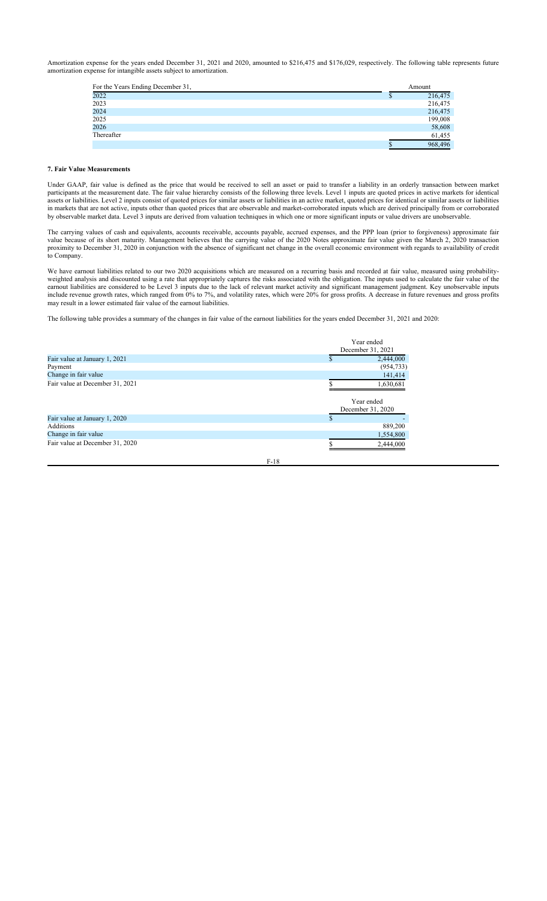Amortization expense for the years ended December 31, 2021 and 2020, amounted to $216,475 and $176,029, respectively. The following table represents future amortization expense for intangible assets subject to amortization.

| For the Years Ending December 31, | Amount |
|---|---|
| 2022 | $ 216,475 |
| 2023 | 216,475 |
| 2024 | 216,475 |
| 2025 | 199,008 |
| 2026 | 58,608 |
| Thereafter | 61,455 |
| | $ 968,496 |

**7. Fair Value Measurements**

Under GAAP, fair value is defined as the price that would be received to sell an asset or paid to transfer a liability in an orderly transaction between market participants at the measurement date. The fair value hierarchy consists of the following three levels. Level 1 inputs are quoted prices in active markets for identical assets or liabilities. Level 2 inputs consist of quoted prices for similar assets or liabilities in an active market, quoted prices for identical or similar assets or liabilities in markets that are not active, inputs other than quoted prices that are observable and market-corroborated inputs which are derived principally from or corroborated by observable market data. Level 3 inputs are derived from valuation techniques in which one or more significant inputs or value drivers are unobservable.

The carrying values of cash and equivalents, accounts receivable, accounts payable, accrued expenses, and the PPP loan (prior to forgiveness) approximate fair value because of its short maturity. Management believes that the carrying value of the 2020 Notes approximate fair value given the March 2, 2020 transaction proximity to December 31, 2020 in conjunction with the absence of significant net change in the overall economic environment with regards to availability of credit to Company.

We have earnout liabilities related to our two 2020 acquisitions which are measured on a recurring basis and recorded at fair value, measured using probability-weighted analysis and discounted using a rate that appropriately captures the risks associated with the obligation. The inputs used to calculate the fair value of the earnout liabilities are considered to be Level 3 inputs due to the lack of relevant market activity and significant management judgment. Key unobservable inputs include revenue growth rates, which ranged from 0% to 7%, and volatility rates, which were 20% for gross profits. A decrease in future revenues and gross profits may result in a lower estimated fair value of the earnout liabilities.

The following table provides a summary of the changes in fair value of the earnout liabilities for the years ended December 31, 2021 and 2020:

| | Year ended December 31, 2021 |
|---|---|
| Fair value at January 1, 2021 | $ 2,444,000 |
| Payment | (954,733) |
| Change in fair value | 141,414 |
| Fair value at December 31, 2021 | $ 1,630,681 |

| | Year ended December 31, 2020 |
|---|---|
| Fair value at January 1, 2020 | $ - |
| Additions | 889,200 |
| Change in fair value | 1,554,800 |
| Fair value at December 31, 2020 | $ 2,444,000 |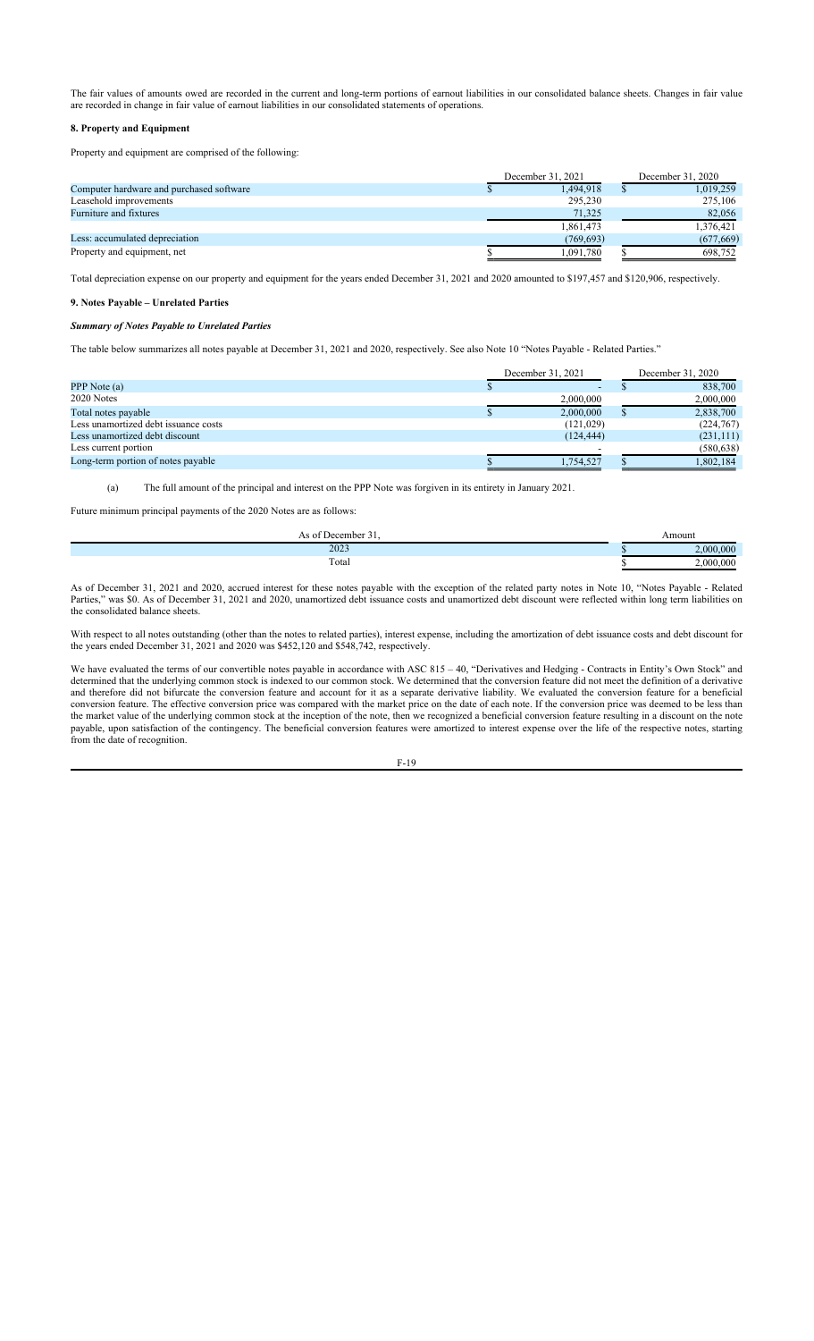The fair values of amounts owed are recorded in the current and long-term portions of earnout liabilities in our consolidated balance sheets. Changes in fair value are recorded in change in fair value of earnout liabilities in our consolidated statements of operations.

### 8. Property and Equipment

Property and equipment are comprised of the following:

| | December 31, 2021 | December 31, 2020 |
|---|---|---|
| Computer hardware and purchased software | $ 1,494,918 | $ 1,019,259 |
| Leasehold improvements | 295,230 | 275,106 |
| Furniture and fixtures | 71,325 | 82,056 |
| | 1,861,473 | 1,376,421 |
| Less: accumulated depreciation | (769,693) | (677,669) |
| Property and equipment, net | $ 1,091,780 | $ 698,752 |

Total depreciation expense on our property and equipment for the years ended December 31, 2021 and 2020 amounted to $197,457 and $120,906, respectively.

### 9. Notes Payable – Unrelated Parties

***Summary of Notes Payable to Unrelated Parties***

The table below summarizes all notes payable at December 31, 2021 and 2020, respectively. See also Note 10 "Notes Payable - Related Parties."

| | December 31, 2021 | December 31, 2020 |
|---|---|---|
| PPP Note (a) | $ - | $ 838,700 |
| 2020 Notes | 2,000,000 | 2,000,000 |
| Total notes payable | $ 2,000,000 | $ 2,838,700 |
| Less unamortized debt issuance costs | (121,029) | (224,767) |
| Less unamortized debt discount | (124,444) | (231,111) |
| Less current portion | - | (580,638) |
| Long-term portion of notes payable | $ 1,754,527 | $ 1,802,184 |

(a) The full amount of the principal and interest on the PPP Note was forgiven in its entirety in January 2021.

Future minimum principal payments of the 2020 Notes are as follows:

| As of December 31, | Amount |
|---|---|
| 2023 | $ 2,000,000 |
| Total | $ 2,000,000 |

As of December 31, 2021 and 2020, accrued interest for these notes payable with the exception of the related party notes in Note 10, "Notes Payable - Related Parties," was $0. As of December 31, 2021 and 2020, unamortized debt issuance costs and unamortized debt discount were reflected within long term liabilities on the consolidated balance sheets.

With respect to all notes outstanding (other than the notes to related parties), interest expense, including the amortization of debt issuance costs and debt discount for the years ended December 31, 2021 and 2020 was $452,120 and $548,742, respectively.

We have evaluated the terms of our convertible notes payable in accordance with ASC 815 – 40, "Derivatives and Hedging - Contracts in Entity's Own Stock" and determined that the underlying common stock is indexed to our common stock. We determined that the conversion feature did not meet the definition of a derivative and therefore did not bifurcate the conversion feature and account for it as a separate derivative liability. We evaluated the conversion feature for a beneficial conversion feature. The effective conversion price was compared with the market price on the date of each note. If the conversion price was deemed to be less than the market value of the underlying common stock at the inception of the note, then we recognized a beneficial conversion feature resulting in a discount on the note payable, upon satisfaction of the contingency. The beneficial conversion features were amortized to interest expense over the life of the respective notes, starting from the date of recognition.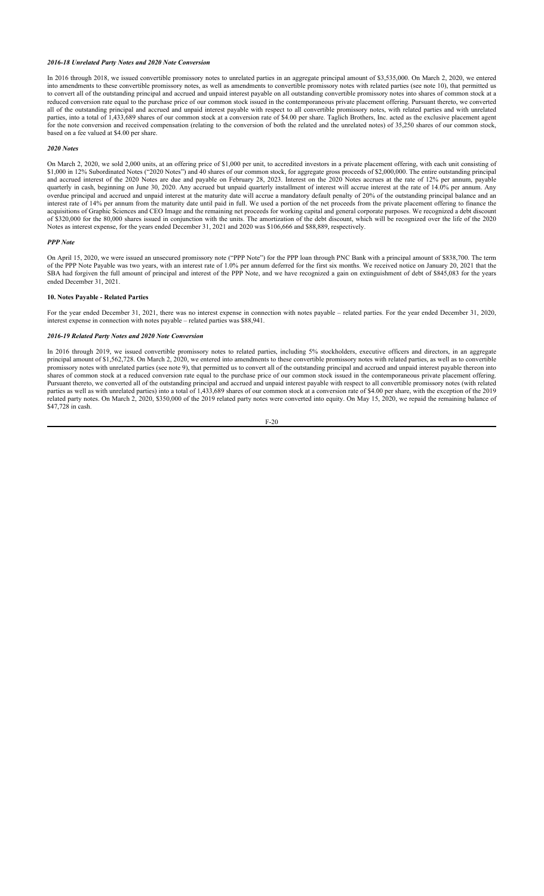*2016-18 Unrelated Party Notes and 2020 Note Conversion*

In 2016 through 2018, we issued convertible promissory notes to unrelated parties in an aggregate principal amount of $3,535,000. On March 2, 2020, we entered into amendments to these convertible promissory notes, as well as amendments to convertible promissory notes with related parties (see note 10), that permitted us to convert all of the outstanding principal and accrued and unpaid interest payable on all outstanding convertible promissory notes into shares of common stock at a reduced conversion rate equal to the purchase price of our common stock issued in the contemporaneous private placement offering. Pursuant thereto, we converted all of the outstanding principal and accrued and unpaid interest payable with respect to all convertible promissory notes, with related parties and with unrelated parties, into a total of 1,433,689 shares of our common stock at a conversion rate of $4.00 per share. Taglich Brothers, Inc. acted as the exclusive placement agent for the note conversion and received compensation (relating to the conversion of both the related and the unrelated notes) of 35,250 shares of our common stock, based on a fee valued at $4.00 per share.

*2020 Notes*

On March 2, 2020, we sold 2,000 units, at an offering price of $1,000 per unit, to accredited investors in a private placement offering, with each unit consisting of $1,000 in 12% Subordinated Notes ("2020 Notes") and 40 shares of our common stock, for aggregate gross proceeds of $2,000,000. The entire outstanding principal and accrued interest of the 2020 Notes are due and payable on February 28, 2023. Interest on the 2020 Notes accrues at the rate of 12% per annum, payable quarterly in cash, beginning on June 30, 2020. Any accrued but unpaid quarterly installment of interest will accrue interest at the rate of 14.0% per annum. Any overdue principal and accrued and unpaid interest at the maturity date will accrue a mandatory default penalty of 20% of the outstanding principal balance and an interest rate of 14% per annum from the maturity date until paid in full. We used a portion of the net proceeds from the private placement offering to finance the acquisitions of Graphic Sciences and CEO Image and the remaining net proceeds for working capital and general corporate purposes. We recognized a debt discount of $320,000 for the 80,000 shares issued in conjunction with the units. The amortization of the debt discount, which will be recognized over the life of the 2020 Notes as interest expense, for the years ended December 31, 2021 and 2020 was $106,666 and $88,889, respectively.

*PPP Note*

On April 15, 2020, we were issued an unsecured promissory note ("PPP Note") for the PPP loan through PNC Bank with a principal amount of $838,700. The term of the PPP Note Payable was two years, with an interest rate of 1.0% per annum deferred for the first six months. We received notice on January 20, 2021 that the SBA had forgiven the full amount of principal and interest of the PPP Note, and we have recognized a gain on extinguishment of debt of $845,083 for the years ended December 31, 2021.

**10. Notes Payable - Related Parties**

For the year ended December 31, 2021, there was no interest expense in connection with notes payable – related parties. For the year ended December 31, 2020, interest expense in connection with notes payable – related parties was $88,941.

*2016-19 Related Party Notes and 2020 Note Conversion*

In 2016 through 2019, we issued convertible promissory notes to related parties, including 5% stockholders, executive officers and directors, in an aggregate principal amount of $1,562,728. On March 2, 2020, we entered into amendments to these convertible promissory notes with related parties, as well as to convertible promissory notes with unrelated parties (see note 9), that permitted us to convert all of the outstanding principal and accrued and unpaid interest payable thereon into shares of common stock at a reduced conversion rate equal to the purchase price of our common stock issued in the contemporaneous private placement offering. Pursuant thereto, we converted all of the outstanding principal and accrued and unpaid interest payable with respect to all convertible promissory notes (with related parties as well as with unrelated parties) into a total of 1,433,689 shares of our common stock at a conversion rate of $4.00 per share, with the exception of the 2019 related party notes. On March 2, 2020, $350,000 of the 2019 related party notes were converted into equity. On May 15, 2020, we repaid the remaining balance of $47,728 in cash.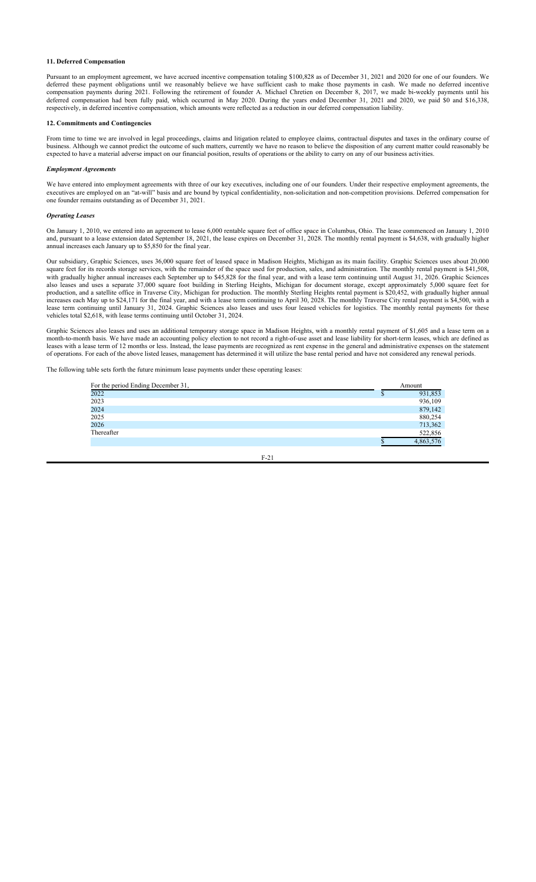### 11. Deferred Compensation

Pursuant to an employment agreement, we have accrued incentive compensation totaling $100,828 as of December 31, 2021 and 2020 for one of our founders. We deferred these payment obligations until we reasonably believe we have sufficient cash to make those payments in cash. We made no deferred incentive compensation payments during 2021. Following the retirement of founder A. Michael Chretien on December 8, 2017, we made bi-weekly payments until his deferred compensation had been fully paid, which occurred in May 2020. During the years ended December 31, 2021 and 2020, we paid $0 and $16,338, respectively, in deferred incentive compensation, which amounts were reflected as a reduction in our deferred compensation liability.

### 12. Commitments and Contingencies

From time to time we are involved in legal proceedings, claims and litigation related to employee claims, contractual disputes and taxes in the ordinary course of business. Although we cannot predict the outcome of such matters, currently we have no reason to believe the disposition of any current matter could reasonably be expected to have a material adverse impact on our financial position, results of operations or the ability to carry on any of our business activities.

#### *Employment Agreements*

We have entered into employment agreements with three of our key executives, including one of our founders. Under their respective employment agreements, the executives are employed on an "at-will" basis and are bound by typical confidentiality, non-solicitation and non-competition provisions. Deferred compensation for one founder remains outstanding as of December 31, 2021.

#### *Operating Leases*

On January 1, 2010, we entered into an agreement to lease 6,000 rentable square feet of office space in Columbus, Ohio. The lease commenced on January 1, 2010 and, pursuant to a lease extension dated September 18, 2021, the lease expires on December 31, 2028. The monthly rental payment is $4,638, with gradually higher annual increases each January up to $5,850 for the final year.

Our subsidiary, Graphic Sciences, uses 36,000 square feet of leased space in Madison Heights, Michigan as its main facility. Graphic Sciences uses about 20,000 square feet for its records storage services, with the remainder of the space used for production, sales, and administration. The monthly rental payment is $41,508, with gradually higher annual increases each September up to $45,828 for the final year, and with a lease term continuing until August 31, 2026. Graphic Sciences also leases and uses a separate 37,000 square foot building in Sterling Heights, Michigan for document storage, except approximately 5,000 square feet for production, and a satellite office in Traverse City, Michigan for production. The monthly Sterling Heights rental payment is $20,452, with gradually higher annual increases each May up to $24,171 for the final year, and with a lease term continuing to April 30, 2028. The monthly Traverse City rental payment is $4,500, with a lease term continuing until January 31, 2024. Graphic Sciences also leases and uses four leased vehicles for logistics. The monthly rental payments for these vehicles total $2,618, with lease terms continuing until October 31, 2024.

Graphic Sciences also leases and uses an additional temporary storage space in Madison Heights, with a monthly rental payment of $1,605 and a lease term on a month-to-month basis. We have made an accounting policy election to not record a right-of-use asset and lease liability for short-term leases, which are defined as leases with a lease term of 12 months or less. Instead, the lease payments are recognized as rent expense in the general and administrative expenses on the statement of operations. For each of the above listed leases, management has determined it will utilize the base rental period and have not considered any renewal periods.

The following table sets forth the future minimum lease payments under these operating leases:

| For the period Ending December 31, | Amount |
|---|---|
| 2022 | $ 931,853 |
| 2023 | 936,109 |
| 2024 | 879,142 |
| 2025 | 880,254 |
| 2026 | 713,362 |
| Thereafter | 522,856 |
| | $ 4,863,576 |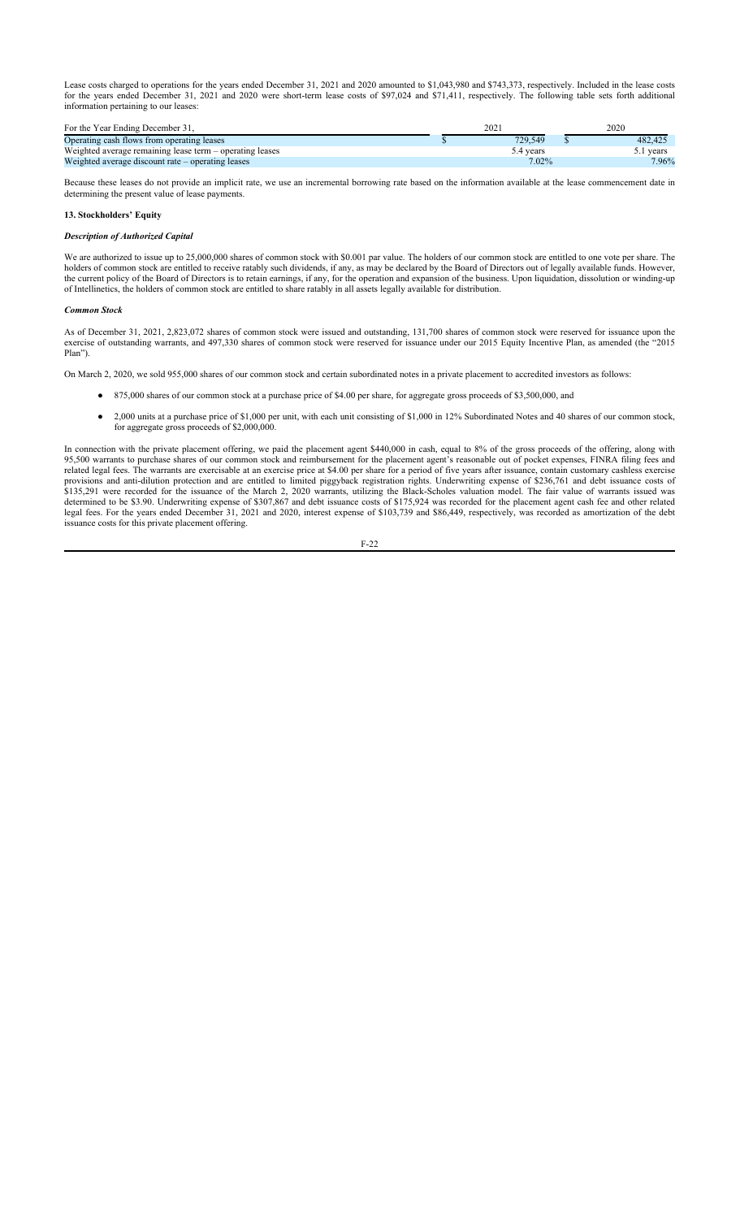Lease costs charged to operations for the years ended December 31, 2021 and 2020 amounted to $1,043,980 and $743,373, respectively. Included in the lease costs for the years ended December 31, 2021 and 2020 were short-term lease costs of $97,024 and $71,411, respectively. The following table sets forth additional information pertaining to our leases:

| For the Year Ending December 31, | 2021 | 2020 |
|---|---|---|
| Operating cash flows from operating leases | $ 729,549 | $ 482,425 |
| Weighted average remaining lease term – operating leases | 5.4 years | 5.1 years |
| Weighted average discount rate – operating leases | 7.02% | 7.96% |

Because these leases do not provide an implicit rate, we use an incremental borrowing rate based on the information available at the lease commencement date in determining the present value of lease payments.

**13. Stockholders' Equity**

***Description of Authorized Capital***

We are authorized to issue up to 25,000,000 shares of common stock with $0.001 par value. The holders of our common stock are entitled to one vote per share. The holders of common stock are entitled to receive ratably such dividends, if any, as may be declared by the Board of Directors out of legally available funds. However, the current policy of the Board of Directors is to retain earnings, if any, for the operation and expansion of the business. Upon liquidation, dissolution or winding-up of Intellinetics, the holders of common stock are entitled to share ratably in all assets legally available for distribution.

***Common Stock***

As of December 31, 2021, 2,823,072 shares of common stock were issued and outstanding, 131,700 shares of common stock were reserved for issuance upon the exercise of outstanding warrants, and 497,330 shares of common stock were reserved for issuance under our 2015 Equity Incentive Plan, as amended (the "2015 Plan").

On March 2, 2020, we sold 955,000 shares of our common stock and certain subordinated notes in a private placement to accredited investors as follows:

- 875,000 shares of our common stock at a purchase price of $4.00 per share, for aggregate gross proceeds of $3,500,000, and
- 2,000 units at a purchase price of $1,000 per unit, with each unit consisting of $1,000 in 12% Subordinated Notes and 40 shares of our common stock, for aggregate gross proceeds of $2,000,000.

In connection with the private placement offering, we paid the placement agent $440,000 in cash, equal to 8% of the gross proceeds of the offering, along with 95,500 warrants to purchase shares of our common stock and reimbursement for the placement agent's reasonable out of pocket expenses, FINRA filing fees and related legal fees. The warrants are exercisable at an exercise price at $4.00 per share for a period of five years after issuance, contain customary cashless exercise provisions and anti-dilution protection and are entitled to limited piggyback registration rights. Underwriting expense of $236,761 and debt issuance costs of $135,291 were recorded for the issuance of the March 2, 2020 warrants, utilizing the Black-Scholes valuation model. The fair value of warrants issued was determined to be $3.90. Underwriting expense of $307,867 and debt issuance costs of $175,924 was recorded for the placement agent cash fee and other related legal fees. For the years ended December 31, 2021 and 2020, interest expense of $103,739 and $86,449, respectively, was recorded as amortization of the debt issuance costs for this private placement offering.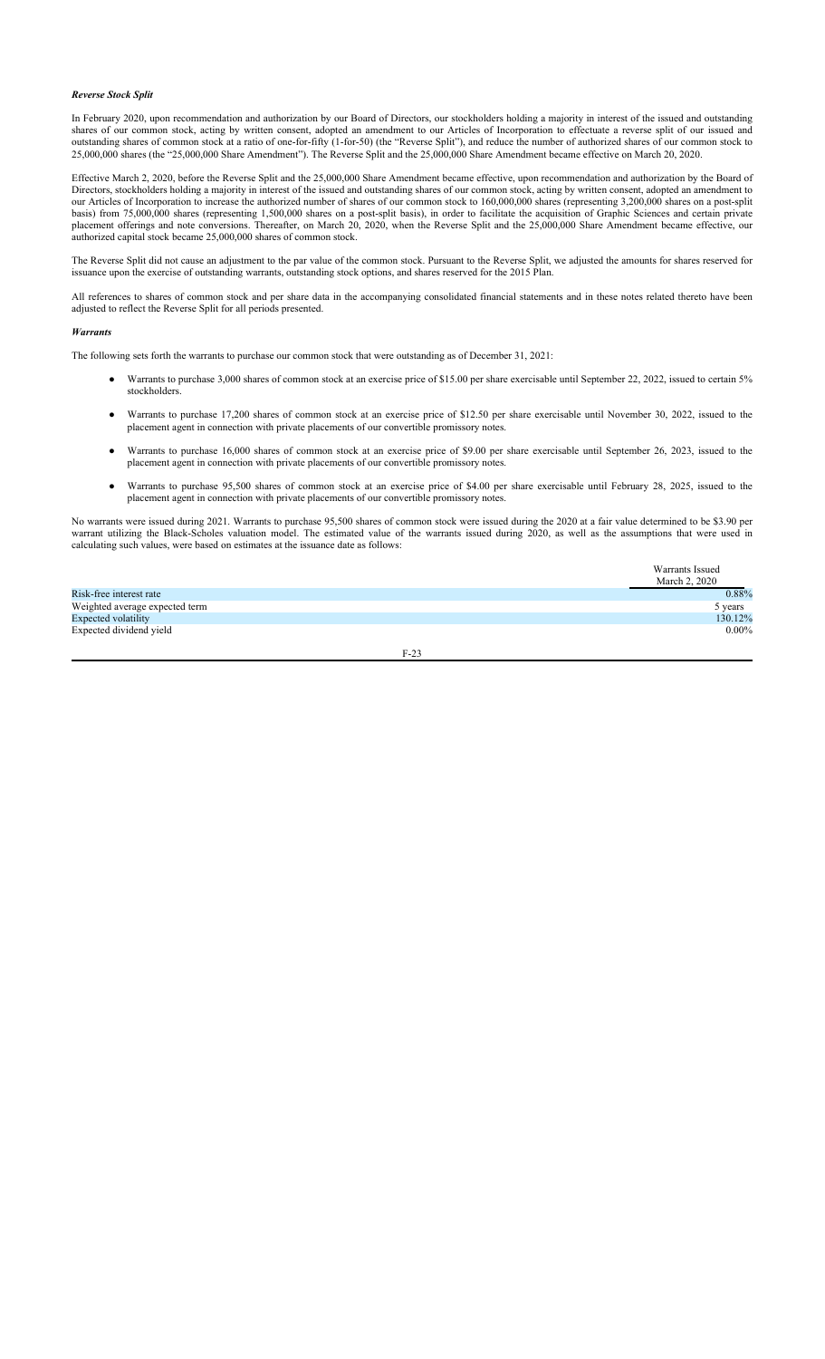### *Reverse Stock Split*

In February 2020, upon recommendation and authorization by our Board of Directors, our stockholders holding a majority in interest of the issued and outstanding shares of our common stock, acting by written consent, adopted an amendment to our Articles of Incorporation to effectuate a reverse split of our issued and outstanding shares of common stock at a ratio of one-for-fifty (1-for-50) (the "Reverse Split"), and reduce the number of authorized shares of our common stock to 25,000,000 shares (the "25,000,000 Share Amendment"). The Reverse Split and the 25,000,000 Share Amendment became effective on March 20, 2020.

Effective March 2, 2020, before the Reverse Split and the 25,000,000 Share Amendment became effective, upon recommendation and authorization by the Board of Directors, stockholders holding a majority in interest of the issued and outstanding shares of our common stock, acting by written consent, adopted an amendment to our Articles of Incorporation to increase the authorized number of shares of our common stock to 160,000,000 shares (representing 3,200,000 shares on a post-split basis) from 75,000,000 shares (representing 1,500,000 shares on a post-split basis), in order to facilitate the acquisition of Graphic Sciences and certain private placement offerings and note conversions. Thereafter, on March 20, 2020, when the Reverse Split and the 25,000,000 Share Amendment became effective, our authorized capital stock became 25,000,000 shares of common stock.

The Reverse Split did not cause an adjustment to the par value of the common stock. Pursuant to the Reverse Split, we adjusted the amounts for shares reserved for issuance upon the exercise of outstanding warrants, outstanding stock options, and shares reserved for the 2015 Plan.

All references to shares of common stock and per share data in the accompanying consolidated financial statements and in these notes related thereto have been adjusted to reflect the Reverse Split for all periods presented.

### *Warrants*

The following sets forth the warrants to purchase our common stock that were outstanding as of December 31, 2021:

- Warrants to purchase 3,000 shares of common stock at an exercise price of $15.00 per share exercisable until September 22, 2022, issued to certain 5% stockholders.
- Warrants to purchase 17,200 shares of common stock at an exercise price of $12.50 per share exercisable until November 30, 2022, issued to the placement agent in connection with private placements of our convertible promissory notes.
- Warrants to purchase 16,000 shares of common stock at an exercise price of $9.00 per share exercisable until September 26, 2023, issued to the placement agent in connection with private placements of our convertible promissory notes.
- Warrants to purchase 95,500 shares of common stock at an exercise price of $4.00 per share exercisable until February 28, 2025, issued to the placement agent in connection with private placements of our convertible promissory notes.

No warrants were issued during 2021. Warrants to purchase 95,500 shares of common stock were issued during the 2020 at a fair value determined to be $3.90 per warrant utilizing the Black-Scholes valuation model. The estimated value of the warrants issued during 2020, as well as the assumptions that were used in calculating such values, were based on estimates at the issuance date as follows:

| | Warrants Issued March 2, 2020 |
|---|---|
| Risk-free interest rate | 0.88% |
| Weighted average expected term | 5 years |
| Expected volatility | 130.12% |
| Expected dividend yield | 0.00% |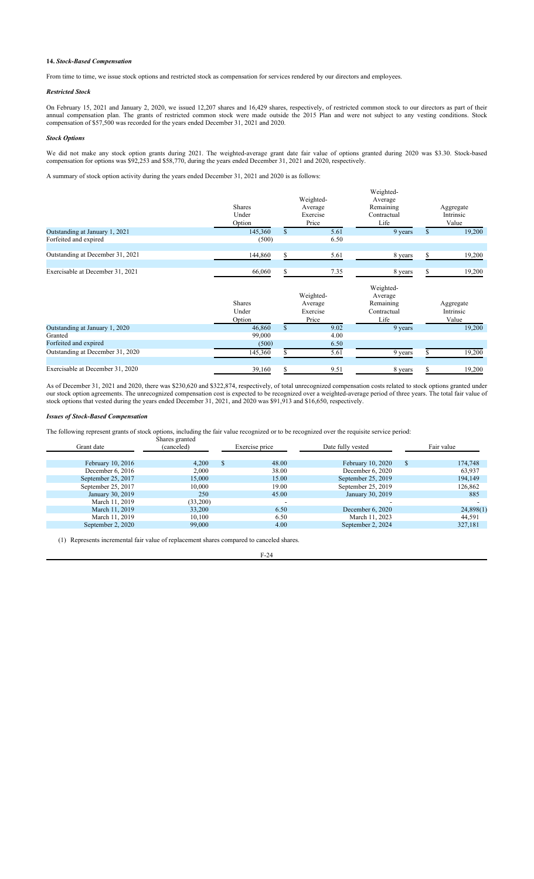**14.** ***Stock-Based Compensation***

From time to time, we issue stock options and restricted stock as compensation for services rendered by our directors and employees.

***Restricted Stock***

On February 15, 2021 and January 2, 2020, we issued 12,207 shares and 16,429 shares, respectively, of restricted common stock to our directors as part of their annual compensation plan. The grants of restricted common stock were made outside the 2015 Plan and were not subject to any vesting conditions. Stock compensation of $57,500 was recorded for the years ended December 31, 2021 and 2020.

***Stock Options***

We did not make any stock option grants during 2021. The weighted-average grant date fair value of options granted during 2020 was $3.30. Stock-based compensation for options was $92,253 and $58,770, during the years ended December 31, 2021 and 2020, respectively.

A summary of stock option activity during the years ended December 31, 2021 and 2020 is as follows:

| | Shares Under Option | Weighted-Average Exercise Price | Weighted-Average Remaining Contractual Life | Aggregate Intrinsic Value |
|---|---|---|---|---|
| Outstanding at January 1, 2021 | 145,360 | $ 5.61 | 9 years | $ 19,200 |
| Forfeited and expired | (500) | 6.50 | | |
| Outstanding at December 31, 2021 | 144,860 | $ 5.61 | 8 years | $ 19,200 |
| Exercisable at December 31, 2021 | 66,060 | $ 7.35 | 8 years | $ 19,200 |

| | Shares Under Option | Weighted-Average Exercise Price | Weighted-Average Remaining Contractual Life | Aggregate Intrinsic Value |
|---|---|---|---|---|
| Outstanding at January 1, 2020 | 46,860 | $ 9.02 | 9 years | 19,200 |
| Granted | 99,000 | 4.00 | | |
| Forfeited and expired | (500) | 6.50 | | |
| Outstanding at December 31, 2020 | 145,360 | $ 5.61 | 9 years | $ 19,200 |
| Exercisable at December 31, 2020 | 39,160 | $ 9.51 | 8 years | $ 19,200 |

As of December 31, 2021 and 2020, there was $230,620 and $322,874, respectively, of total unrecognized compensation costs related to stock options granted under our stock option agreements. The unrecognized compensation cost is expected to be recognized over a weighted-average period of three years. The total fair value of stock options that vested during the years ended December 31, 2021, and 2020 was $91,913 and $16,650, respectively.

***Issues of Stock-Based Compensation***

The following represent grants of stock options, including the fair value recognized or to be recognized over the requisite service period:

| Grant date | Shares granted (canceled) | Exercise price | Date fully vested | Fair value |
|---|---|---|---|---|
| February 10, 2016 | 4,200 | $ 48.00 | February 10, 2020 | $ 174,748 |
| December 6, 2016 | 2,000 | 38.00 | December 6, 2020 | 63,937 |
| September 25, 2017 | 15,000 | 15.00 | September 25, 2019 | 194,149 |
| September 25, 2017 | 10,000 | 19.00 | September 25, 2019 | 126,862 |
| January 30, 2019 | 250 | 45.00 | January 30, 2019 | 885 |
| March 11, 2019 | (33,200) | - | - | - |
| March 11, 2019 | 33,200 | 6.50 | December 6, 2020 | 24,898(1) |
| March 11, 2019 | 10,100 | 6.50 | March 11, 2023 | 44,591 |
| September 2, 2020 | 99,000 | 4.00 | September 2, 2024 | 327,181 |

(1) Represents incremental fair value of replacement shares compared to canceled shares.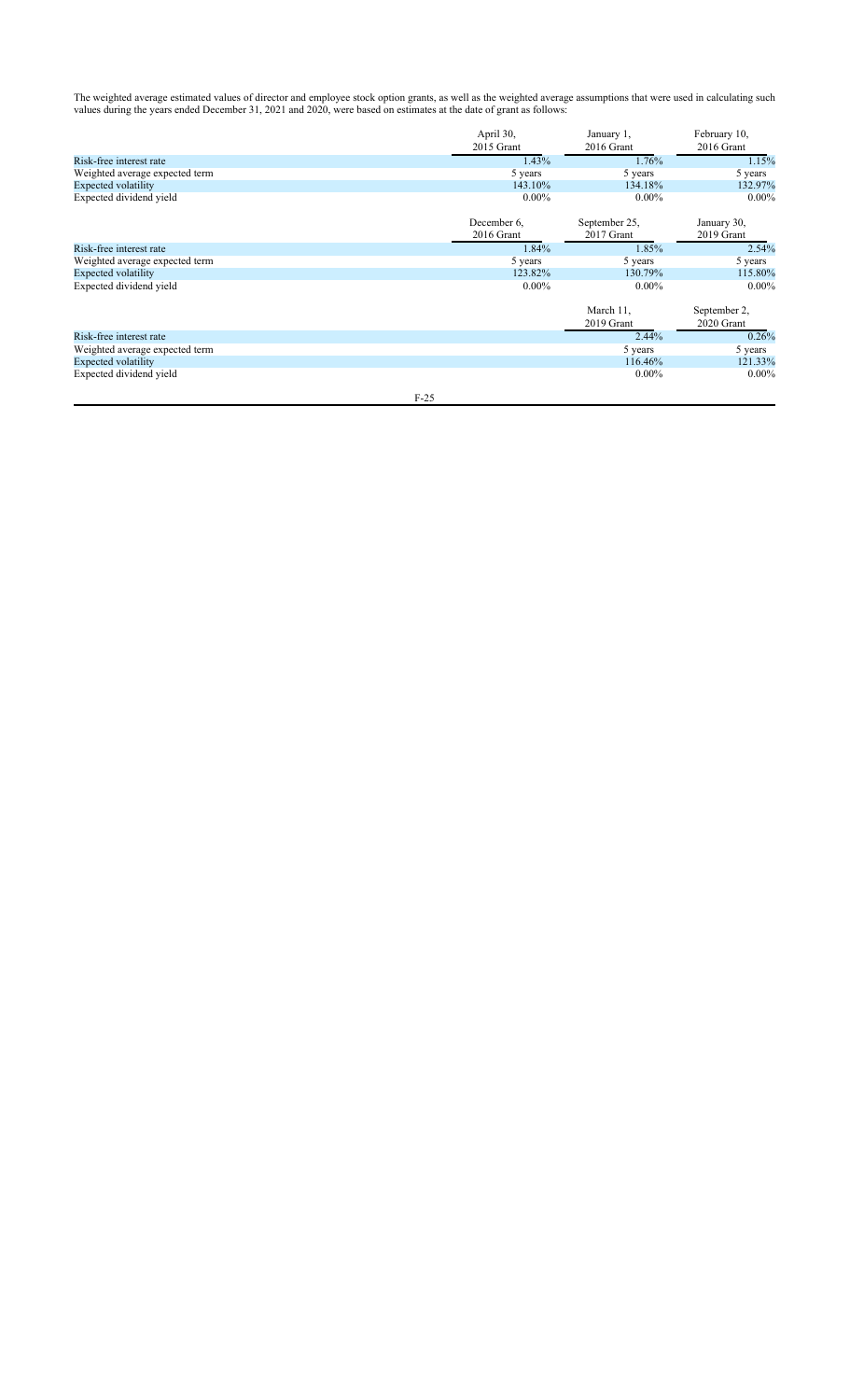The weighted average estimated values of director and employee stock option grants, as well as the weighted average assumptions that were used in calculating such values during the years ended December 31, 2021 and 2020, were based on estimates at the date of grant as follows:

| | April 30, 2015 Grant | January 1, 2016 Grant | February 10, 2016 Grant |
|---|---|---|---|
| Risk-free interest rate | 1.43% | 1.76% | 1.15% |
| Weighted average expected term | 5 years | 5 years | 5 years |
| Expected volatility | 143.10% | 134.18% | 132.97% |
| Expected dividend yield | 0.00% | 0.00% | 0.00% |

| | December 6, 2016 Grant | September 25, 2017 Grant | January 30, 2019 Grant |
|---|---|---|---|
| Risk-free interest rate | 1.84% | 1.85% | 2.54% |
| Weighted average expected term | 5 years | 5 years | 5 years |
| Expected volatility | 123.82% | 130.79% | 115.80% |
| Expected dividend yield | 0.00% | 0.00% | 0.00% |

| | March 11, 2019 Grant | September 2, 2020 Grant |
|---|---|---|
| Risk-free interest rate | 2.44% | 0.26% |
| Weighted average expected term | 5 years | 5 years |
| Expected volatility | 116.46% | 121.33% |
| Expected dividend yield | 0.00% | 0.00% |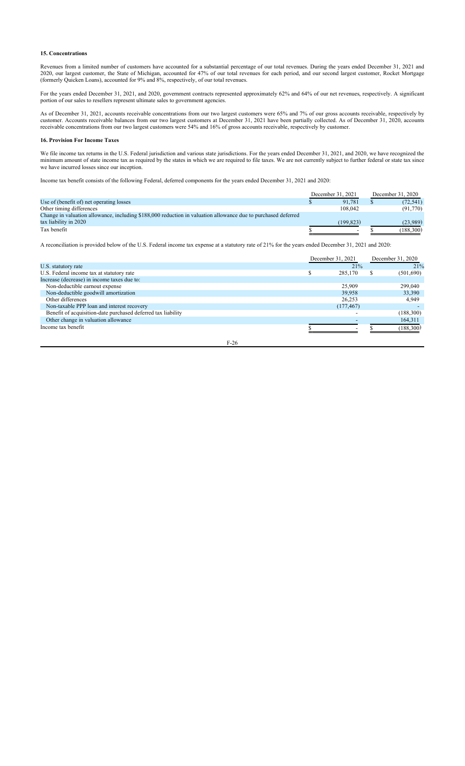### 15. Concentrations

Revenues from a limited number of customers have accounted for a substantial percentage of our total revenues. During the years ended December 31, 2021 and 2020, our largest customer, the State of Michigan, accounted for 47% of our total revenues for each period, and our second largest customer, Rocket Mortgage (formerly Quicken Loans), accounted for 9% and 8%, respectively, of our total revenues.

For the years ended December 31, 2021, and 2020, government contracts represented approximately 62% and 64% of our net revenues, respectively. A significant portion of our sales to resellers represent ultimate sales to government agencies.

As of December 31, 2021, accounts receivable concentrations from our two largest customers were 65% and 7% of our gross accounts receivable, respectively by customer. Accounts receivable balances from our two largest customers at December 31, 2021 have been partially collected. As of December 31, 2020, accounts receivable concentrations from our two largest customers were 54% and 16% of gross accounts receivable, respectively by customer.

### 16. Provision For Income Taxes

We file income tax returns in the U.S. Federal jurisdiction and various state jurisdictions. For the years ended December 31, 2021, and 2020, we have recognized the minimum amount of state income tax as required by the states in which we are required to file taxes. We are not currently subject to further federal or state tax since we have incurred losses since our inception.

Income tax benefit consists of the following Federal, deferred components for the years ended December 31, 2021 and 2020:

| | December 31, 2021 | December 31, 2020 |
|---|---|---|
| Use of (benefit of) net operating losses | $ 91,781 | $ (72,541) |
| Other timing differences | 108,042 | (91,770) |
| Change in valuation allowance, including $188,000 reduction in valuation allowance due to purchased deferred tax liability in 2020 | (199,823) | (23,989) |
| Tax benefit | $ - | $ (188,300) |

A reconciliation is provided below of the U.S. Federal income tax expense at a statutory rate of 21% for the years ended December 31, 2021 and 2020:

| | December 31, 2021 | December 31, 2020 |
|---|---|---|
| U.S. statutory rate | 21% | 21% |
| U.S. Federal income tax at statutory rate | $ 285,170 | $ (501,690) |
| Increase (decrease) in income taxes due to: | | |
| Non-deductible earnout expense | 25,909 | 299,040 |
| Non-deductible goodwill amortization | 39,958 | 33,390 |
| Other differences | 26,253 | 4,949 |
| Non-taxable PPP loan and interest recovery | (177,467) | - |
| Benefit of acquisition-date purchased deferred tax liability | - | (188,300) |
| Other change in valuation allowance | - | 164,311 |
| Income tax benefit | $ - | $ (188,300) |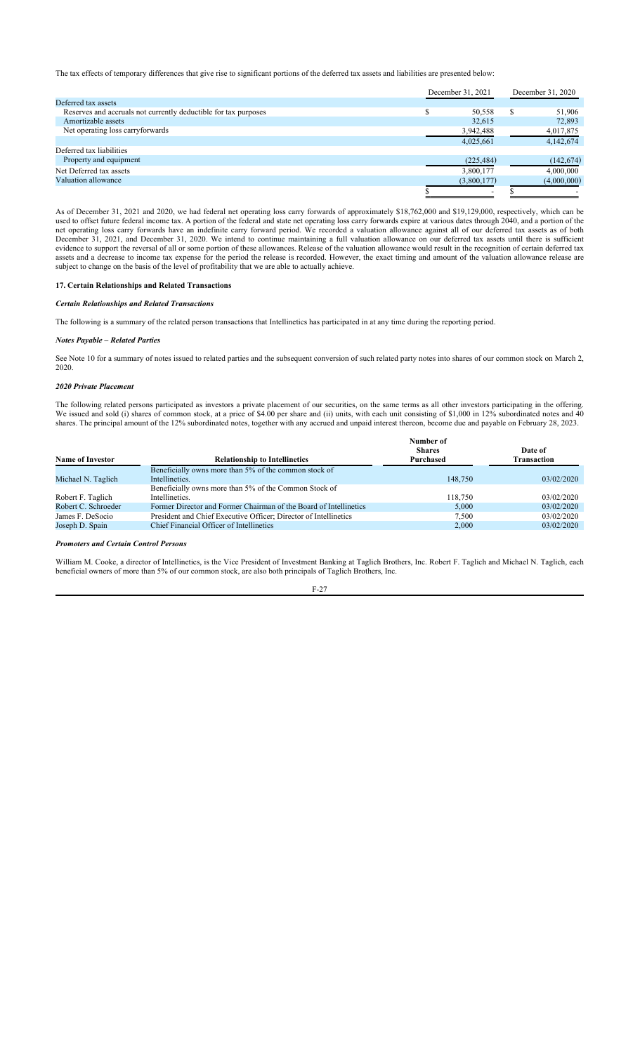The tax effects of temporary differences that give rise to significant portions of the deferred tax assets and liabilities are presented below:

| | December 31, 2021 | December 31, 2020 |
|---|---|---|
| Deferred tax assets | | |
| Reserves and accruals not currently deductible for tax purposes | $ 50,558 | $ 51,906 |
| Amortizable assets | 32,615 | 72,893 |
| Net operating loss carryforwards | 3,942,488 | 4,017,875 |
| | 4,025,661 | 4,142,674 |
| Deferred tax liabilities | | |
| Property and equipment | (225,484) | (142,674) |
| Net Deferred tax assets | 3,800,177 | 4,000,000 |
| Valuation allowance | (3,800,177) | (4,000,000) |
| | $ - | $ - |

As of December 31, 2021 and 2020, we had federal net operating loss carry forwards of approximately $18,762,000 and $19,129,000, respectively, which can be used to offset future federal income tax. A portion of the federal and state net operating loss carry forwards expire at various dates through 2040, and a portion of the net operating loss carry forwards have an indefinite carry forward period. We recorded a valuation allowance against all of our deferred tax assets as of both December 31, 2021, and December 31, 2020. We intend to continue maintaining a full valuation allowance on our deferred tax assets until there is sufficient evidence to support the reversal of all or some portion of these allowances. Release of the valuation allowance would result in the recognition of certain deferred tax assets and a decrease to income tax expense for the period the release is recorded. However, the exact timing and amount of the valuation allowance release are subject to change on the basis of the level of profitability that we are able to actually achieve.

### 17. Certain Relationships and Related Transactions

***Certain Relationships and Related Transactions***

The following is a summary of the related person transactions that Intellinetics has participated in at any time during the reporting period.

***Notes Payable – Related Parties***

See Note 10 for a summary of notes issued to related parties and the subsequent conversion of such related party notes into shares of our common stock on March 2, 2020.

***2020 Private Placement***

The following related persons participated as investors a private placement of our securities, on the same terms as all other investors participating in the offering. We issued and sold (i) shares of common stock, at a price of $4.00 per share and (ii) units, with each unit consisting of $1,000 in 12% subordinated notes and 40 shares. The principal amount of the 12% subordinated notes, together with any accrued and unpaid interest thereon, become due and payable on February 28, 2023.

| Name of Investor | Relationship to Intellinetics | Number of Shares Purchased | Date of Transaction |
|---|---|---|---|
| Michael N. Taglich | Beneficially owns more than 5% of the common stock of Intellinetics. | 148,750 | 03/02/2020 |
| Robert F. Taglich | Beneficially owns more than 5% of the Common Stock of Intellinetics. | 118,750 | 03/02/2020 |
| Robert C. Schroeder | Former Director and Former Chairman of the Board of Intellinetics | 5,000 | 03/02/2020 |
| James F. DeSocio | President and Chief Executive Officer; Director of Intellinetics | 7,500 | 03/02/2020 |
| Joseph D. Spain | Chief Financial Officer of Intellinetics | 2,000 | 03/02/2020 |

***Promoters and Certain Control Persons***

William M. Cooke, a director of Intellinetics, is the Vice President of Investment Banking at Taglich Brothers, Inc. Robert F. Taglich and Michael N. Taglich, each beneficial owners of more than 5% of our common stock, are also both principals of Taglich Brothers, Inc.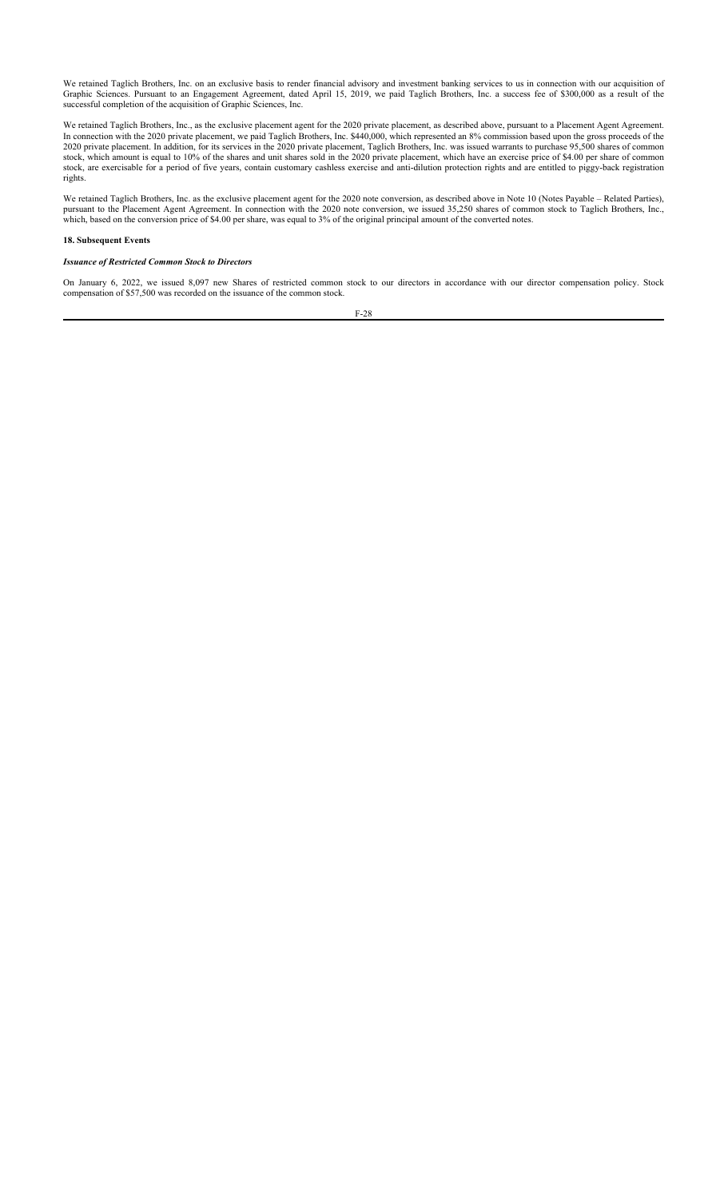We retained Taglich Brothers, Inc. on an exclusive basis to render financial advisory and investment banking services to us in connection with our acquisition of Graphic Sciences. Pursuant to an Engagement Agreement, dated April 15, 2019, we paid Taglich Brothers, Inc. a success fee of $300,000 as a result of the successful completion of the acquisition of Graphic Sciences, Inc.

We retained Taglich Brothers, Inc., as the exclusive placement agent for the 2020 private placement, as described above, pursuant to a Placement Agent Agreement. In connection with the 2020 private placement, we paid Taglich Brothers, Inc. $440,000, which represented an 8% commission based upon the gross proceeds of the 2020 private placement. In addition, for its services in the 2020 private placement, Taglich Brothers, Inc. was issued warrants to purchase 95,500 shares of common stock, which amount is equal to 10% of the shares and unit shares sold in the 2020 private placement, which have an exercise price of $4.00 per share of common stock, are exercisable for a period of five years, contain customary cashless exercise and anti-dilution protection rights and are entitled to piggy-back registration rights.

We retained Taglich Brothers, Inc. as the exclusive placement agent for the 2020 note conversion, as described above in Note 10 (Notes Payable – Related Parties), pursuant to the Placement Agent Agreement. In connection with the 2020 note conversion, we issued 35,250 shares of common stock to Taglich Brothers, Inc., which, based on the conversion price of $4.00 per share, was equal to 3% of the original principal amount of the converted notes.

**18. Subsequent Events**

***Issuance of Restricted Common Stock to Directors***

On January 6, 2022, we issued 8,097 new Shares of restricted common stock to our directors in accordance with our director compensation policy. Stock compensation of $57,500 was recorded on the issuance of the common stock.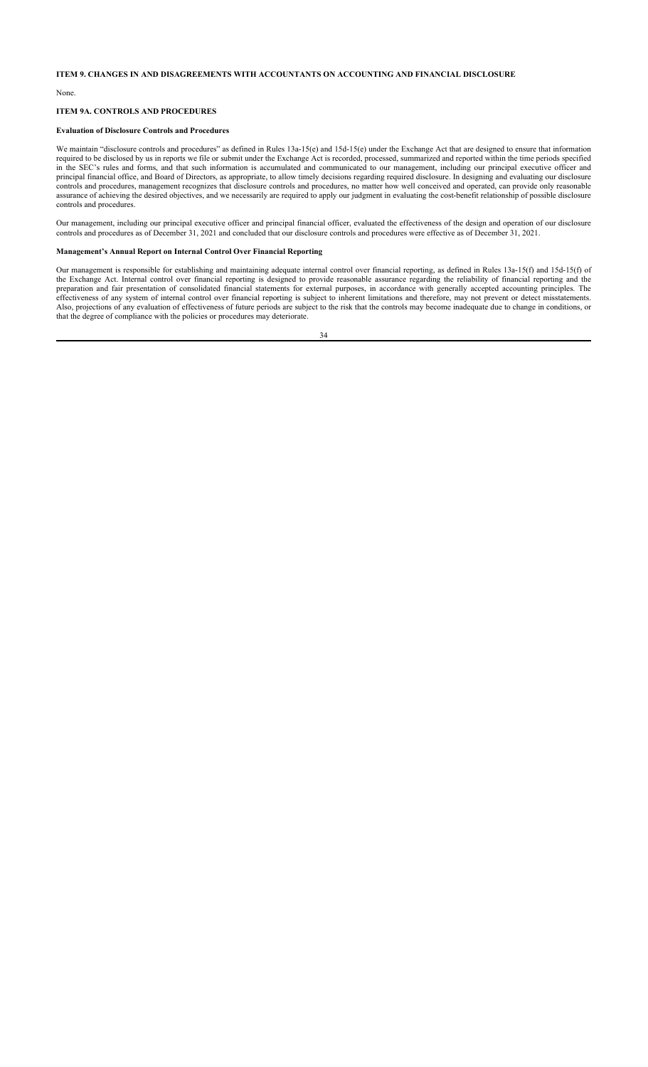## ITEM 9. CHANGES IN AND DISAGREEMENTS WITH ACCOUNTANTS ON ACCOUNTING AND FINANCIAL DISCLOSURE

None.

## ITEM 9A. CONTROLS AND PROCEDURES

### Evaluation of Disclosure Controls and Procedures

We maintain "disclosure controls and procedures" as defined in Rules 13a-15(e) and 15d-15(e) under the Exchange Act that are designed to ensure that information required to be disclosed by us in reports we file or submit under the Exchange Act is recorded, processed, summarized and reported within the time periods specified in the SEC's rules and forms, and that such information is accumulated and communicated to our management, including our principal executive officer and principal financial office, and Board of Directors, as appropriate, to allow timely decisions regarding required disclosure. In designing and evaluating our disclosure controls and procedures, management recognizes that disclosure controls and procedures, no matter how well conceived and operated, can provide only reasonable assurance of achieving the desired objectives, and we necessarily are required to apply our judgment in evaluating the cost-benefit relationship of possible disclosure controls and procedures.

Our management, including our principal executive officer and principal financial officer, evaluated the effectiveness of the design and operation of our disclosure controls and procedures as of December 31, 2021 and concluded that our disclosure controls and procedures were effective as of December 31, 2021.

### Management's Annual Report on Internal Control Over Financial Reporting

Our management is responsible for establishing and maintaining adequate internal control over financial reporting, as defined in Rules 13a-15(f) and 15d-15(f) of the Exchange Act. Internal control over financial reporting is designed to provide reasonable assurance regarding the reliability of financial reporting and the preparation and fair presentation of consolidated financial statements for external purposes, in accordance with generally accepted accounting principles. The effectiveness of any system of internal control over financial reporting is subject to inherent limitations and therefore, may not prevent or detect misstatements. Also, projections of any evaluation of effectiveness of future periods are subject to the risk that the controls may become inadequate due to change in conditions, or that the degree of compliance with the policies or procedures may deteriorate.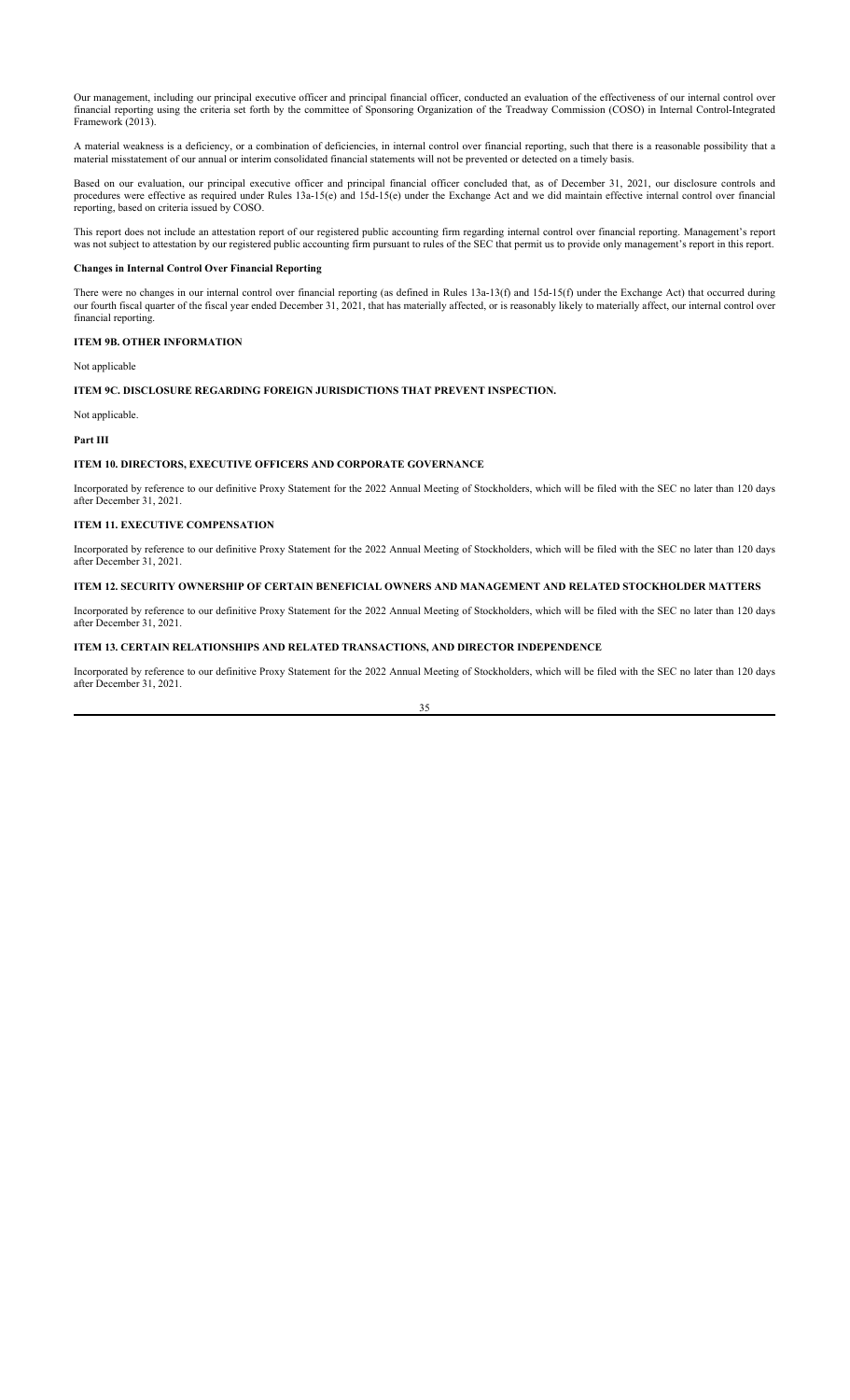Our management, including our principal executive officer and principal financial officer, conducted an evaluation of the effectiveness of our internal control over financial reporting using the criteria set forth by the committee of Sponsoring Organization of the Treadway Commission (COSO) in Internal Control-Integrated Framework (2013).

A material weakness is a deficiency, or a combination of deficiencies, in internal control over financial reporting, such that there is a reasonable possibility that a material misstatement of our annual or interim consolidated financial statements will not be prevented or detected on a timely basis.

Based on our evaluation, our principal executive officer and principal financial officer concluded that, as of December 31, 2021, our disclosure controls and procedures were effective as required under Rules 13a-15(e) and 15d-15(e) under the Exchange Act and we did maintain effective internal control over financial reporting, based on criteria issued by COSO.

This report does not include an attestation report of our registered public accounting firm regarding internal control over financial reporting. Management's report was not subject to attestation by our registered public accounting firm pursuant to rules of the SEC that permit us to provide only management's report in this report.

**Changes in Internal Control Over Financial Reporting**

There were no changes in our internal control over financial reporting (as defined in Rules 13a-13(f) and 15d-15(f) under the Exchange Act) that occurred during our fourth fiscal quarter of the fiscal year ended December 31, 2021, that has materially affected, or is reasonably likely to materially affect, our internal control over financial reporting.

## ITEM 9B. OTHER INFORMATION

Not applicable

## ITEM 9C. DISCLOSURE REGARDING FOREIGN JURISDICTIONS THAT PREVENT INSPECTION.

Not applicable.

# Part III

## ITEM 10. DIRECTORS, EXECUTIVE OFFICERS AND CORPORATE GOVERNANCE

Incorporated by reference to our definitive Proxy Statement for the 2022 Annual Meeting of Stockholders, which will be filed with the SEC no later than 120 days after December 31, 2021.

## ITEM 11. EXECUTIVE COMPENSATION

Incorporated by reference to our definitive Proxy Statement for the 2022 Annual Meeting of Stockholders, which will be filed with the SEC no later than 120 days after December 31, 2021.

## ITEM 12. SECURITY OWNERSHIP OF CERTAIN BENEFICIAL OWNERS AND MANAGEMENT AND RELATED STOCKHOLDER MATTERS

Incorporated by reference to our definitive Proxy Statement for the 2022 Annual Meeting of Stockholders, which will be filed with the SEC no later than 120 days after December 31, 2021.

## ITEM 13. CERTAIN RELATIONSHIPS AND RELATED TRANSACTIONS, AND DIRECTOR INDEPENDENCE

Incorporated by reference to our definitive Proxy Statement for the 2022 Annual Meeting of Stockholders, which will be filed with the SEC no later than 120 days after December 31, 2021.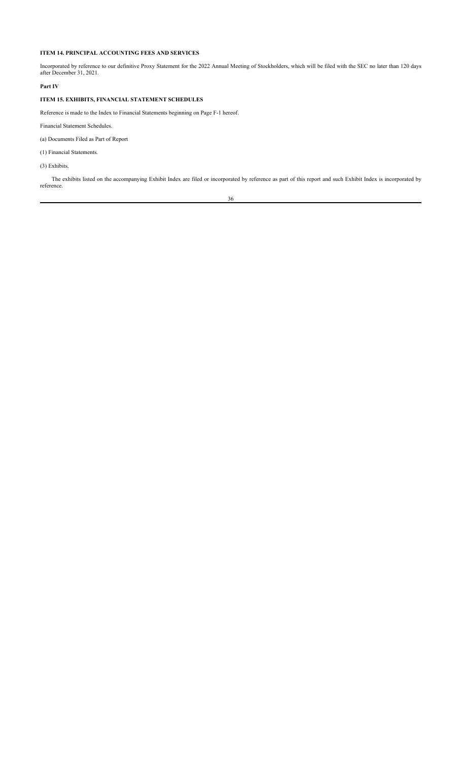**ITEM 14. PRINCIPAL ACCOUNTING FEES AND SERVICES**

Incorporated by reference to our definitive Proxy Statement for the 2022 Annual Meeting of Stockholders, which will be filed with the SEC no later than 120 days after December 31, 2021.

**Part IV**

**ITEM 15. EXHIBITS, FINANCIAL STATEMENT SCHEDULES**

Reference is made to the Index to Financial Statements beginning on Page F-1 hereof.

Financial Statement Schedules.

(a) Documents Filed as Part of Report

(1) Financial Statements.

(3) Exhibits.

The exhibits listed on the accompanying Exhibit Index are filed or incorporated by reference as part of this report and such Exhibit Index is incorporated by reference.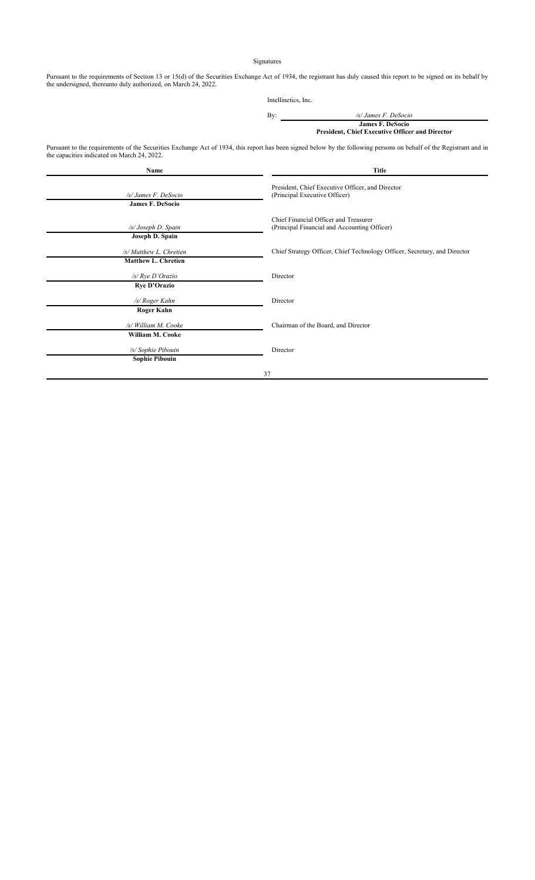Signatures

Pursuant to the requirements of Section 13 or 15(d) of the Securities Exchange Act of 1934, the registrant has duly caused this report to be signed on its behalf by the undersigned, thereunto duly authorized, on March 24, 2022.

Intellinetics, Inc.

By: */s/ James F. DeSocio*
**James F. DeSocio**
**President, Chief Executive Officer and Director**

Pursuant to the requirements of the Securities Exchange Act of 1934, this report has been signed below by the following persons on behalf of the Registrant and in the capacities indicated on March 24, 2022.

| Name | Title |
|---|---|
| */s/ James F. DeSocio*<br>**James F. DeSocio** | President, Chief Executive Officer, and Director<br>(Principal Executive Officer) |
| */s/ Joseph D. Spain*<br>**Joseph D. Spain** | Chief Financial Officer and Treasurer<br>(Principal Financial and Accounting Officer) |
| */s/ Matthew L. Chretien*<br>**Matthew L. Chretien** | Chief Strategy Officer, Chief Technology Officer, Secretary, and Director |
| */s/ Rye D'Orazio*<br>**Rye D'Orazio** | Director |
| */s/ Roger Kahn*<br>**Roger Kahn** | Director |
| */s/ William M. Cooke*<br>**William M. Cooke** | Chairman of the Board, and Director |
| */s/ Sophie Pibouin*<br>**Sophie Pibouin** | Director |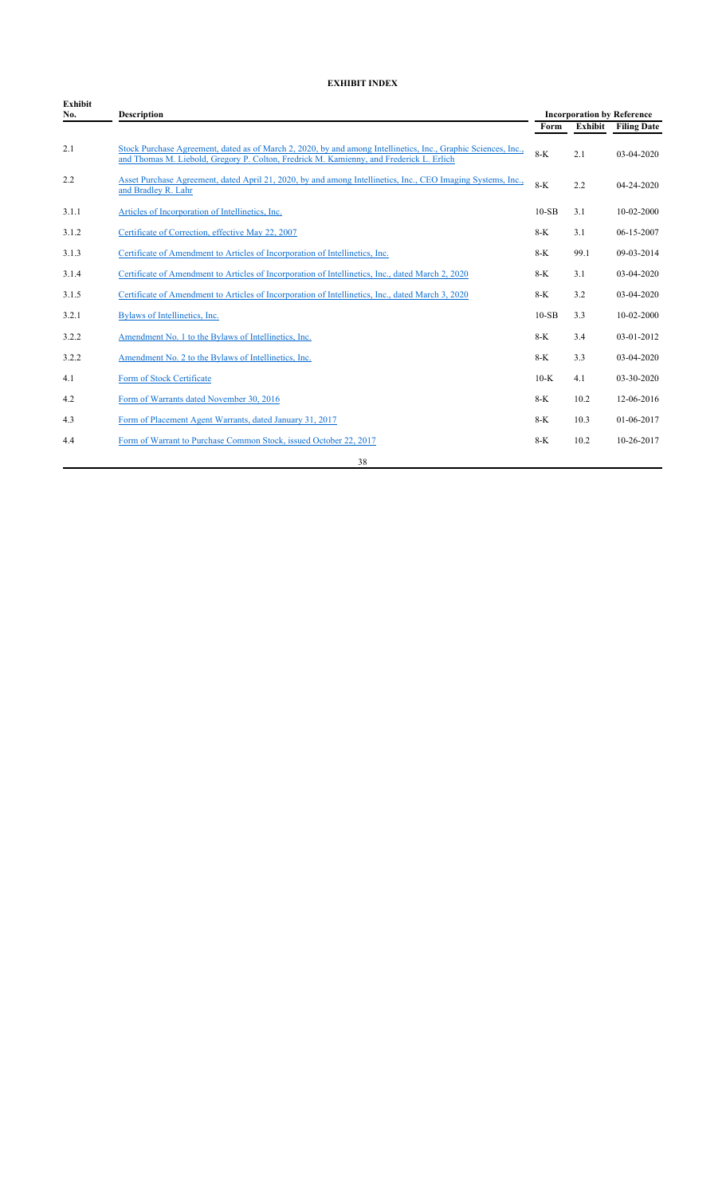**EXHIBIT INDEX**

| Exhibit No. | Description | Incorporation by Reference | | |
|---|---|---|---|---|
| | | Form | Exhibit | Filing Date |
| 2.1 | Stock Purchase Agreement, dated as of March 2, 2020, by and among Intellinetics, Inc., Graphic Sciences, Inc., and Thomas M. Liebold, Gregory P. Colton, Fredrick M. Kamienny, and Frederick L. Erlich | 8-K | 2.1 | 03-04-2020 |
| 2.2 | Asset Purchase Agreement, dated April 21, 2020, by and among Intellinetics, Inc., CEO Imaging Systems, Inc., and Bradley R. Lahr | 8-K | 2.2 | 04-24-2020 |
| 3.1.1 | Articles of Incorporation of Intellinetics, Inc. | 10-SB | 3.1 | 10-02-2000 |
| 3.1.2 | Certificate of Correction, effective May 22, 2007 | 8-K | 3.1 | 06-15-2007 |
| 3.1.3 | Certificate of Amendment to Articles of Incorporation of Intellinetics, Inc. | 8-K | 99.1 | 09-03-2014 |
| 3.1.4 | Certificate of Amendment to Articles of Incorporation of Intellinetics, Inc., dated March 2, 2020 | 8-K | 3.1 | 03-04-2020 |
| 3.1.5 | Certificate of Amendment to Articles of Incorporation of Intellinetics, Inc., dated March 3, 2020 | 8-K | 3.2 | 03-04-2020 |
| 3.2.1 | Bylaws of Intellinetics, Inc. | 10-SB | 3.3 | 10-02-2000 |
| 3.2.2 | Amendment No. 1 to the Bylaws of Intellinetics, Inc. | 8-K | 3.4 | 03-01-2012 |
| 3.2.2 | Amendment No. 2 to the Bylaws of Intellinetics, Inc. | 8-K | 3.3 | 03-04-2020 |
| 4.1 | Form of Stock Certificate | 10-K | 4.1 | 03-30-2020 |
| 4.2 | Form of Warrants dated November 30, 2016 | 8-K | 10.2 | 12-06-2016 |
| 4.3 | Form of Placement Agent Warrants, dated January 31, 2017 | 8-K | 10.3 | 01-06-2017 |
| 4.4 | Form of Warrant to Purchase Common Stock, issued October 22, 2017 | 8-K | 10.2 | 10-26-2017 |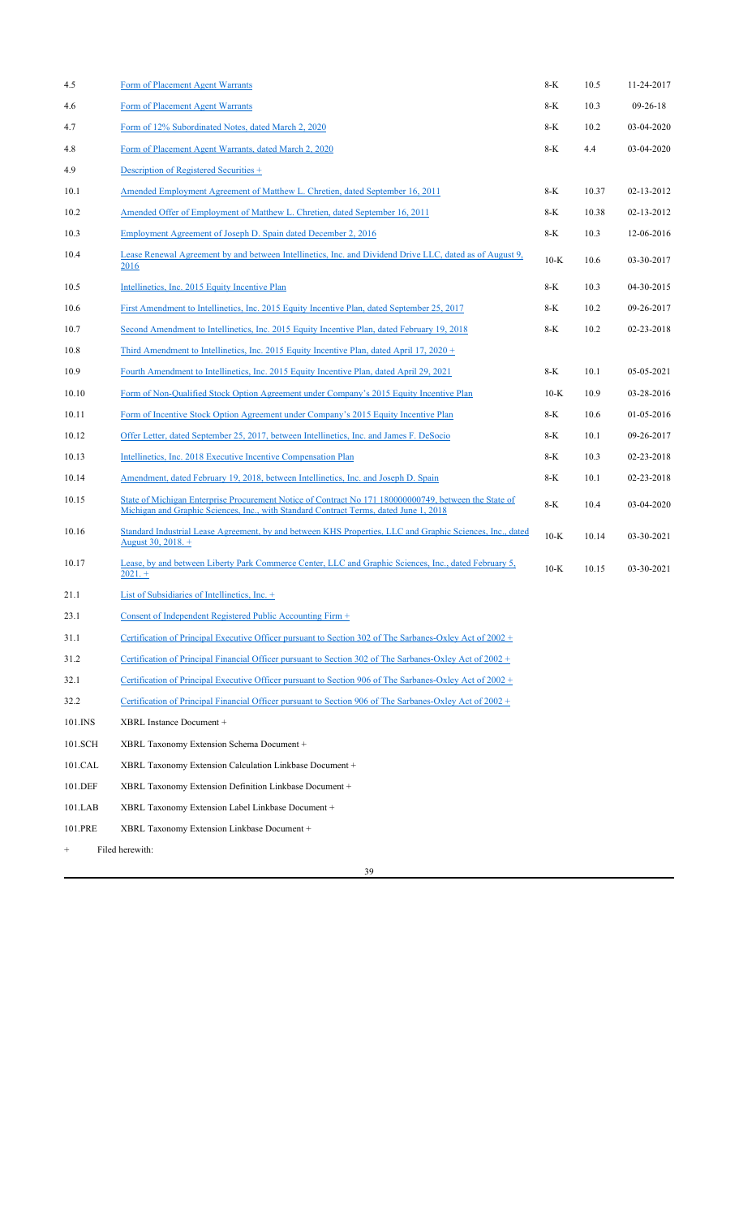| | | | | |
|---|---|---|---|---|
| 4.5 | Form of Placement Agent Warrants | 8-K | 10.5 | 11-24-2017 |
| 4.6 | Form of Placement Agent Warrants | 8-K | 10.3 | 09-26-18 |
| 4.7 | Form of 12% Subordinated Notes, dated March 2, 2020 | 8-K | 10.2 | 03-04-2020 |
| 4.8 | Form of Placement Agent Warrants, dated March 2, 2020 | 8-K | 4.4 | 03-04-2020 |
| 4.9 | Description of Registered Securities + | | | |
| 10.1 | Amended Employment Agreement of Matthew L. Chretien, dated September 16, 2011 | 8-K | 10.37 | 02-13-2012 |
| 10.2 | Amended Offer of Employment of Matthew L. Chretien, dated September 16, 2011 | 8-K | 10.38 | 02-13-2012 |
| 10.3 | Employment Agreement of Joseph D. Spain dated December 2, 2016 | 8-K | 10.3 | 12-06-2016 |
| 10.4 | Lease Renewal Agreement by and between Intellinetics, Inc. and Dividend Drive LLC, dated as of August 9, 2016 | 10-K | 10.6 | 03-30-2017 |
| 10.5 | Intellinetics, Inc. 2015 Equity Incentive Plan | 8-K | 10.3 | 04-30-2015 |
| 10.6 | First Amendment to Intellinetics, Inc. 2015 Equity Incentive Plan, dated September 25, 2017 | 8-K | 10.2 | 09-26-2017 |
| 10.7 | Second Amendment to Intellinetics, Inc. 2015 Equity Incentive Plan, dated February 19, 2018 | 8-K | 10.2 | 02-23-2018 |
| 10.8 | Third Amendment to Intellinetics, Inc. 2015 Equity Incentive Plan, dated April 17, 2020 + | | | |
| 10.9 | Fourth Amendment to Intellinetics, Inc. 2015 Equity Incentive Plan, dated April 29, 2021 | 8-K | 10.1 | 05-05-2021 |
| 10.10 | Form of Non-Qualified Stock Option Agreement under Company's 2015 Equity Incentive Plan | 10-K | 10.9 | 03-28-2016 |
| 10.11 | Form of Incentive Stock Option Agreement under Company's 2015 Equity Incentive Plan | 8-K | 10.6 | 01-05-2016 |
| 10.12 | Offer Letter, dated September 25, 2017, between Intellinetics, Inc. and James F. DeSocio | 8-K | 10.1 | 09-26-2017 |
| 10.13 | Intellinetics, Inc. 2018 Executive Incentive Compensation Plan | 8-K | 10.3 | 02-23-2018 |
| 10.14 | Amendment, dated February 19, 2018, between Intellinetics, Inc. and Joseph D. Spain | 8-K | 10.1 | 02-23-2018 |
| 10.15 | State of Michigan Enterprise Procurement Notice of Contract No 171 180000000749, between the State of Michigan and Graphic Sciences, Inc., with Standard Contract Terms, dated June 1, 2018 | 8-K | 10.4 | 03-04-2020 |
| 10.16 | Standard Industrial Lease Agreement, by and between KHS Properties, LLC and Graphic Sciences, Inc., dated August 30, 2018. + | 10-K | 10.14 | 03-30-2021 |
| 10.17 | Lease, by and between Liberty Park Commerce Center, LLC and Graphic Sciences, Inc., dated February 5, 2021. + | 10-K | 10.15 | 03-30-2021 |
| 21.1 | List of Subsidiaries of Intellinetics, Inc. + | | | |
| 23.1 | Consent of Independent Registered Public Accounting Firm + | | | |
| 31.1 | Certification of Principal Executive Officer pursuant to Section 302 of The Sarbanes-Oxley Act of 2002 + | | | |
| 31.2 | Certification of Principal Financial Officer pursuant to Section 302 of The Sarbanes-Oxley Act of 2002 + | | | |
| 32.1 | Certification of Principal Executive Officer pursuant to Section 906 of The Sarbanes-Oxley Act of 2002 + | | | |
| 32.2 | Certification of Principal Financial Officer pursuant to Section 906 of The Sarbanes-Oxley Act of 2002 + | | | |
| 101.INS | XBRL Instance Document + | | | |
| 101.SCH | XBRL Taxonomy Extension Schema Document + | | | |
| 101.CAL | XBRL Taxonomy Extension Calculation Linkbase Document + | | | |
| 101.DEF | XBRL Taxonomy Extension Definition Linkbase Document + | | | |
| 101.LAB | XBRL Taxonomy Extension Label Linkbase Document + | | | |
| 101.PRE | XBRL Taxonomy Extension Linkbase Document + | | | |

+ Filed herewith: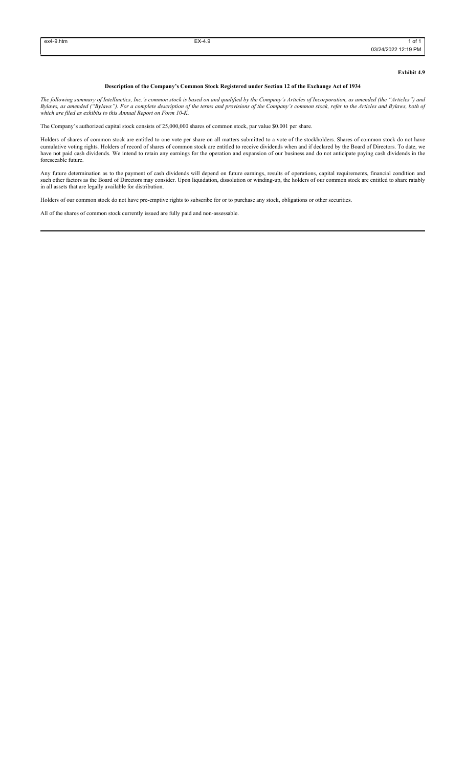**Exhibit 4.9**

**Description of the Company's Common Stock Registered under Section 12 of the Exchange Act of 1934**

*The following summary of Intellinetics, Inc.'s common stock is based on and qualified by the Company's Articles of Incorporation, as amended (the "Articles") and Bylaws, as amended ("Bylaws"). For a complete description of the terms and provisions of the Company's common stock, refer to the Articles and Bylaws, both of which are filed as exhibits to this Annual Report on Form 10-K.*

The Company's authorized capital stock consists of 25,000,000 shares of common stock, par value $0.001 per share.

Holders of shares of common stock are entitled to one vote per share on all matters submitted to a vote of the stockholders. Shares of common stock do not have cumulative voting rights. Holders of record of shares of common stock are entitled to receive dividends when and if declared by the Board of Directors. To date, we have not paid cash dividends. We intend to retain any earnings for the operation and expansion of our business and do not anticipate paying cash dividends in the foreseeable future.

Any future determination as to the payment of cash dividends will depend on future earnings, results of operations, capital requirements, financial condition and such other factors as the Board of Directors may consider. Upon liquidation, dissolution or winding-up, the holders of our common stock are entitled to share ratably in all assets that are legally available for distribution.

Holders of our common stock do not have pre-emptive rights to subscribe for or to purchase any stock, obligations or other securities.

All of the shares of common stock currently issued are fully paid and non-assessable.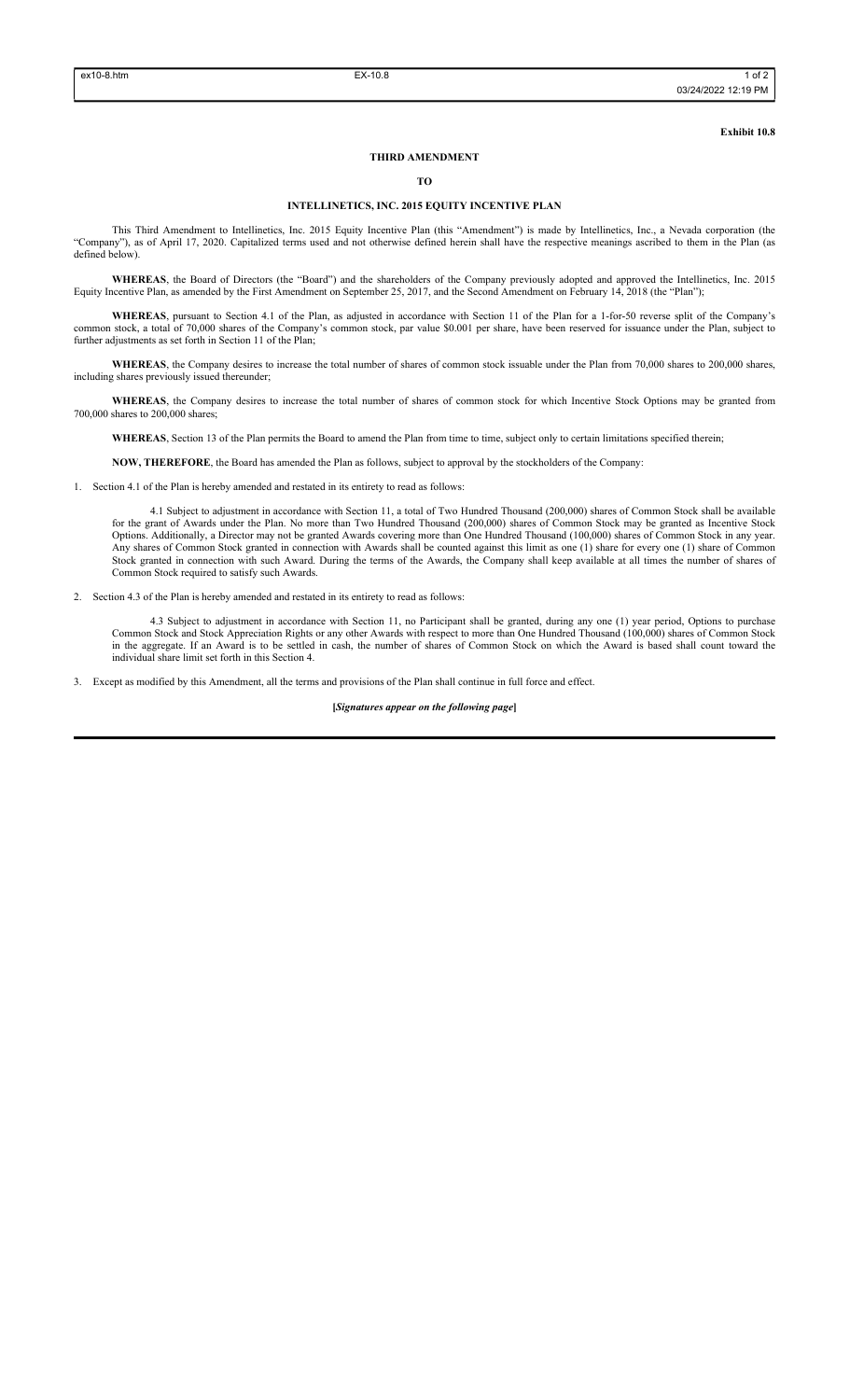**Exhibit 10.8**

**THIRD AMENDMENT**

**TO**

**INTELLINETICS, INC. 2015 EQUITY INCENTIVE PLAN**

This Third Amendment to Intellinetics, Inc. 2015 Equity Incentive Plan (this "Amendment") is made by Intellinetics, Inc., a Nevada corporation (the "Company"), as of April 17, 2020. Capitalized terms used and not otherwise defined herein shall have the respective meanings ascribed to them in the Plan (as defined below).

**WHEREAS**, the Board of Directors (the "Board") and the shareholders of the Company previously adopted and approved the Intellinetics, Inc. 2015 Equity Incentive Plan, as amended by the First Amendment on September 25, 2017, and the Second Amendment on February 14, 2018 (the "Plan");

**WHEREAS**, pursuant to Section 4.1 of the Plan, as adjusted in accordance with Section 11 of the Plan for a 1-for-50 reverse split of the Company's common stock, a total of 70,000 shares of the Company's common stock, par value $0.001 per share, have been reserved for issuance under the Plan, subject to further adjustments as set forth in Section 11 of the Plan;

**WHEREAS**, the Company desires to increase the total number of shares of common stock issuable under the Plan from 70,000 shares to 200,000 shares, including shares previously issued thereunder;

**WHEREAS**, the Company desires to increase the total number of shares of common stock for which Incentive Stock Options may be granted from 700,000 shares to 200,000 shares;

**WHEREAS**, Section 13 of the Plan permits the Board to amend the Plan from time to time, subject only to certain limitations specified therein;

**NOW, THEREFORE**, the Board has amended the Plan as follows, subject to approval by the stockholders of the Company:

1. Section 4.1 of the Plan is hereby amended and restated in its entirety to read as follows:

   4.1 Subject to adjustment in accordance with Section 11, a total of Two Hundred Thousand (200,000) shares of Common Stock shall be available for the grant of Awards under the Plan. No more than Two Hundred Thousand (200,000) shares of Common Stock may be granted as Incentive Stock Options. Additionally, a Director may not be granted Awards covering more than One Hundred Thousand (100,000) shares of Common Stock in any year. Any shares of Common Stock granted in connection with Awards shall be counted against this limit as one (1) share for every one (1) share of Common Stock granted in connection with such Award. During the terms of the Awards, the Company shall keep available at all times the number of shares of Common Stock required to satisfy such Awards.

2. Section 4.3 of the Plan is hereby amended and restated in its entirety to read as follows:

   4.3 Subject to adjustment in accordance with Section 11, no Participant shall be granted, during any one (1) year period, Options to purchase Common Stock and Stock Appreciation Rights or any other Awards with respect to more than One Hundred Thousand (100,000) shares of Common Stock in the aggregate. If an Award is to be settled in cash, the number of shares of Common Stock on which the Award is based shall count toward the individual share limit set forth in this Section 4.

3. Except as modified by this Amendment, all the terms and provisions of the Plan shall continue in full force and effect.

**[*Signatures appear on the following page*]**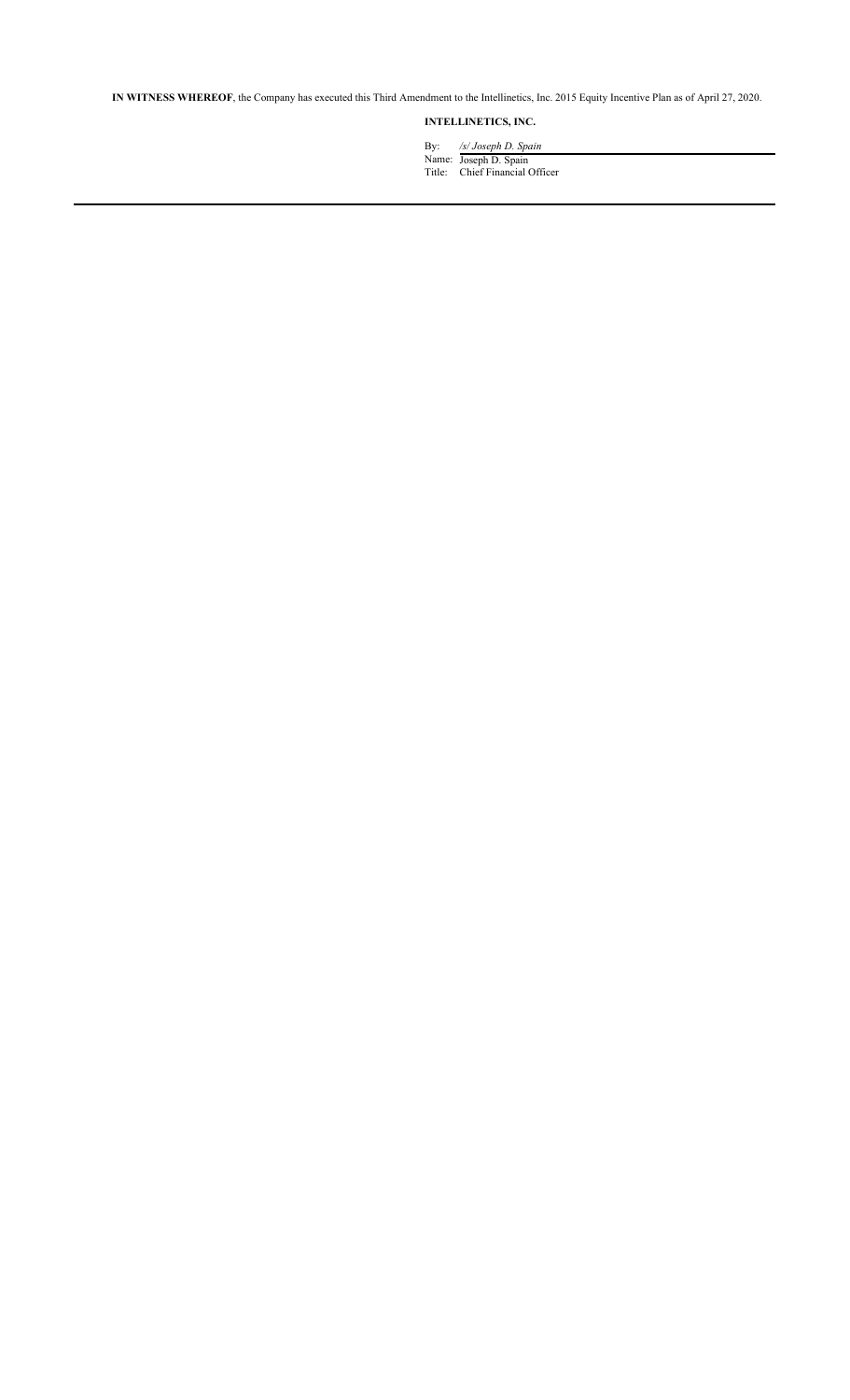**IN WITNESS WHEREOF**, the Company has executed this Third Amendment to the Intellinetics, Inc. 2015 Equity Incentive Plan as of April 27, 2020.

**INTELLINETICS, INC.**

By: */s/ Joseph D. Spain*

Name: Joseph D. Spain

Title: Chief Financial Officer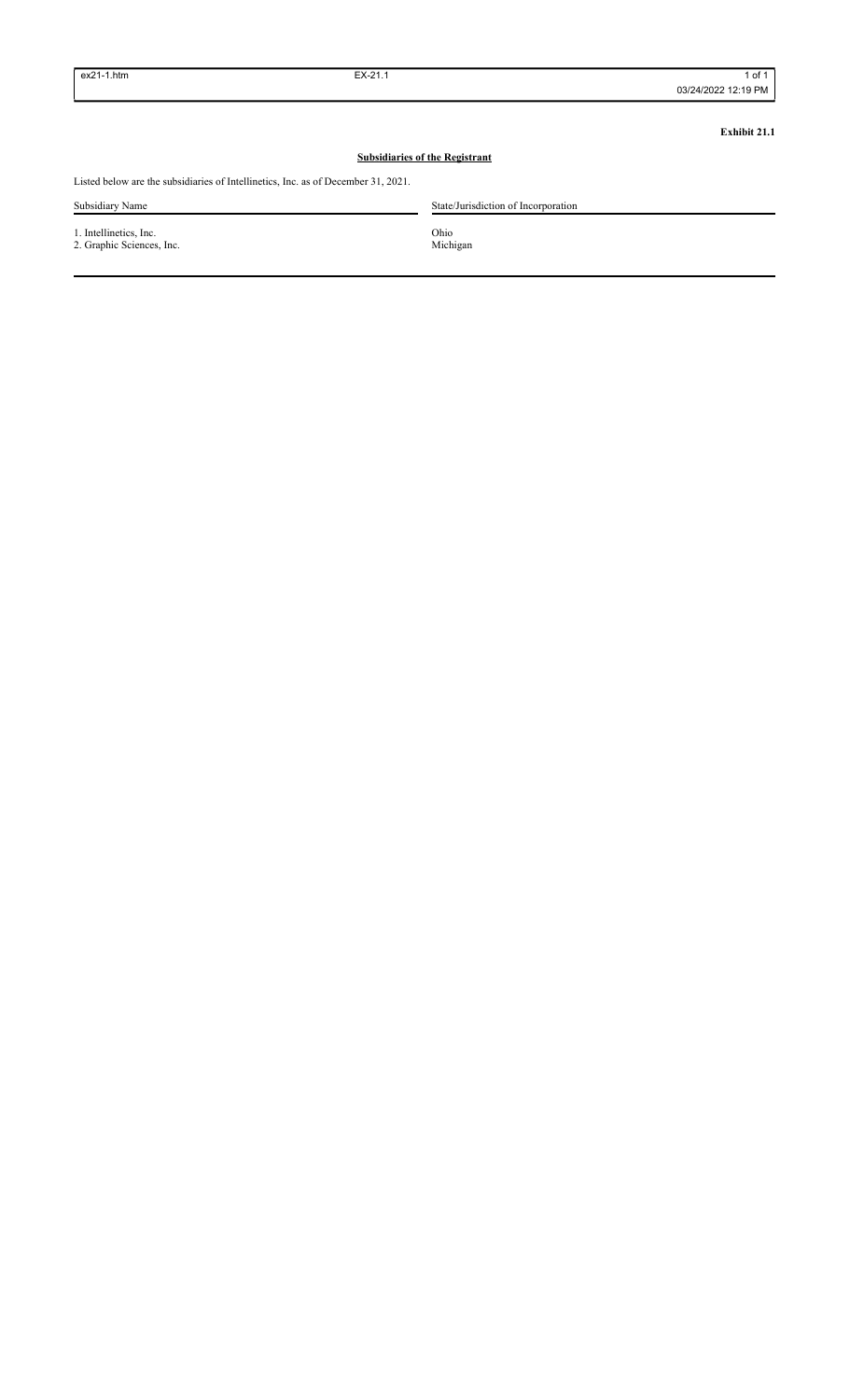**Exhibit 21.1**

**Subsidiaries of the Registrant**

Listed below are the subsidiaries of Intellinetics, Inc. as of December 31, 2021.

| Subsidiary Name | State/Jurisdiction of Incorporation |
| --- | --- |
| 1. Intellinetics, Inc. | Ohio |
| 2. Graphic Sciences, Inc. | Michigan |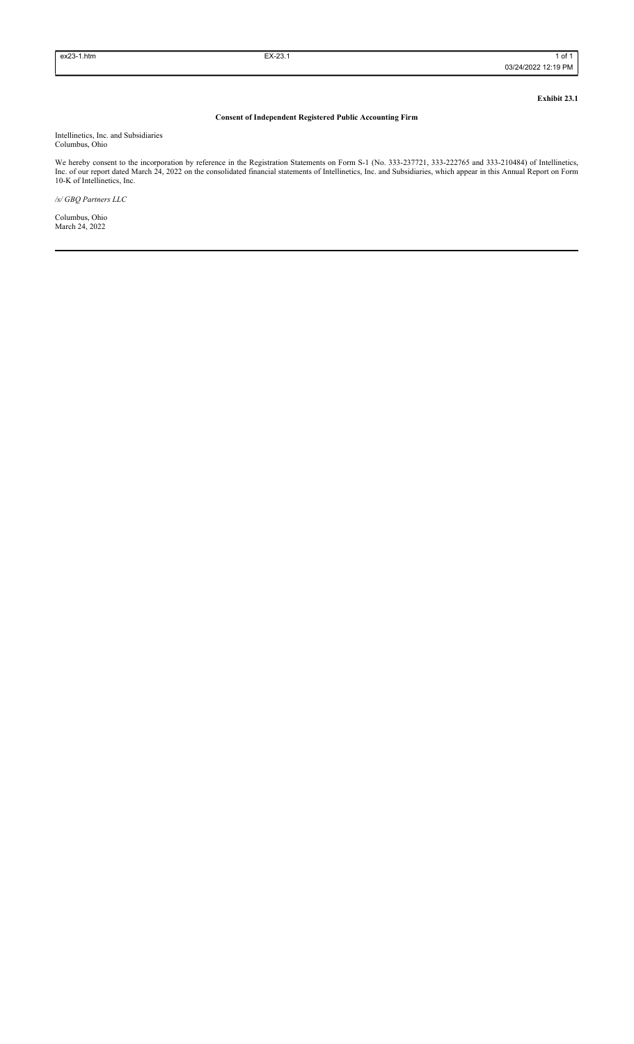**Exhibit 23.1**

**Consent of Independent Registered Public Accounting Firm**

Intellinetics, Inc. and Subsidiaries
Columbus, Ohio

We hereby consent to the incorporation by reference in the Registration Statements on Form S-1 (No. 333-237721, 333-222765 and 333-210484) of Intellinetics, Inc. of our report dated March 24, 2022 on the consolidated financial statements of Intellinetics, Inc. and Subsidiaries, which appear in this Annual Report on Form 10-K of Intellinetics, Inc.

*/s/ GBQ Partners LLC*

Columbus, Ohio
March 24, 2022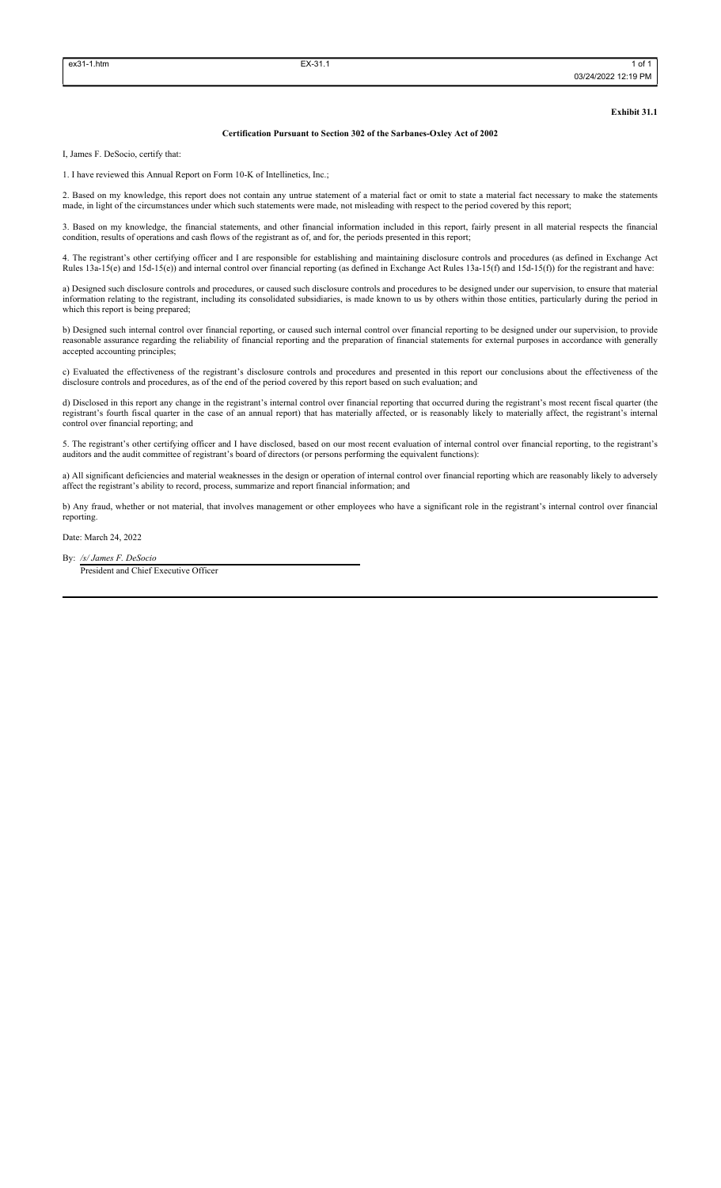**Exhibit 31.1**

**Certification Pursuant to Section 302 of the Sarbanes-Oxley Act of 2002**

I, James F. DeSocio, certify that:

1. I have reviewed this Annual Report on Form 10-K of Intellinetics, Inc.;

2. Based on my knowledge, this report does not contain any untrue statement of a material fact or omit to state a material fact necessary to make the statements made, in light of the circumstances under which such statements were made, not misleading with respect to the period covered by this report;

3. Based on my knowledge, the financial statements, and other financial information included in this report, fairly present in all material respects the financial condition, results of operations and cash flows of the registrant as of, and for, the periods presented in this report;

4. The registrant's other certifying officer and I are responsible for establishing and maintaining disclosure controls and procedures (as defined in Exchange Act Rules 13a-15(e) and 15d-15(e)) and internal control over financial reporting (as defined in Exchange Act Rules 13a-15(f) and 15d-15(f)) for the registrant and have:

a) Designed such disclosure controls and procedures, or caused such disclosure controls and procedures to be designed under our supervision, to ensure that material information relating to the registrant, including its consolidated subsidiaries, is made known to us by others within those entities, particularly during the period in which this report is being prepared;

b) Designed such internal control over financial reporting, or caused such internal control over financial reporting to be designed under our supervision, to provide reasonable assurance regarding the reliability of financial reporting and the preparation of financial statements for external purposes in accordance with generally accepted accounting principles;

c) Evaluated the effectiveness of the registrant's disclosure controls and procedures and presented in this report our conclusions about the effectiveness of the disclosure controls and procedures, as of the end of the period covered by this report based on such evaluation; and

d) Disclosed in this report any change in the registrant's internal control over financial reporting that occurred during the registrant's most recent fiscal quarter (the registrant's fourth fiscal quarter in the case of an annual report) that has materially affected, or is reasonably likely to materially affect, the registrant's internal control over financial reporting; and

5. The registrant's other certifying officer and I have disclosed, based on our most recent evaluation of internal control over financial reporting, to the registrant's auditors and the audit committee of registrant's board of directors (or persons performing the equivalent functions):

a) All significant deficiencies and material weaknesses in the design or operation of internal control over financial reporting which are reasonably likely to adversely affect the registrant's ability to record, process, summarize and report financial information; and

b) Any fraud, whether or not material, that involves management or other employees who have a significant role in the registrant's internal control over financial reporting.

Date: March 24, 2022

By: */s/ James F. DeSocio*
President and Chief Executive Officer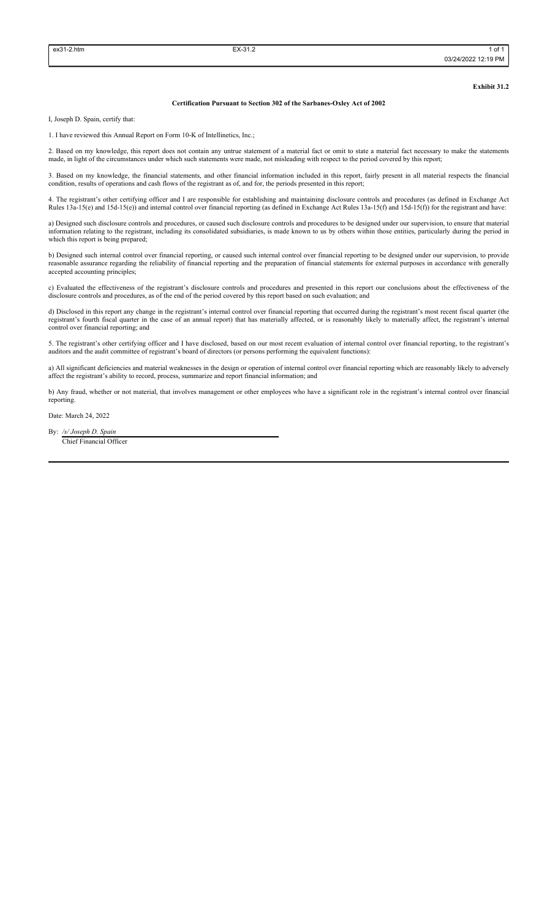**Exhibit 31.2**

**Certification Pursuant to Section 302 of the Sarbanes-Oxley Act of 2002**

I, Joseph D. Spain, certify that:

1. I have reviewed this Annual Report on Form 10-K of Intellinetics, Inc.;

2. Based on my knowledge, this report does not contain any untrue statement of a material fact or omit to state a material fact necessary to make the statements made, in light of the circumstances under which such statements were made, not misleading with respect to the period covered by this report;

3. Based on my knowledge, the financial statements, and other financial information included in this report, fairly present in all material respects the financial condition, results of operations and cash flows of the registrant as of, and for, the periods presented in this report;

4. The registrant's other certifying officer and I are responsible for establishing and maintaining disclosure controls and procedures (as defined in Exchange Act Rules 13a-15(e) and 15d-15(e)) and internal control over financial reporting (as defined in Exchange Act Rules 13a-15(f) and 15d-15(f)) for the registrant and have:

a) Designed such disclosure controls and procedures, or caused such disclosure controls and procedures to be designed under our supervision, to ensure that material information relating to the registrant, including its consolidated subsidiaries, is made known to us by others within those entities, particularly during the period in which this report is being prepared;

b) Designed such internal control over financial reporting, or caused such internal control over financial reporting to be designed under our supervision, to provide reasonable assurance regarding the reliability of financial reporting and the preparation of financial statements for external purposes in accordance with generally accepted accounting principles;

c) Evaluated the effectiveness of the registrant's disclosure controls and procedures and presented in this report our conclusions about the effectiveness of the disclosure controls and procedures, as of the end of the period covered by this report based on such evaluation; and

d) Disclosed in this report any change in the registrant's internal control over financial reporting that occurred during the registrant's most recent fiscal quarter (the registrant's fourth fiscal quarter in the case of an annual report) that has materially affected, or is reasonably likely to materially affect, the registrant's internal control over financial reporting; and

5. The registrant's other certifying officer and I have disclosed, based on our most recent evaluation of internal control over financial reporting, to the registrant's auditors and the audit committee of registrant's board of directors (or persons performing the equivalent functions):

a) All significant deficiencies and material weaknesses in the design or operation of internal control over financial reporting which are reasonably likely to adversely affect the registrant's ability to record, process, summarize and report financial information; and

b) Any fraud, whether or not material, that involves management or other employees who have a significant role in the registrant's internal control over financial reporting.

Date: March 24, 2022

By: */s/ Joseph D. Spain*
Chief Financial Officer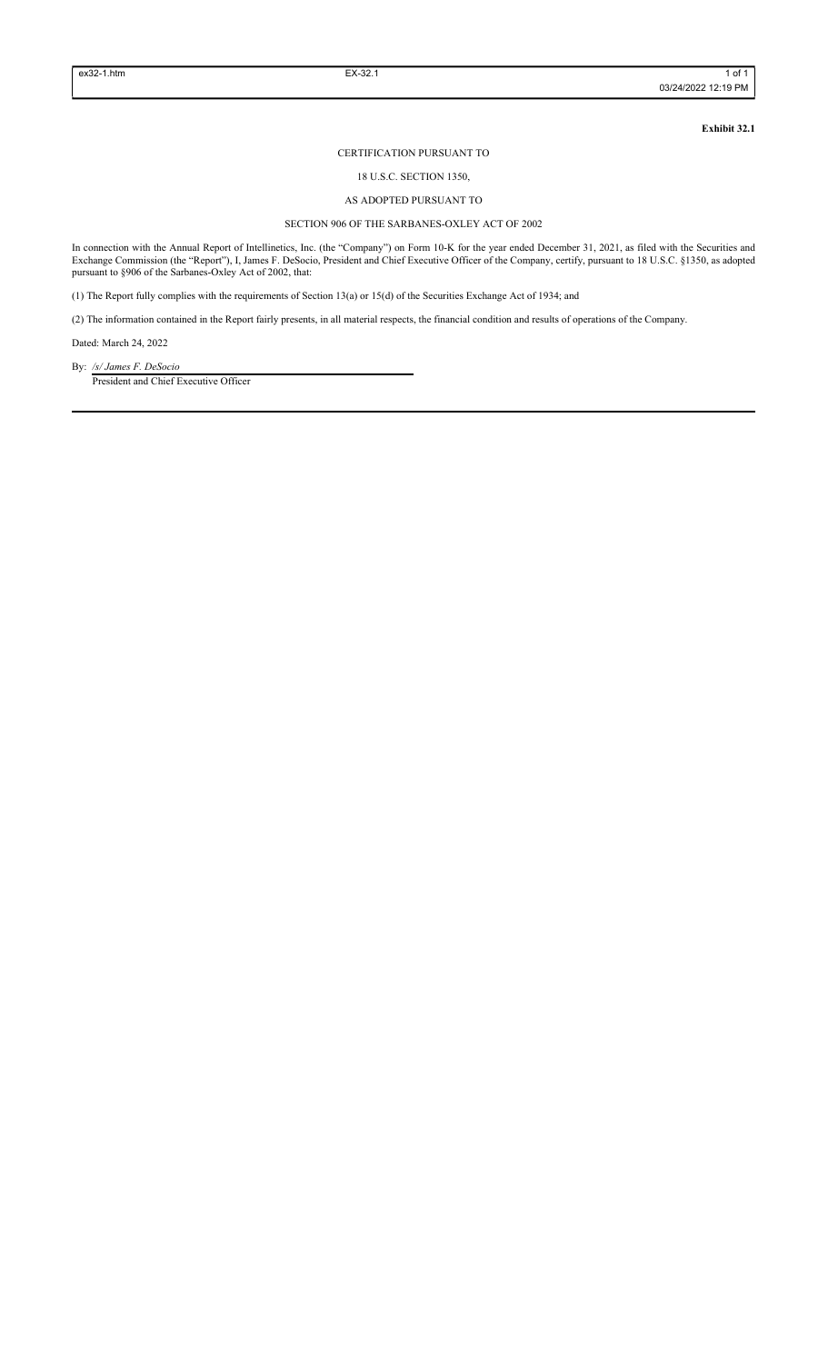**Exhibit 32.1**

CERTIFICATION PURSUANT TO

18 U.S.C. SECTION 1350,

AS ADOPTED PURSUANT TO

SECTION 906 OF THE SARBANES-OXLEY ACT OF 2002

In connection with the Annual Report of Intellinetics, Inc. (the "Company") on Form 10-K for the year ended December 31, 2021, as filed with the Securities and Exchange Commission (the "Report"), I, James F. DeSocio, President and Chief Executive Officer of the Company, certify, pursuant to 18 U.S.C. §1350, as adopted pursuant to §906 of the Sarbanes-Oxley Act of 2002, that:

(1) The Report fully complies with the requirements of Section 13(a) or 15(d) of the Securities Exchange Act of 1934; and

(2) The information contained in the Report fairly presents, in all material respects, the financial condition and results of operations of the Company.

Dated: March 24, 2022

By: */s/ James F. DeSocio*
President and Chief Executive Officer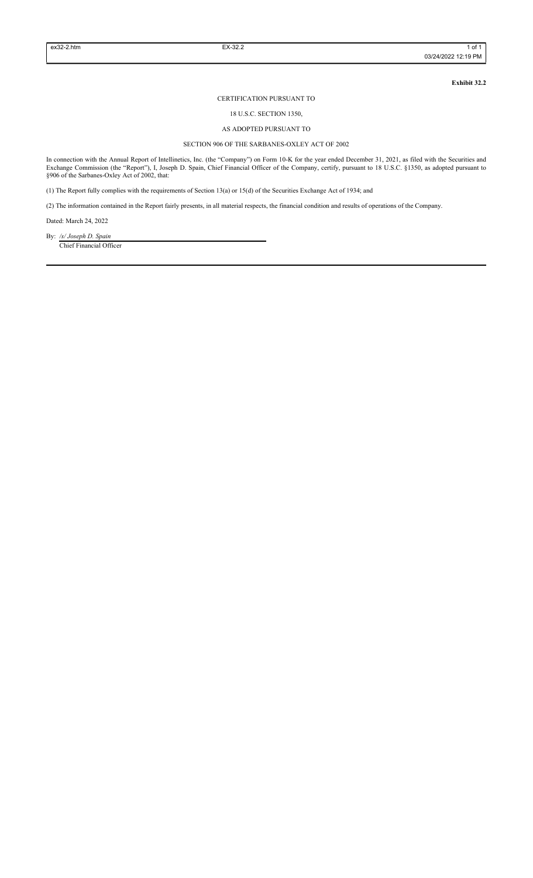**Exhibit 32.2**

CERTIFICATION PURSUANT TO

18 U.S.C. SECTION 1350,

AS ADOPTED PURSUANT TO

SECTION 906 OF THE SARBANES-OXLEY ACT OF 2002

In connection with the Annual Report of Intellinetics, Inc. (the "Company") on Form 10-K for the year ended December 31, 2021, as filed with the Securities and Exchange Commission (the "Report"), I, Joseph D. Spain, Chief Financial Officer of the Company, certify, pursuant to 18 U.S.C. §1350, as adopted pursuant to §906 of the Sarbanes-Oxley Act of 2002, that:

(1) The Report fully complies with the requirements of Section 13(a) or 15(d) of the Securities Exchange Act of 1934; and

(2) The information contained in the Report fairly presents, in all material respects, the financial condition and results of operations of the Company.

Dated: March 24, 2022

By: */s/ Joseph D. Spain*
Chief Financial Officer